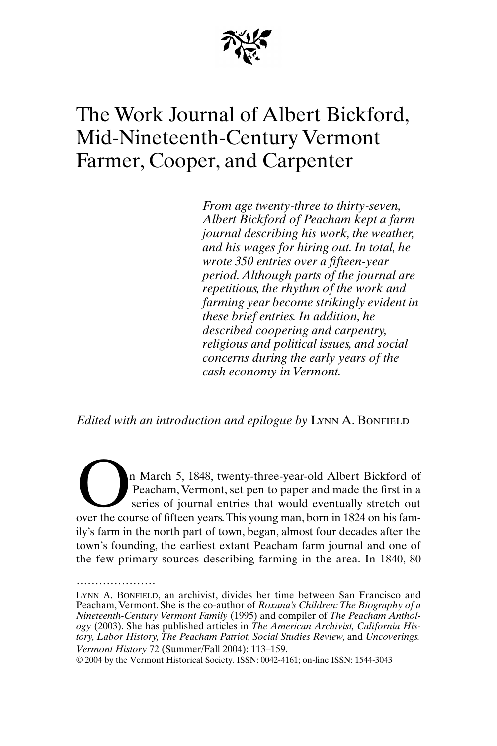# The Work Journal of Albert Bickford, Mid-Nineteenth-Century Vermont Farmer, Cooper, and Carpenter

*From age twenty-three to thirty-seven, Albert Bickford of Peacham kept a farm journal describing his work, the weather, and his wages for hiring out. In total, he wrote 350 entries over a fifteen-year period. Although parts of the journal are repetitious, the rhythm of the work and farming year become strikingly evident in these brief entries. In addition, he described coopering and carpentry, religious and political issues, and social concerns during the early years of the cash economy in Vermont.*

*Edited with an introduction and epilogue by* LYNN A. BONFIELD

On March 5, 1848, twenty-three-year-old Albert Bickford of Peacham, Vermont, set pen to paper and made the first in a series of journal entries that would eventually stretch out over the course of fifteen years. This young man, born in 1824 on his family's farm in the north part of town, began, almost four decades after the town's founding, the earliest extant Peacham farm journal and one of the few primary sources describing farming in the area. In 1840, 80

.....................

LYNN A. BONFIELD, an archivist, divides her time between San Francisco and Peacham, Vermont. She is the co-author of *Roxana's Children: The Biography of a Nineteenth-Century Vermont Family* (1995) and compiler of *The Peacham Anthology* (2003). She has published articles in *The American Archivist, California History, Labor History, The Peacham Patriot, Social Studies Review,* and *Uncoverings.*

*Vermont History* 72 (Summer/Fall 2004): 113–159.

© 2004 by the Vermont Historical Society. ISSN: 0042-4161; on-line ISSN: 1544-3043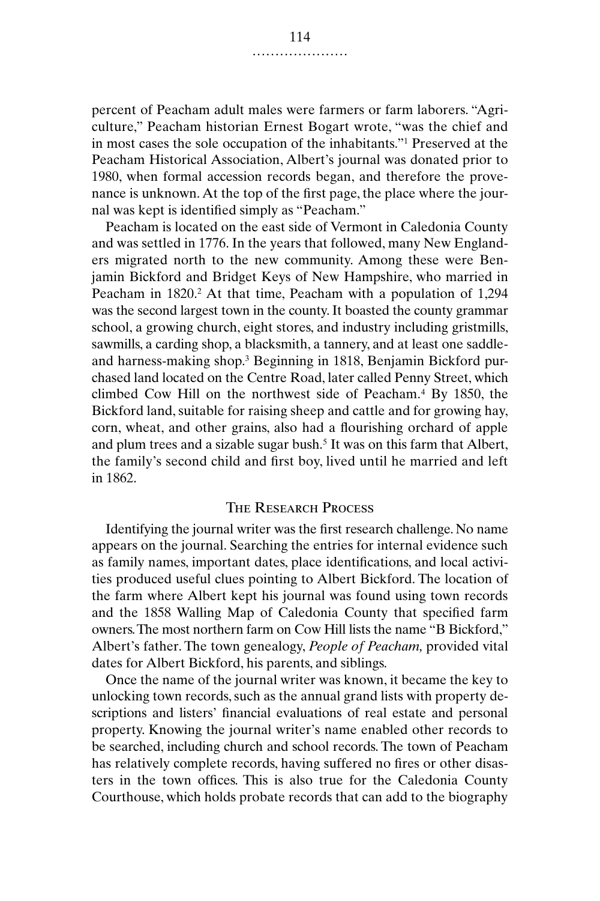percent of Peacham adult males were farmers or farm laborers. "Agriculture," Peacham historian Ernest Bogart wrote, "was the chief and in most cases the sole occupation of the inhabitants."[1] Preserved at the Peacham Historical Association, Albert's journal was donated prior to 1980, when formal accession records began, and therefore the provenance is unknown. At the top of the first page, the place where the journal was kept is identified simply as "Peacham."

Peacham is located on the east side of Vermont in Caledonia County and was settled in 1776. In the years that followed, many New Englanders migrated north to the new community. Among these were Benjamin Bickford and Bridget Keys of New Hampshire, who married in Peacham in 1820.[2] At that time, Peacham with a population of 1,294 was the second largest town in the county. It boasted the county grammar school, a growing church, eight stores, and industry including gristmills, sawmills, a carding shop, a blacksmith, a tannery, and at least one saddle- and harness-making shop.[3] Beginning in 1818, Benjamin Bickford purchased land located on the Centre Road, later called Penny Street, which climbed Cow Hill on the northwest side of Peacham.[4] By 1850, the Bickford land, suitable for raising sheep and cattle and for growing hay, corn, wheat, and other grains, also had a flourishing orchard of apple and plum trees and a sizable sugar bush.[5] It was on this farm that Albert, the family's second child and first boy, lived until he married and left in 1862.

## The Research Process

Identifying the journal writer was the first research challenge. No name appears on the journal. Searching the entries for internal evidence such as family names, important dates, place identifications, and local activities produced useful clues pointing to Albert Bickford. The location of the farm where Albert kept his journal was found using town records and the 1858 Walling Map of Caledonia County that specified farm owners. The most northern farm on Cow Hill lists the name "B Bickford," Albert's father. The town genealogy, *People of Peacham,* provided vital dates for Albert Bickford, his parents, and siblings.

Once the name of the journal writer was known, it became the key to unlocking town records, such as the annual grand lists with property descriptions and listers' financial evaluations of real estate and personal property. Knowing the journal writer's name enabled other records to be searched, including church and school records. The town of Peacham has relatively complete records, having suffered no fires or other disasters in the town offices. This is also true for the Caledonia County Courthouse, which holds probate records that can add to the biography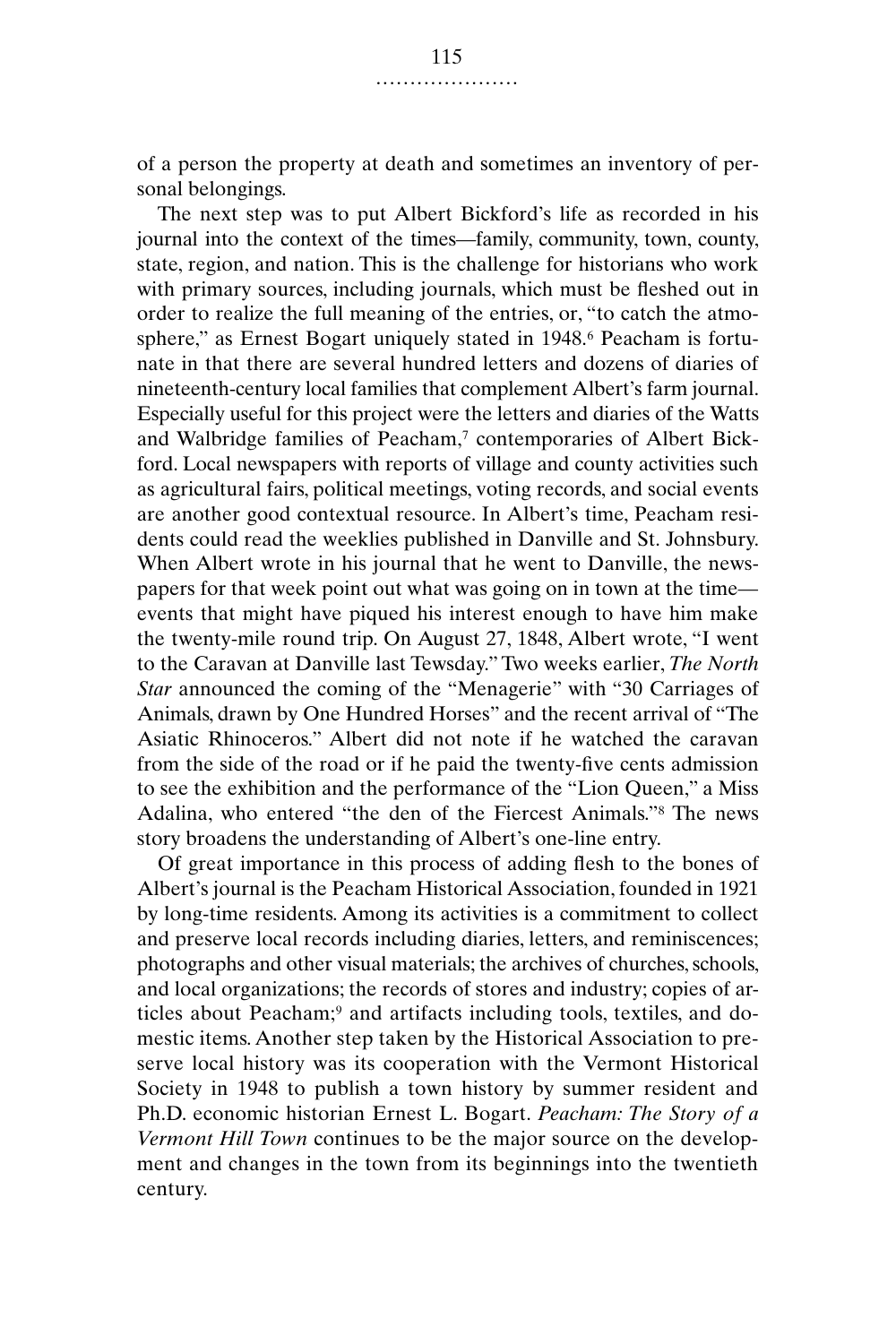of a person the property at death and sometimes an inventory of personal belongings.

The next step was to put Albert Bickford's life as recorded in his journal into the context of the times—family, community, town, county, state, region, and nation. This is the challenge for historians who work with primary sources, including journals, which must be fleshed out in order to realize the full meaning of the entries, or, "to catch the atmosphere," as Ernest Bogart uniquely stated in 1948.[6] Peacham is fortunate in that there are several hundred letters and dozens of diaries of nineteenth-century local families that complement Albert's farm journal. Especially useful for this project were the letters and diaries of the Watts and Walbridge families of Peacham,[7] contemporaries of Albert Bickford. Local newspapers with reports of village and county activities such as agricultural fairs, political meetings, voting records, and social events are another good contextual resource. In Albert's time, Peacham residents could read the weeklies published in Danville and St. Johnsbury. When Albert wrote in his journal that he went to Danville, the newspapers for that week point out what was going on in town at the time—events that might have piqued his interest enough to have him make the twenty-mile round trip. On August 27, 1848, Albert wrote, "I went to the Caravan at Danville last Tewsday." Two weeks earlier, *The North Star* announced the coming of the "Menagerie" with "30 Carriages of Animals, drawn by One Hundred Horses" and the recent arrival of "The Asiatic Rhinoceros." Albert did not note if he watched the caravan from the side of the road or if he paid the twenty-five cents admission to see the exhibition and the performance of the "Lion Queen," a Miss Adalina, who entered "the den of the Fiercest Animals."[8] The news story broadens the understanding of Albert's one-line entry.

Of great importance in this process of adding flesh to the bones of Albert's journal is the Peacham Historical Association, founded in 1921 by long-time residents. Among its activities is a commitment to collect and preserve local records including diaries, letters, and reminiscences; photographs and other visual materials; the archives of churches, schools, and local organizations; the records of stores and industry; copies of articles about Peacham;[9] and artifacts including tools, textiles, and domestic items. Another step taken by the Historical Association to preserve local history was its cooperation with the Vermont Historical Society in 1948 to publish a town history by summer resident and Ph.D. economic historian Ernest L. Bogart. *Peacham: The Story of a Vermont Hill Town* continues to be the major source on the development and changes in the town from its beginnings into the twentieth century.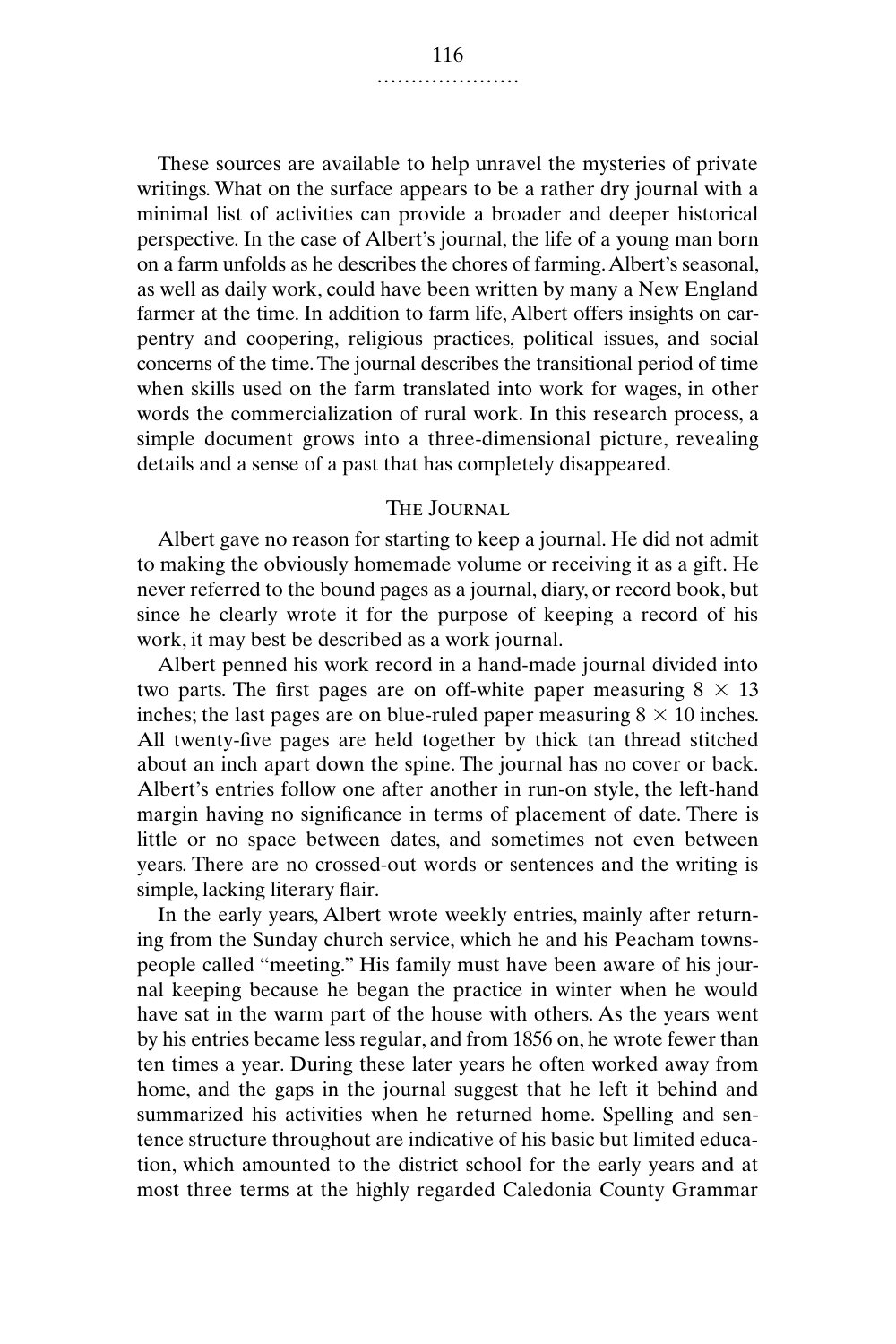These sources are available to help unravel the mysteries of private writings. What on the surface appears to be a rather dry journal with a minimal list of activities can provide a broader and deeper historical perspective. In the case of Albert's journal, the life of a young man born on a farm unfolds as he describes the chores of farming. Albert's seasonal, as well as daily work, could have been written by many a New England farmer at the time. In addition to farm life, Albert offers insights on carpentry and coopering, religious practices, political issues, and social concerns of the time. The journal describes the transitional period of time when skills used on the farm translated into work for wages, in other words the commercialization of rural work. In this research process, a simple document grows into a three-dimensional picture, revealing details and a sense of a past that has completely disappeared.

## The Journal

Albert gave no reason for starting to keep a journal. He did not admit to making the obviously homemade volume or receiving it as a gift. He never referred to the bound pages as a journal, diary, or record book, but since he clearly wrote it for the purpose of keeping a record of his work, it may best be described as a work journal.

Albert penned his work record in a hand-made journal divided into two parts. The first pages are on off-white paper measuring $8 \times 13$ inches; the last pages are on blue-ruled paper measuring $8 \times 10$ inches. All twenty-five pages are held together by thick tan thread stitched about an inch apart down the spine. The journal has no cover or back. Albert's entries follow one after another in run-on style, the left-hand margin having no significance in terms of placement of date. There is little or no space between dates, and sometimes not even between years. There are no crossed-out words or sentences and the writing is simple, lacking literary flair.

In the early years, Albert wrote weekly entries, mainly after returning from the Sunday church service, which he and his Peacham townspeople called "meeting." His family must have been aware of his journal keeping because he began the practice in winter when he would have sat in the warm part of the house with others. As the years went by his entries became less regular, and from 1856 on, he wrote fewer than ten times a year. During these later years he often worked away from home, and the gaps in the journal suggest that he left it behind and summarized his activities when he returned home. Spelling and sentence structure throughout are indicative of his basic but limited education, which amounted to the district school for the early years and at most three terms at the highly regarded Caledonia County Grammar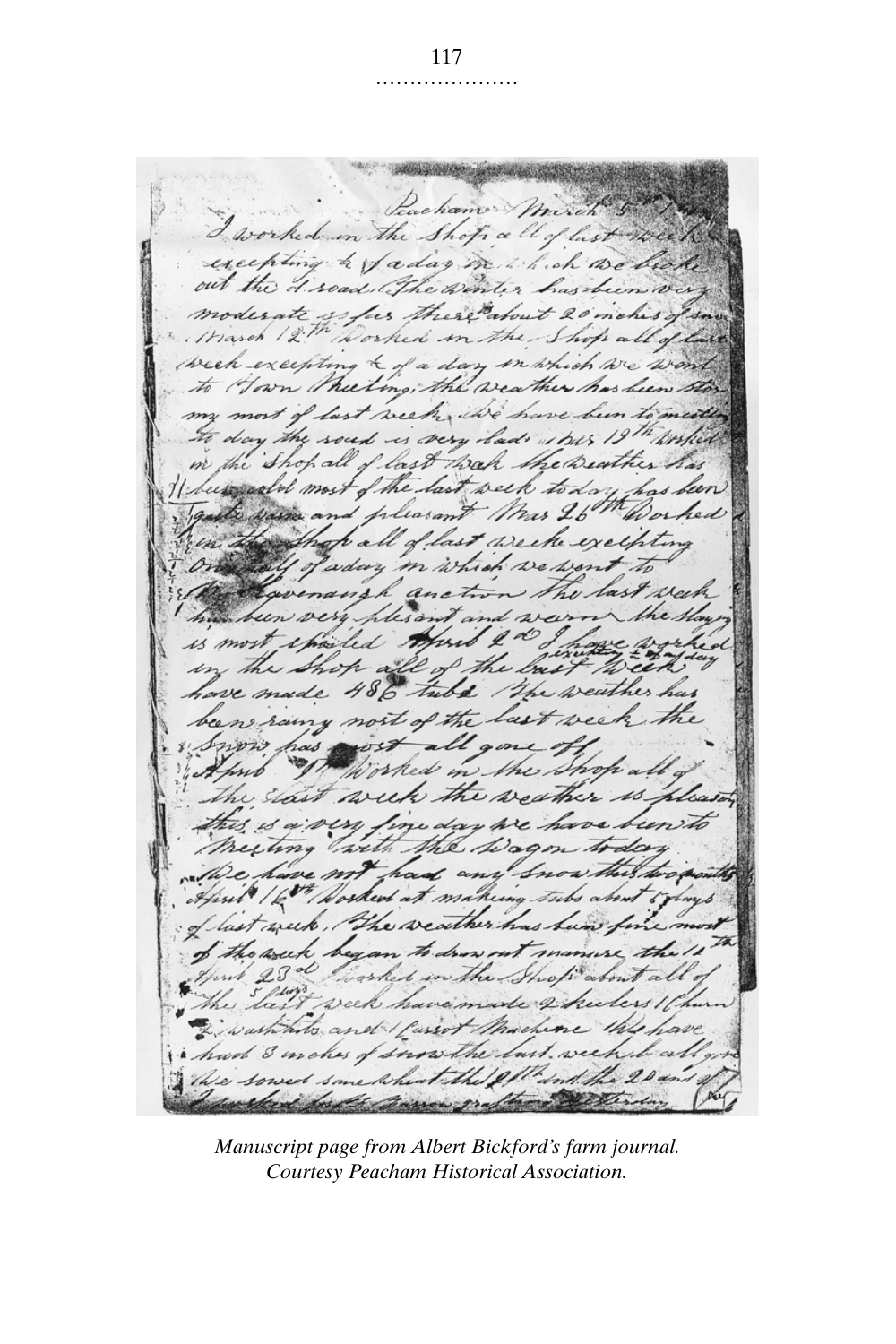*Manuscript page from Albert Bickford's farm journal. Courtesy Peacham Historical Association.*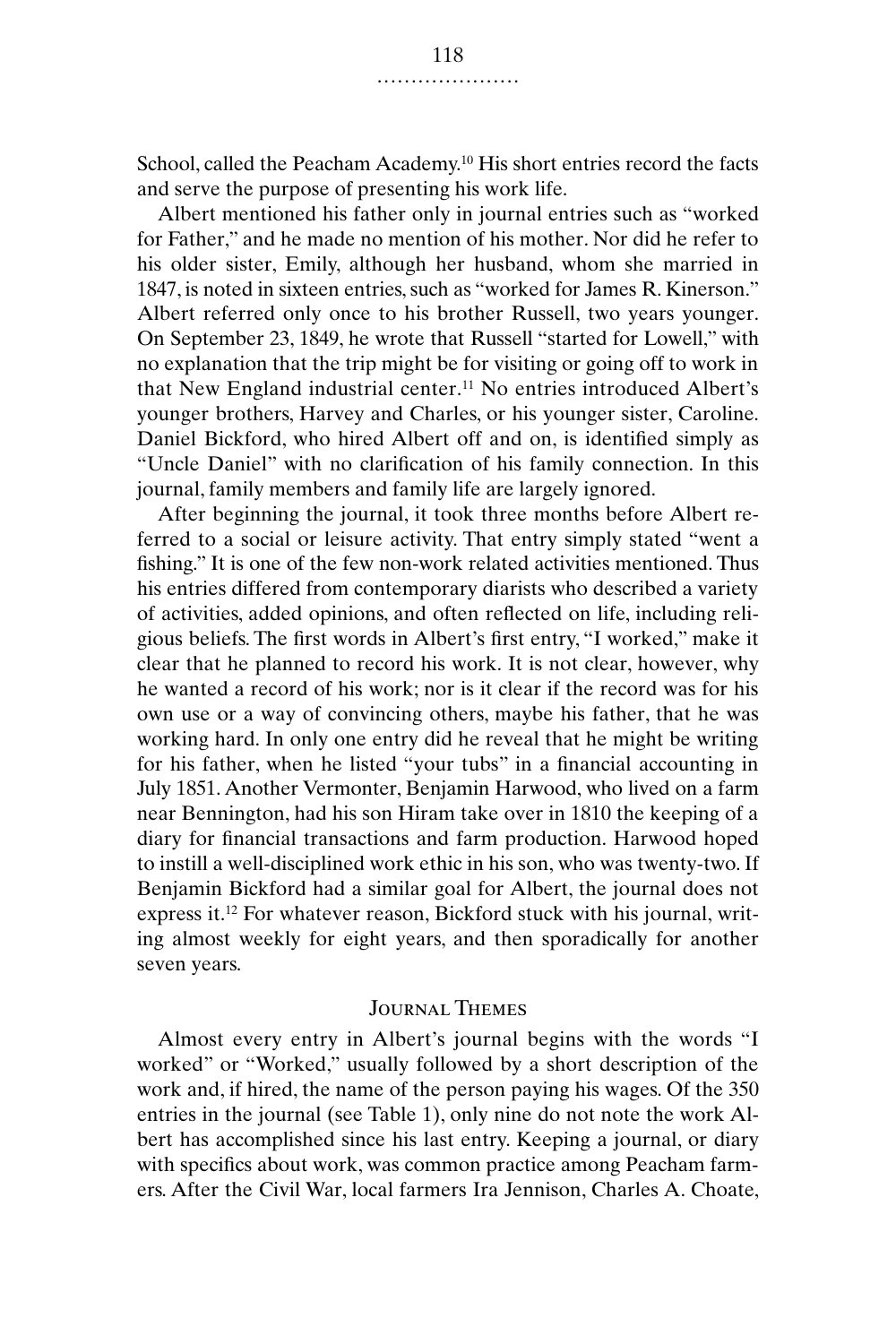School, called the Peacham Academy.[10] His short entries record the facts and serve the purpose of presenting his work life.

Albert mentioned his father only in journal entries such as "worked for Father," and he made no mention of his mother. Nor did he refer to his older sister, Emily, although her husband, whom she married in 1847, is noted in sixteen entries, such as "worked for James R. Kinerson." Albert referred only once to his brother Russell, two years younger. On September 23, 1849, he wrote that Russell "started for Lowell," with no explanation that the trip might be for visiting or going off to work in that New England industrial center.[11] No entries introduced Albert's younger brothers, Harvey and Charles, or his younger sister, Caroline. Daniel Bickford, who hired Albert off and on, is identified simply as "Uncle Daniel" with no clarification of his family connection. In this journal, family members and family life are largely ignored.

After beginning the journal, it took three months before Albert referred to a social or leisure activity. That entry simply stated "went a fishing." It is one of the few non-work related activities mentioned. Thus his entries differed from contemporary diarists who described a variety of activities, added opinions, and often reflected on life, including religious beliefs. The first words in Albert's first entry, "I worked," make it clear that he planned to record his work. It is not clear, however, why he wanted a record of his work; nor is it clear if the record was for his own use or a way of convincing others, maybe his father, that he was working hard. In only one entry did he reveal that he might be writing for his father, when he listed "your tubs" in a financial accounting in July 1851. Another Vermonter, Benjamin Harwood, who lived on a farm near Bennington, had his son Hiram take over in 1810 the keeping of a diary for financial transactions and farm production. Harwood hoped to instill a well-disciplined work ethic in his son, who was twenty-two. If Benjamin Bickford had a similar goal for Albert, the journal does not express it.[12] For whatever reason, Bickford stuck with his journal, writing almost weekly for eight years, and then sporadically for another seven years.

## Journal Themes

Almost every entry in Albert's journal begins with the words "I worked" or "Worked," usually followed by a short description of the work and, if hired, the name of the person paying his wages. Of the 350 entries in the journal (see Table 1), only nine do not note the work Albert has accomplished since his last entry. Keeping a journal, or diary with specifics about work, was common practice among Peacham farmers. After the Civil War, local farmers Ira Jennison, Charles A. Choate,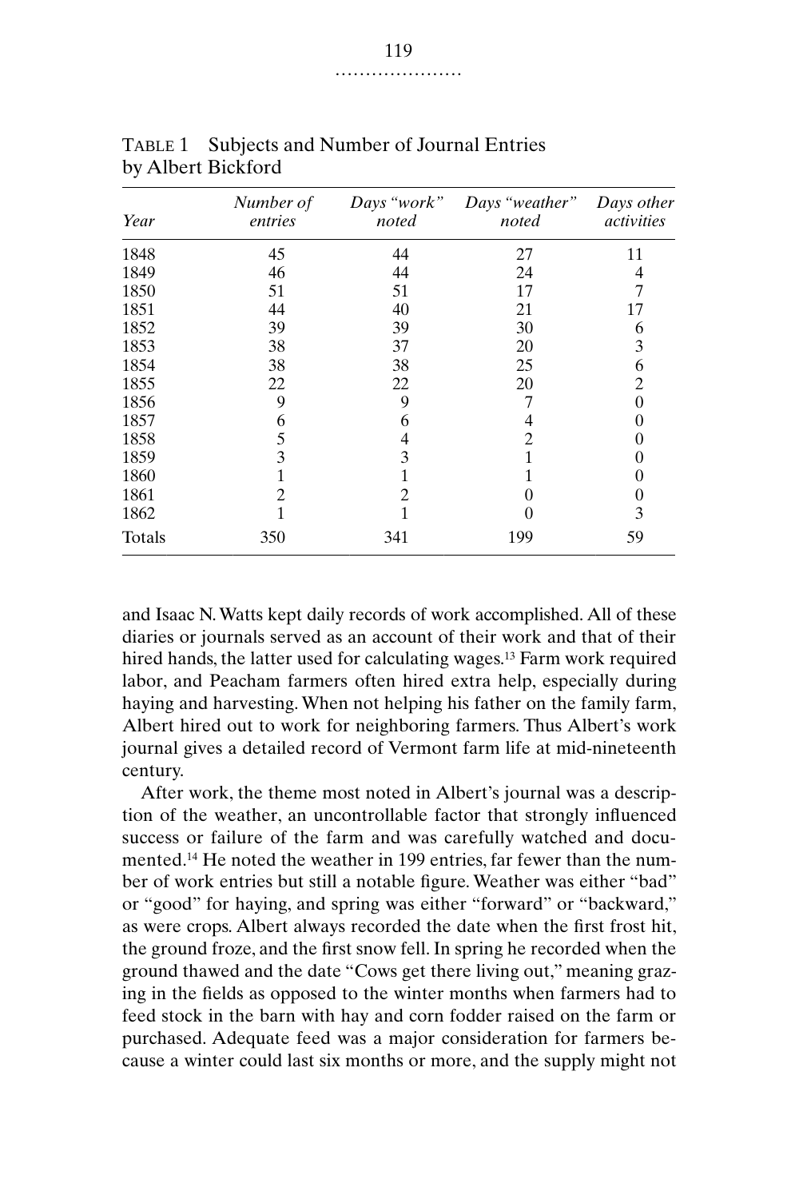TABLE 1 Subjects and Number of Journal Entries by Albert Bickford

| *Year* | *Number of entries* | *Days "work" noted* | *Days "weather" noted* | *Days other activities* |
|---|---|---|---|---|
| 1848 | 45 | 44 | 27 | 11 |
| 1849 | 46 | 44 | 24 | 4 |
| 1850 | 51 | 51 | 17 | 7 |
| 1851 | 44 | 40 | 21 | 17 |
| 1852 | 39 | 39 | 30 | 6 |
| 1853 | 38 | 37 | 20 | 3 |
| 1854 | 38 | 38 | 25 | 6 |
| 1855 | 22 | 22 | 20 | 2 |
| 1856 | 9 | 9 | 7 | 0 |
| 1857 | 6 | 6 | 4 | 0 |
| 1858 | 5 | 4 | 2 | 0 |
| 1859 | 3 | 3 | 1 | 0 |
| 1860 | 1 | 1 | 1 | 0 |
| 1861 | 2 | 2 | 0 | 0 |
| 1862 | 1 | 1 | 0 | 3 |
| Totals | 350 | 341 | 199 | 59 |

and Isaac N. Watts kept daily records of work accomplished. All of these diaries or journals served as an account of their work and that of their hired hands, the latter used for calculating wages.[13] Farm work required labor, and Peacham farmers often hired extra help, especially during haying and harvesting. When not helping his father on the family farm, Albert hired out to work for neighboring farmers. Thus Albert's work journal gives a detailed record of Vermont farm life at mid-nineteenth century.

After work, the theme most noted in Albert's journal was a description of the weather, an uncontrollable factor that strongly influenced success or failure of the farm and was carefully watched and documented.[14] He noted the weather in 199 entries, far fewer than the number of work entries but still a notable figure. Weather was either "bad" or "good" for haying, and spring was either "forward" or "backward," as were crops. Albert always recorded the date when the first frost hit, the ground froze, and the first snow fell. In spring he recorded when the ground thawed and the date "Cows get there living out," meaning grazing in the fields as opposed to the winter months when farmers had to feed stock in the barn with hay and corn fodder raised on the farm or purchased. Adequate feed was a major consideration for farmers because a winter could last six months or more, and the supply might not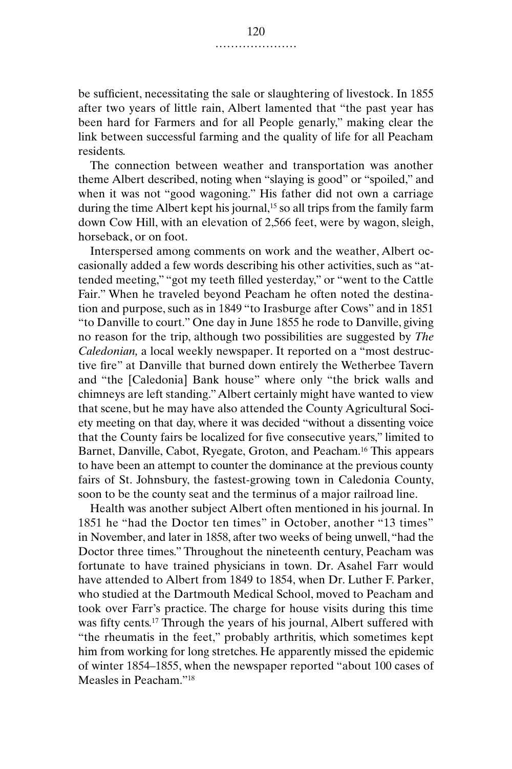be sufficient, necessitating the sale or slaughtering of livestock. In 1855 after two years of little rain, Albert lamented that "the past year has been hard for Farmers and for all People genarly," making clear the link between successful farming and the quality of life for all Peacham residents.

The connection between weather and transportation was another theme Albert described, noting when "slaying is good" or "spoiled," and when it was not "good wagoning." His father did not own a carriage during the time Albert kept his journal,[15] so all trips from the family farm down Cow Hill, with an elevation of 2,566 feet, were by wagon, sleigh, horseback, or on foot.

Interspersed among comments on work and the weather, Albert occasionally added a few words describing his other activities, such as "attended meeting," "got my teeth filled yesterday," or "went to the Cattle Fair." When he traveled beyond Peacham he often noted the destination and purpose, such as in 1849 "to Irasburge after Cows" and in 1851 "to Danville to court." One day in June 1855 he rode to Danville, giving no reason for the trip, although two possibilities are suggested by *The Caledonian,* a local weekly newspaper. It reported on a "most destructive fire" at Danville that burned down entirely the Wetherbee Tavern and "the [Caledonia] Bank house" where only "the brick walls and chimneys are left standing." Albert certainly might have wanted to view that scene, but he may have also attended the County Agricultural Society meeting on that day, where it was decided "without a dissenting voice that the County fairs be localized for five consecutive years," limited to Barnet, Danville, Cabot, Ryegate, Groton, and Peacham.[16] This appears to have been an attempt to counter the dominance at the previous county fairs of St. Johnsbury, the fastest-growing town in Caledonia County, soon to be the county seat and the terminus of a major railroad line.

Health was another subject Albert often mentioned in his journal. In 1851 he "had the Doctor ten times" in October, another "13 times" in November, and later in 1858, after two weeks of being unwell, "had the Doctor three times." Throughout the nineteenth century, Peacham was fortunate to have trained physicians in town. Dr. Asahel Farr would have attended to Albert from 1849 to 1854, when Dr. Luther F. Parker, who studied at the Dartmouth Medical School, moved to Peacham and took over Farr's practice. The charge for house visits during this time was fifty cents.[17] Through the years of his journal, Albert suffered with "the rheumatis in the feet," probably arthritis, which sometimes kept him from working for long stretches. He apparently missed the epidemic of winter 1854–1855, when the newspaper reported "about 100 cases of Measles in Peacham."[18]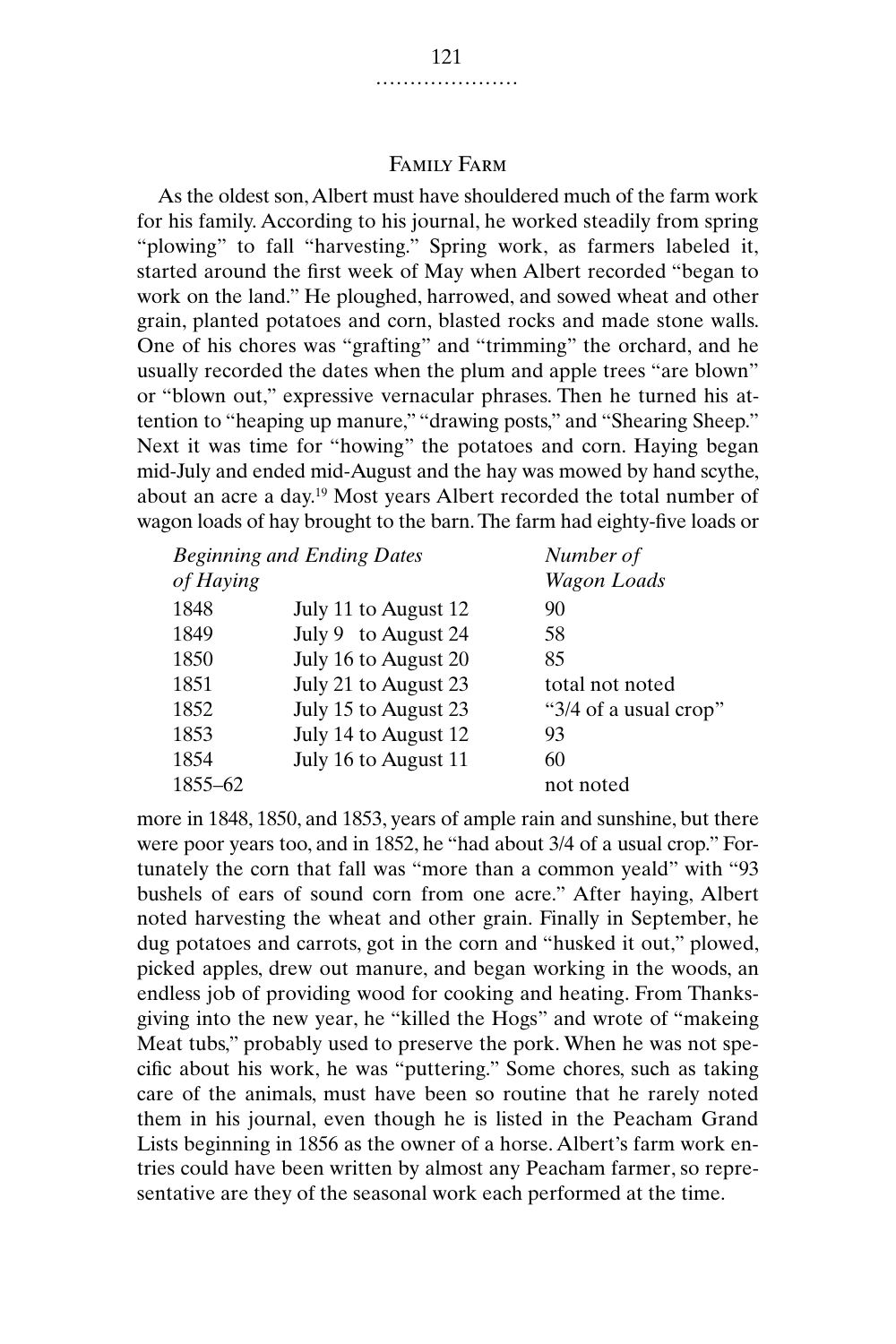## Family Farm

As the oldest son, Albert must have shouldered much of the farm work for his family. According to his journal, he worked steadily from spring "plowing" to fall "harvesting." Spring work, as farmers labeled it, started around the first week of May when Albert recorded "began to work on the land." He ploughed, harrowed, and sowed wheat and other grain, planted potatoes and corn, blasted rocks and made stone walls. One of his chores was "grafting" and "trimming" the orchard, and he usually recorded the dates when the plum and apple trees "are blown" or "blown out," expressive vernacular phrases. Then he turned his attention to "heaping up manure," "drawing posts," and "Shearing Sheep." Next it was time for "howing" the potatoes and corn. Haying began mid-July and ended mid-August and the hay was mowed by hand scythe, about an acre a day.[19] Most years Albert recorded the total number of wagon loads of hay brought to the barn. The farm had eighty-five loads or more in 1848, 1850, and 1853, years of ample rain and sunshine, but there were poor years too, and in 1852, he "had about 3/4 of a usual crop." Fortunately the corn that fall was "more than a common yeald" with "93 bushels of ears of sound corn from one acre." After haying, Albert noted harvesting the wheat and other grain. Finally in September, he dug potatoes and carrots, got in the corn and "husked it out," plowed, picked apples, drew out manure, and began working in the woods, an endless job of providing wood for cooking and heating. From Thanksgiving into the new year, he "killed the Hogs" and wrote of "makeing Meat tubs," probably used to preserve the pork. When he was not specific about his work, he was "puttering." Some chores, such as taking care of the animals, must have been so routine that he rarely noted them in his journal, even though he is listed in the Peacham Grand Lists beginning in 1856 as the owner of a horse. Albert's farm work entries could have been written by almost any Peacham farmer, so representative are they of the seasonal work each performed at the time.

| *Beginning and Ending Dates of Haying* | | *Number of Wagon Loads* |
|---|---|---|
| 1848 | July 11 to August 12 | 90 |
| 1849 | July 9 to August 24 | 58 |
| 1850 | July 16 to August 20 | 85 |
| 1851 | July 21 to August 23 | total not noted |
| 1852 | July 15 to August 23 | "3/4 of a usual crop" |
| 1853 | July 14 to August 12 | 93 |
| 1854 | July 16 to August 11 | 60 |
| 1855–62 | | not noted |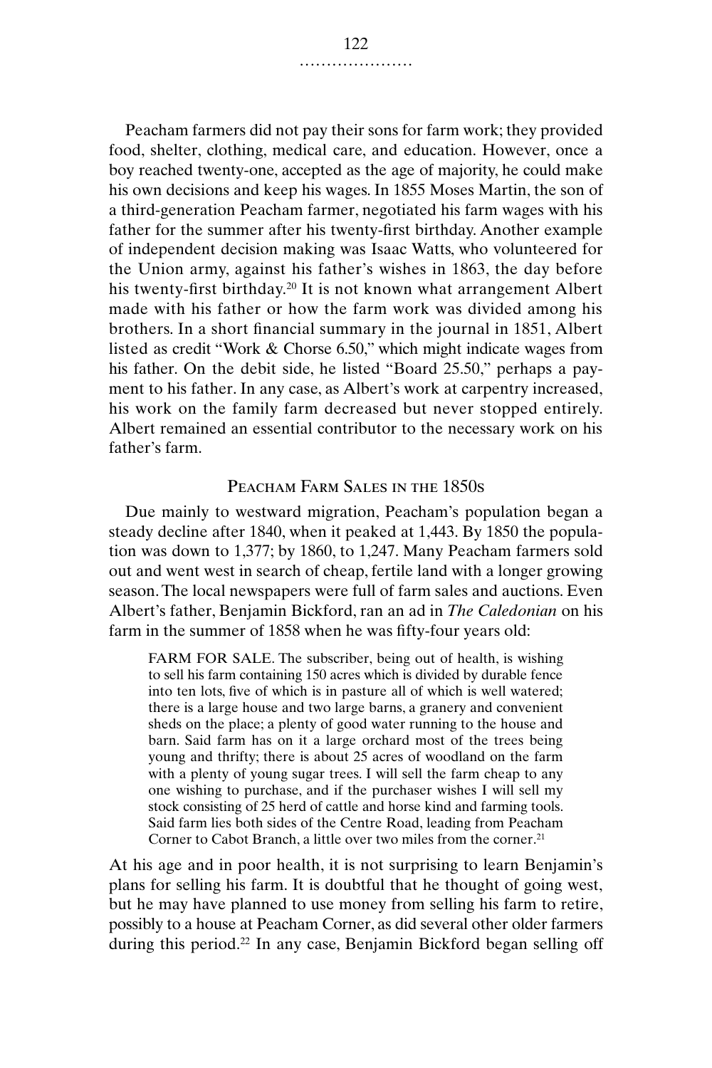Peacham farmers did not pay their sons for farm work; they provided food, shelter, clothing, medical care, and education. However, once a boy reached twenty-one, accepted as the age of majority, he could make his own decisions and keep his wages. In 1855 Moses Martin, the son of a third-generation Peacham farmer, negotiated his farm wages with his father for the summer after his twenty-first birthday. Another example of independent decision making was Isaac Watts, who volunteered for the Union army, against his father's wishes in 1863, the day before his twenty-first birthday.[20] It is not known what arrangement Albert made with his father or how the farm work was divided among his brothers. In a short financial summary in the journal in 1851, Albert listed as credit "Work & Chorse 6.50," which might indicate wages from his father. On the debit side, he listed "Board 25.50," perhaps a payment to his father. In any case, as Albert's work at carpentry increased, his work on the family farm decreased but never stopped entirely. Albert remained an essential contributor to the necessary work on his father's farm.

## Peacham Farm Sales in the 1850s

Due mainly to westward migration, Peacham's population began a steady decline after 1840, when it peaked at 1,443. By 1850 the population was down to 1,377; by 1860, to 1,247. Many Peacham farmers sold out and went west in search of cheap, fertile land with a longer growing season. The local newspapers were full of farm sales and auctions. Even Albert's father, Benjamin Bickford, ran an ad in *The Caledonian* on his farm in the summer of 1858 when he was fifty-four years old:

> FARM FOR SALE. The subscriber, being out of health, is wishing to sell his farm containing 150 acres which is divided by durable fence into ten lots, five of which is in pasture all of which is well watered; there is a large house and two large barns, a granery and convenient sheds on the place; a plenty of good water running to the house and barn. Said farm has on it a large orchard most of the trees being young and thrifty; there is about 25 acres of woodland on the farm with a plenty of young sugar trees. I will sell the farm cheap to any one wishing to purchase, and if the purchaser wishes I will sell my stock consisting of 25 herd of cattle and horse kind and farming tools. Said farm lies both sides of the Centre Road, leading from Peacham Corner to Cabot Branch, a little over two miles from the corner.[21]

At his age and in poor health, it is not surprising to learn Benjamin's plans for selling his farm. It is doubtful that he thought of going west, but he may have planned to use money from selling his farm to retire, possibly to a house at Peacham Corner, as did several other older farmers during this period.[22] In any case, Benjamin Bickford began selling off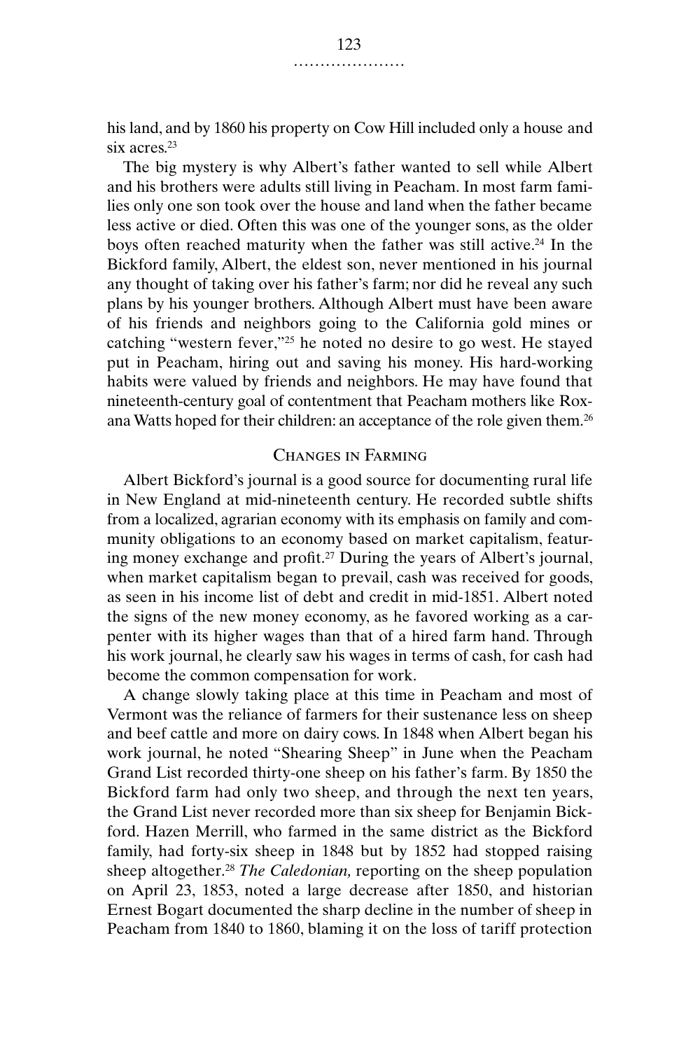his land, and by 1860 his property on Cow Hill included only a house and six acres.[23]

The big mystery is why Albert's father wanted to sell while Albert and his brothers were adults still living in Peacham. In most farm families only one son took over the house and land when the father became less active or died. Often this was one of the younger sons, as the older boys often reached maturity when the father was still active.[24] In the Bickford family, Albert, the eldest son, never mentioned in his journal any thought of taking over his father's farm; nor did he reveal any such plans by his younger brothers. Although Albert must have been aware of his friends and neighbors going to the California gold mines or catching "western fever,"[25] he noted no desire to go west. He stayed put in Peacham, hiring out and saving his money. His hard-working habits were valued by friends and neighbors. He may have found that nineteenth-century goal of contentment that Peacham mothers like Roxana Watts hoped for their children: an acceptance of the role given them.[26]

## Changes in Farming

Albert Bickford's journal is a good source for documenting rural life in New England at mid-nineteenth century. He recorded subtle shifts from a localized, agrarian economy with its emphasis on family and community obligations to an economy based on market capitalism, featuring money exchange and profit.[27] During the years of Albert's journal, when market capitalism began to prevail, cash was received for goods, as seen in his income list of debt and credit in mid-1851. Albert noted the signs of the new money economy, as he favored working as a carpenter with its higher wages than that of a hired farm hand. Through his work journal, he clearly saw his wages in terms of cash, for cash had become the common compensation for work.

A change slowly taking place at this time in Peacham and most of Vermont was the reliance of farmers for their sustenance less on sheep and beef cattle and more on dairy cows. In 1848 when Albert began his work journal, he noted "Shearing Sheep" in June when the Peacham Grand List recorded thirty-one sheep on his father's farm. By 1850 the Bickford farm had only two sheep, and through the next ten years, the Grand List never recorded more than six sheep for Benjamin Bickford. Hazen Merrill, who farmed in the same district as the Bickford family, had forty-six sheep in 1848 but by 1852 had stopped raising sheep altogether.[28] *The Caledonian,* reporting on the sheep population on April 23, 1853, noted a large decrease after 1850, and historian Ernest Bogart documented the sharp decline in the number of sheep in Peacham from 1840 to 1860, blaming it on the loss of tariff protection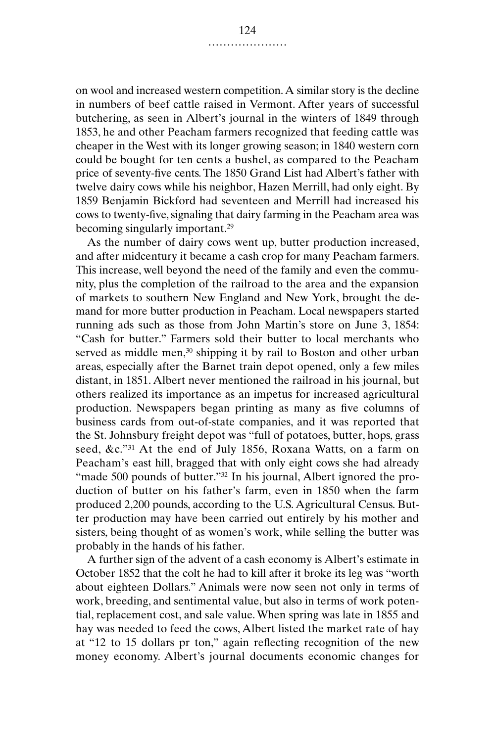on wool and increased western competition. A similar story is the decline in numbers of beef cattle raised in Vermont. After years of successful butchering, as seen in Albert's journal in the winters of 1849 through 1853, he and other Peacham farmers recognized that feeding cattle was cheaper in the West with its longer growing season; in 1840 western corn could be bought for ten cents a bushel, as compared to the Peacham price of seventy-five cents. The 1850 Grand List had Albert's father with twelve dairy cows while his neighbor, Hazen Merrill, had only eight. By 1859 Benjamin Bickford had seventeen and Merrill had increased his cows to twenty-five, signaling that dairy farming in the Peacham area was becoming singularly important.[29]

As the number of dairy cows went up, butter production increased, and after midcentury it became a cash crop for many Peacham farmers. This increase, well beyond the need of the family and even the community, plus the completion of the railroad to the area and the expansion of markets to southern New England and New York, brought the demand for more butter production in Peacham. Local newspapers started running ads such as those from John Martin's store on June 3, 1854: "Cash for butter." Farmers sold their butter to local merchants who served as middle men,[30] shipping it by rail to Boston and other urban areas, especially after the Barnet train depot opened, only a few miles distant, in 1851. Albert never mentioned the railroad in his journal, but others realized its importance as an impetus for increased agricultural production. Newspapers began printing as many as five columns of business cards from out-of-state companies, and it was reported that the St. Johnsbury freight depot was "full of potatoes, butter, hops, grass seed, &c."[31] At the end of July 1856, Roxana Watts, on a farm on Peacham's east hill, bragged that with only eight cows she had already "made 500 pounds of butter."[32] In his journal, Albert ignored the production of butter on his father's farm, even in 1850 when the farm produced 2,200 pounds, according to the U.S. Agricultural Census. Butter production may have been carried out entirely by his mother and sisters, being thought of as women's work, while selling the butter was probably in the hands of his father.

A further sign of the advent of a cash economy is Albert's estimate in October 1852 that the colt he had to kill after it broke its leg was "worth about eighteen Dollars." Animals were now seen not only in terms of work, breeding, and sentimental value, but also in terms of work potential, replacement cost, and sale value. When spring was late in 1855 and hay was needed to feed the cows, Albert listed the market rate of hay at "12 to 15 dollars pr ton," again reflecting recognition of the new money economy. Albert's journal documents economic changes for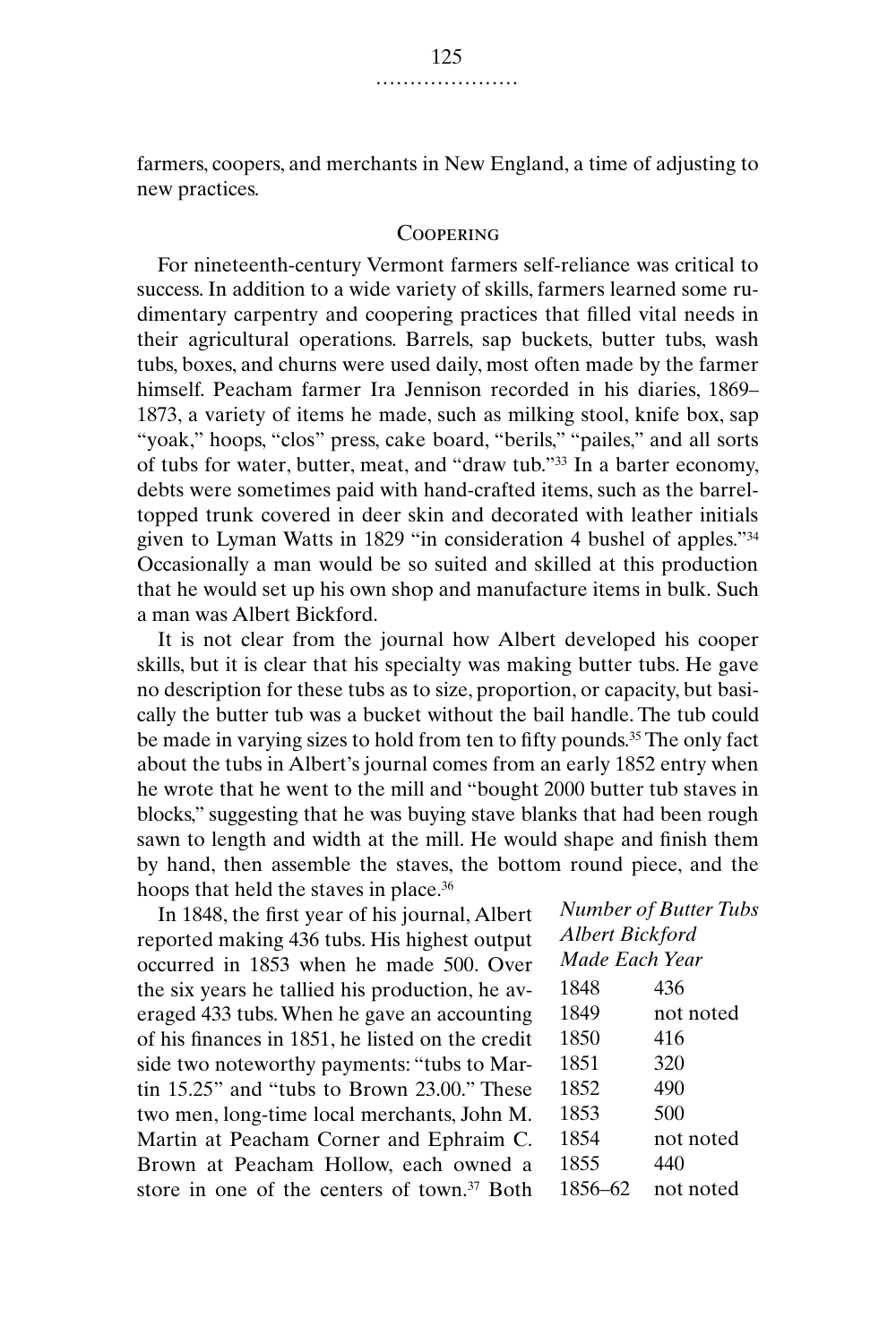farmers, coopers, and merchants in New England, a time of adjusting to new practices.

## Coopering

For nineteenth-century Vermont farmers self-reliance was critical to success. In addition to a wide variety of skills, farmers learned some rudimentary carpentry and coopering practices that filled vital needs in their agricultural operations. Barrels, sap buckets, butter tubs, wash tubs, boxes, and churns were used daily, most often made by the farmer himself. Peacham farmer Ira Jennison recorded in his diaries, 1869–1873, a variety of items he made, such as milking stool, knife box, sap "yoak," hoops, "clos" press, cake board, "berils," "pailes," and all sorts of tubs for water, butter, meat, and "draw tub."[33] In a barter economy, debts were sometimes paid with hand-crafted items, such as the barrel-topped trunk covered in deer skin and decorated with leather initials given to Lyman Watts in 1829 "in consideration 4 bushel of apples."[34] Occasionally a man would be so suited and skilled at this production that he would set up his own shop and manufacture items in bulk. Such a man was Albert Bickford.

It is not clear from the journal how Albert developed his cooper skills, but it is clear that his specialty was making butter tubs. He gave no description for these tubs as to size, proportion, or capacity, but basically the butter tub was a bucket without the bail handle. The tub could be made in varying sizes to hold from ten to fifty pounds.[35] The only fact about the tubs in Albert's journal comes from an early 1852 entry when he wrote that he went to the mill and "bought 2000 butter tub staves in blocks," suggesting that he was buying stave blanks that had been rough sawn to length and width at the mill. He would shape and finish them by hand, then assemble the staves, the bottom round piece, and the hoops that held the staves in place.[36]

*Number of Butter Tubs Albert Bickford Made Each Year*

| Year | Tubs |
|---|---|
| 1848 | 436 |
| 1849 | not noted |
| 1850 | 416 |
| 1851 | 320 |
| 1852 | 490 |
| 1853 | 500 |
| 1854 | not noted |
| 1855 | 440 |
| 1856–62 | not noted |

In 1848, the first year of his journal, Albert reported making 436 tubs. His highest output occurred in 1853 when he made 500. Over the six years he tallied his production, he averaged 433 tubs. When he gave an accounting of his finances in 1851, he listed on the credit side two noteworthy payments: "tubs to Martin 15.25" and "tubs to Brown 23.00." These two men, long-time local merchants, John M. Martin at Peacham Corner and Ephraim C. Brown at Peacham Hollow, each owned a store in one of the centers of town.[37] Both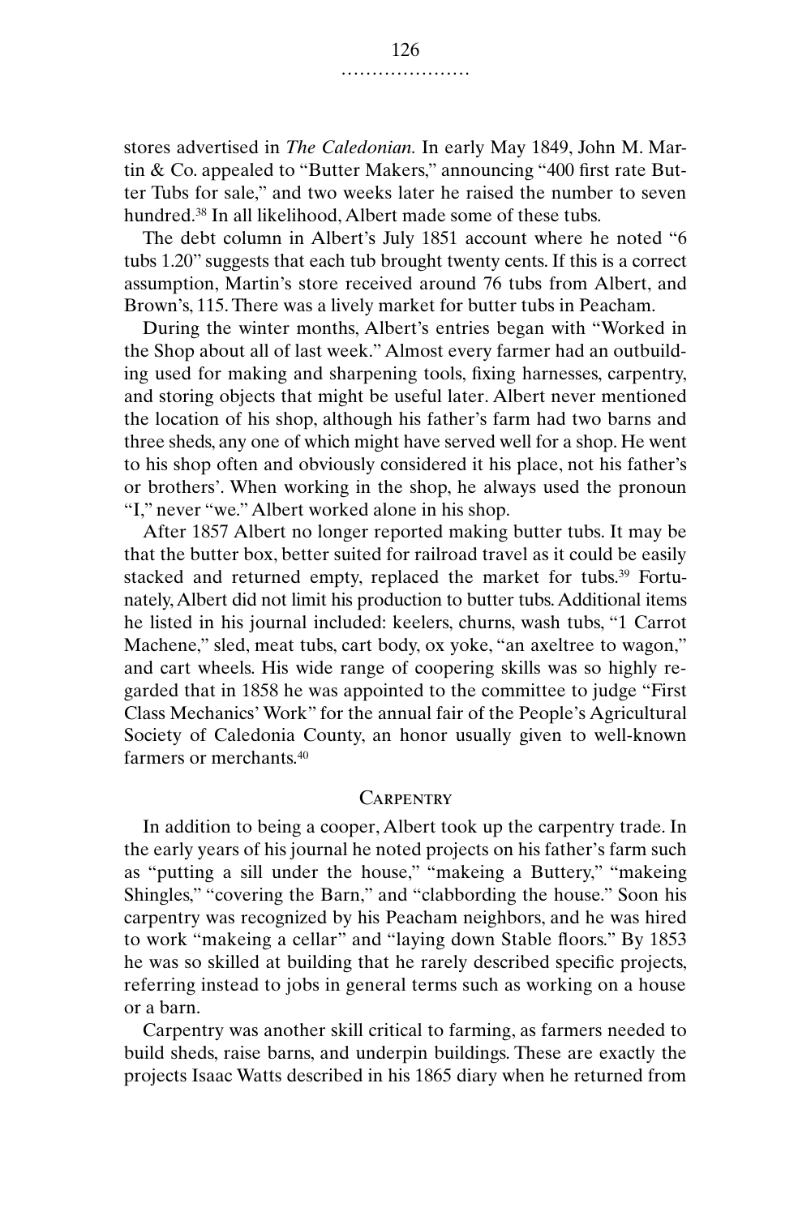stores advertised in *The Caledonian.* In early May 1849, John M. Martin & Co. appealed to "Butter Makers," announcing "400 first rate Butter Tubs for sale," and two weeks later he raised the number to seven hundred.[38] In all likelihood, Albert made some of these tubs.

The debt column in Albert's July 1851 account where he noted "6 tubs 1.20" suggests that each tub brought twenty cents. If this is a correct assumption, Martin's store received around 76 tubs from Albert, and Brown's, 115. There was a lively market for butter tubs in Peacham.

During the winter months, Albert's entries began with "Worked in the Shop about all of last week." Almost every farmer had an outbuilding used for making and sharpening tools, fixing harnesses, carpentry, and storing objects that might be useful later. Albert never mentioned the location of his shop, although his father's farm had two barns and three sheds, any one of which might have served well for a shop. He went to his shop often and obviously considered it his place, not his father's or brothers'. When working in the shop, he always used the pronoun "I," never "we." Albert worked alone in his shop.

After 1857 Albert no longer reported making butter tubs. It may be that the butter box, better suited for railroad travel as it could be easily stacked and returned empty, replaced the market for tubs.[39] Fortunately, Albert did not limit his production to butter tubs. Additional items he listed in his journal included: keelers, churns, wash tubs, "1 Carrot Machene," sled, meat tubs, cart body, ox yoke, "an axeltree to wagon," and cart wheels. His wide range of coopering skills was so highly regarded that in 1858 he was appointed to the committee to judge "First Class Mechanics' Work" for the annual fair of the People's Agricultural Society of Caledonia County, an honor usually given to well-known farmers or merchants.[40]

## Carpentry

In addition to being a cooper, Albert took up the carpentry trade. In the early years of his journal he noted projects on his father's farm such as "putting a sill under the house," "makeing a Buttery," "makeing Shingles," "covering the Barn," and "clabbording the house." Soon his carpentry was recognized by his Peacham neighbors, and he was hired to work "makeing a cellar" and "laying down Stable floors." By 1853 he was so skilled at building that he rarely described specific projects, referring instead to jobs in general terms such as working on a house or a barn.

Carpentry was another skill critical to farming, as farmers needed to build sheds, raise barns, and underpin buildings. These are exactly the projects Isaac Watts described in his 1865 diary when he returned from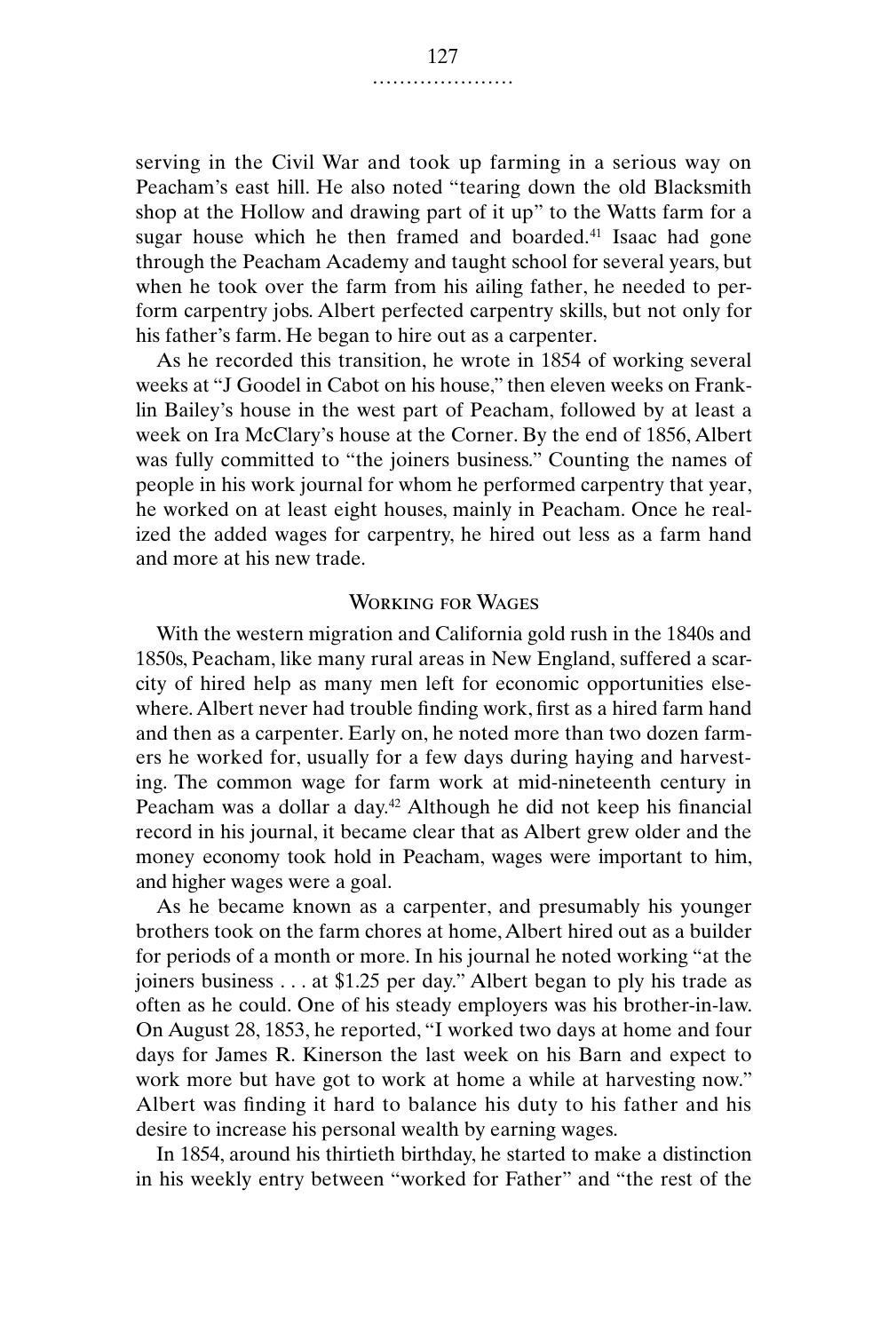serving in the Civil War and took up farming in a serious way on Peacham's east hill. He also noted "tearing down the old Blacksmith shop at the Hollow and drawing part of it up" to the Watts farm for a sugar house which he then framed and boarded.[41] Isaac had gone through the Peacham Academy and taught school for several years, but when he took over the farm from his ailing father, he needed to perform carpentry jobs. Albert perfected carpentry skills, but not only for his father's farm. He began to hire out as a carpenter.

As he recorded this transition, he wrote in 1854 of working several weeks at "J Goodel in Cabot on his house," then eleven weeks on Franklin Bailey's house in the west part of Peacham, followed by at least a week on Ira McClary's house at the Corner. By the end of 1856, Albert was fully committed to "the joiners business." Counting the names of people in his work journal for whom he performed carpentry that year, he worked on at least eight houses, mainly in Peacham. Once he realized the added wages for carpentry, he hired out less as a farm hand and more at his new trade.

## Working for Wages

With the western migration and California gold rush in the 1840s and 1850s, Peacham, like many rural areas in New England, suffered a scarcity of hired help as many men left for economic opportunities elsewhere. Albert never had trouble finding work, first as a hired farm hand and then as a carpenter. Early on, he noted more than two dozen farmers he worked for, usually for a few days during haying and harvesting. The common wage for farm work at mid-nineteenth century in Peacham was a dollar a day.[42] Although he did not keep his financial record in his journal, it became clear that as Albert grew older and the money economy took hold in Peacham, wages were important to him, and higher wages were a goal.

As he became known as a carpenter, and presumably his younger brothers took on the farm chores at home, Albert hired out as a builder for periods of a month or more. In his journal he noted working "at the joiners business . . . at $1.25 per day." Albert began to ply his trade as often as he could. One of his steady employers was his brother-in-law. On August 28, 1853, he reported, "I worked two days at home and four days for James R. Kinerson the last week on his Barn and expect to work more but have got to work at home a while at harvesting now." Albert was finding it hard to balance his duty to his father and his desire to increase his personal wealth by earning wages.

In 1854, around his thirtieth birthday, he started to make a distinction in his weekly entry between "worked for Father" and "the rest of the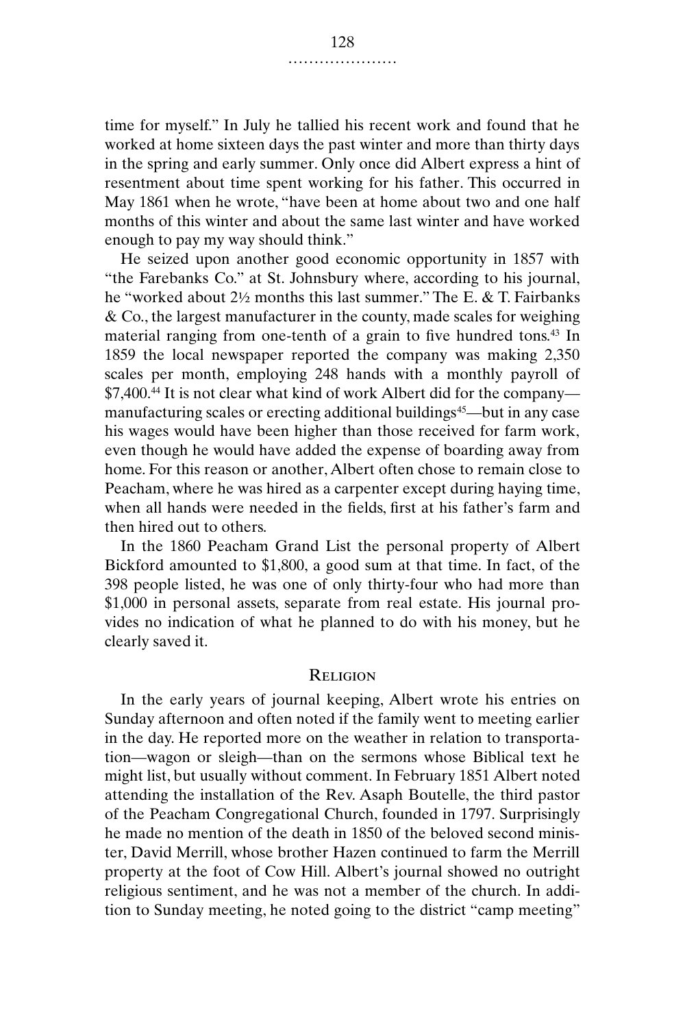time for myself." In July he tallied his recent work and found that he worked at home sixteen days the past winter and more than thirty days in the spring and early summer. Only once did Albert express a hint of resentment about time spent working for his father. This occurred in May 1861 when he wrote, "have been at home about two and one half months of this winter and about the same last winter and have worked enough to pay my way should think."

He seized upon another good economic opportunity in 1857 with "the Farebanks Co." at St. Johnsbury where, according to his journal, he "worked about 2½ months this last summer." The E. & T. Fairbanks & Co., the largest manufacturer in the county, made scales for weighing material ranging from one-tenth of a grain to five hundred tons.[43] In 1859 the local newspaper reported the company was making 2,350 scales per month, employing 248 hands with a monthly payroll of $7,400.[44] It is not clear what kind of work Albert did for the company—manufacturing scales or erecting additional buildings[45]—but in any case his wages would have been higher than those received for farm work, even though he would have added the expense of boarding away from home. For this reason or another, Albert often chose to remain close to Peacham, where he was hired as a carpenter except during haying time, when all hands were needed in the fields, first at his father's farm and then hired out to others.

In the 1860 Peacham Grand List the personal property of Albert Bickford amounted to $1,800, a good sum at that time. In fact, of the 398 people listed, he was one of only thirty-four who had more than $1,000 in personal assets, separate from real estate. His journal provides no indication of what he planned to do with his money, but he clearly saved it.

## Religion

In the early years of journal keeping, Albert wrote his entries on Sunday afternoon and often noted if the family went to meeting earlier in the day. He reported more on the weather in relation to transportation—wagon or sleigh—than on the sermons whose Biblical text he might list, but usually without comment. In February 1851 Albert noted attending the installation of the Rev. Asaph Boutelle, the third pastor of the Peacham Congregational Church, founded in 1797. Surprisingly he made no mention of the death in 1850 of the beloved second minister, David Merrill, whose brother Hazen continued to farm the Merrill property at the foot of Cow Hill. Albert's journal showed no outright religious sentiment, and he was not a member of the church. In addition to Sunday meeting, he noted going to the district "camp meeting"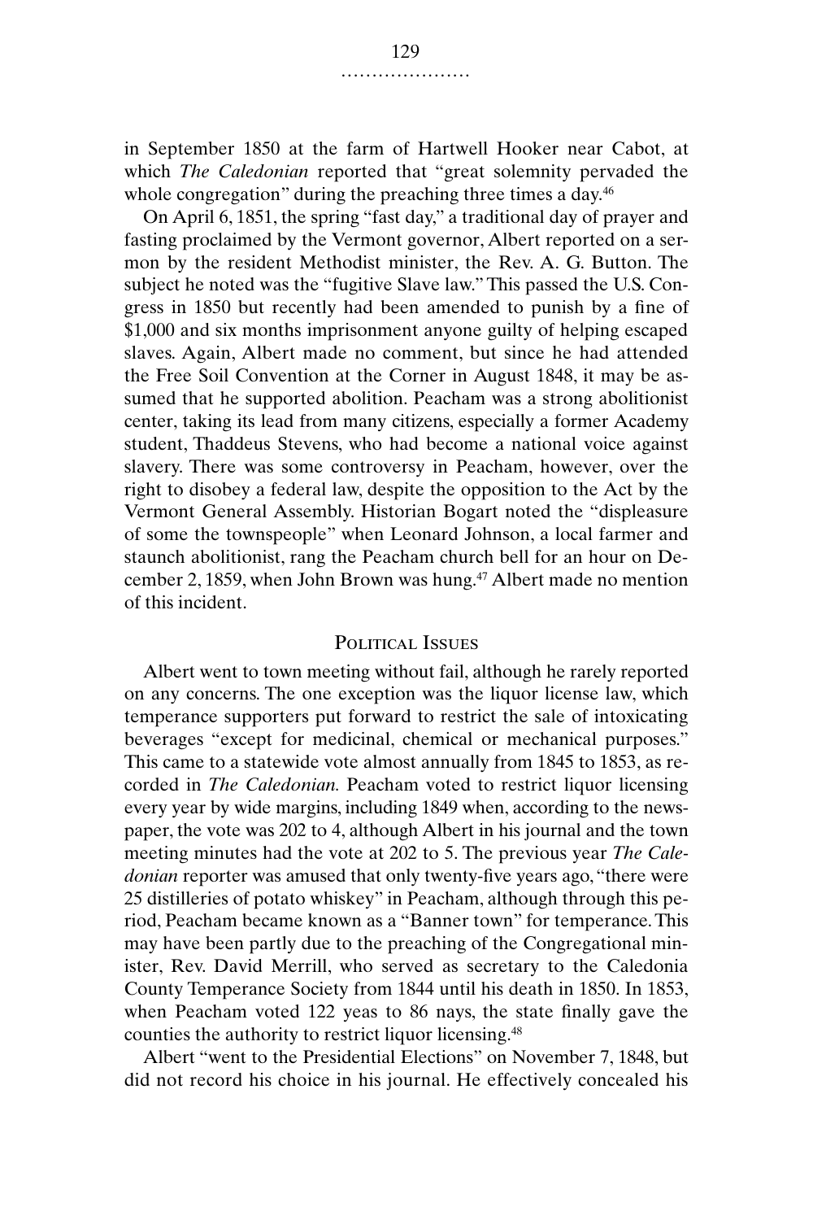in September 1850 at the farm of Hartwell Hooker near Cabot, at which *The Caledonian* reported that "great solemnity pervaded the whole congregation" during the preaching three times a day.[46]

On April 6, 1851, the spring "fast day," a traditional day of prayer and fasting proclaimed by the Vermont governor, Albert reported on a sermon by the resident Methodist minister, the Rev. A. G. Button. The subject he noted was the "fugitive Slave law." This passed the U.S. Congress in 1850 but recently had been amended to punish by a fine of $1,000 and six months imprisonment anyone guilty of helping escaped slaves. Again, Albert made no comment, but since he had attended the Free Soil Convention at the Corner in August 1848, it may be assumed that he supported abolition. Peacham was a strong abolitionist center, taking its lead from many citizens, especially a former Academy student, Thaddeus Stevens, who had become a national voice against slavery. There was some controversy in Peacham, however, over the right to disobey a federal law, despite the opposition to the Act by the Vermont General Assembly. Historian Bogart noted the "displeasure of some the townspeople" when Leonard Johnson, a local farmer and staunch abolitionist, rang the Peacham church bell for an hour on December 2, 1859, when John Brown was hung.[47] Albert made no mention of this incident.

## Political Issues

Albert went to town meeting without fail, although he rarely reported on any concerns. The one exception was the liquor license law, which temperance supporters put forward to restrict the sale of intoxicating beverages "except for medicinal, chemical or mechanical purposes." This came to a statewide vote almost annually from 1845 to 1853, as recorded in *The Caledonian.* Peacham voted to restrict liquor licensing every year by wide margins, including 1849 when, according to the newspaper, the vote was 202 to 4, although Albert in his journal and the town meeting minutes had the vote at 202 to 5. The previous year *The Caledonian* reporter was amused that only twenty-five years ago, "there were 25 distilleries of potato whiskey" in Peacham, although through this period, Peacham became known as a "Banner town" for temperance. This may have been partly due to the preaching of the Congregational minister, Rev. David Merrill, who served as secretary to the Caledonia County Temperance Society from 1844 until his death in 1850. In 1853, when Peacham voted 122 yeas to 86 nays, the state finally gave the counties the authority to restrict liquor licensing.[48]

Albert "went to the Presidential Elections" on November 7, 1848, but did not record his choice in his journal. He effectively concealed his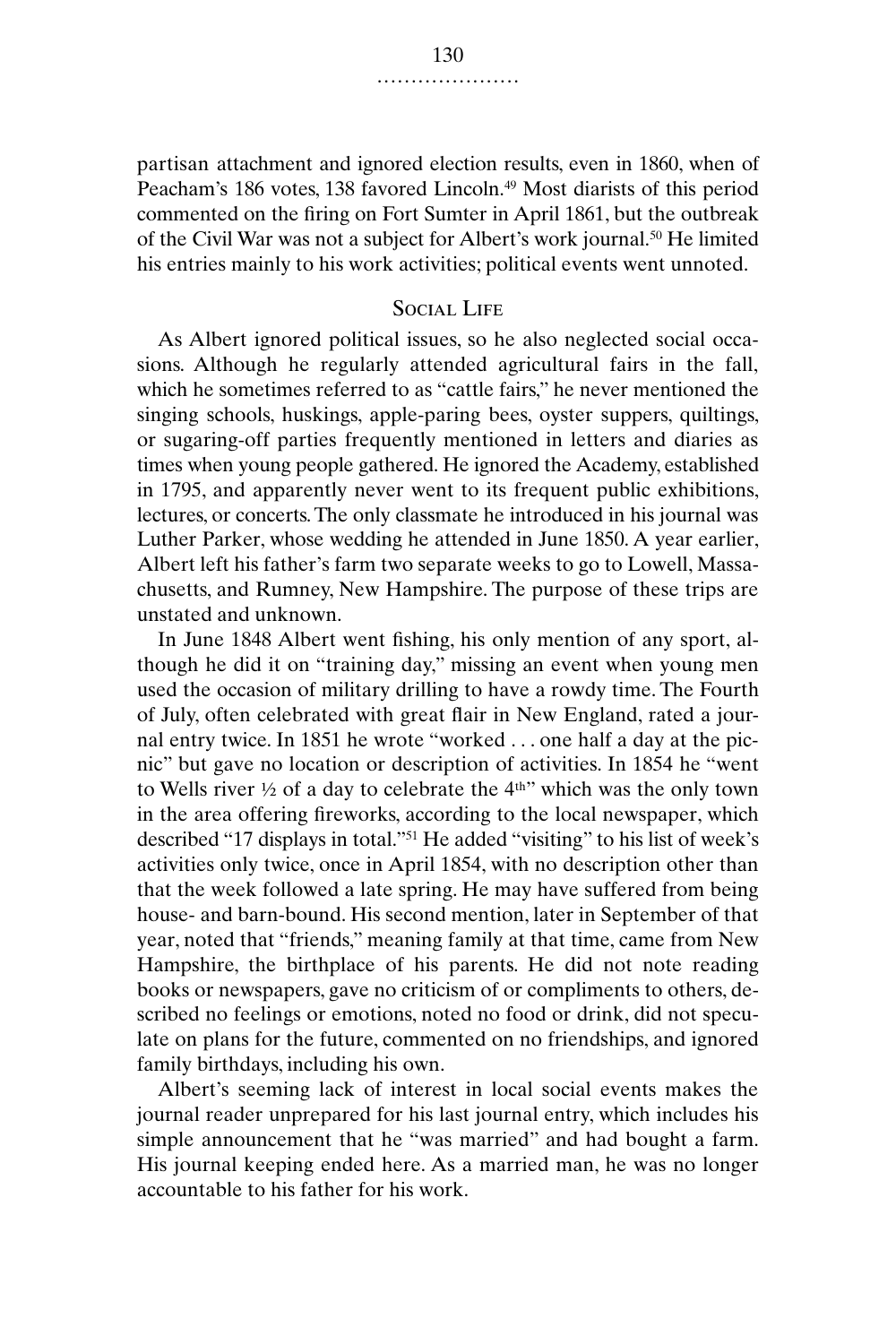partisan attachment and ignored election results, even in 1860, when of Peacham's 186 votes, 138 favored Lincoln.[49] Most diarists of this period commented on the firing on Fort Sumter in April 1861, but the outbreak of the Civil War was not a subject for Albert's work journal.[50] He limited his entries mainly to his work activities; political events went unnoted.

## Social Life

As Albert ignored political issues, so he also neglected social occasions. Although he regularly attended agricultural fairs in the fall, which he sometimes referred to as "cattle fairs," he never mentioned the singing schools, huskings, apple-paring bees, oyster suppers, quiltings, or sugaring-off parties frequently mentioned in letters and diaries as times when young people gathered. He ignored the Academy, established in 1795, and apparently never went to its frequent public exhibitions, lectures, or concerts. The only classmate he introduced in his journal was Luther Parker, whose wedding he attended in June 1850. A year earlier, Albert left his father's farm two separate weeks to go to Lowell, Massachusetts, and Rumney, New Hampshire. The purpose of these trips are unstated and unknown.

In June 1848 Albert went fishing, his only mention of any sport, although he did it on "training day," missing an event when young men used the occasion of military drilling to have a rowdy time. The Fourth of July, often celebrated with great flair in New England, rated a journal entry twice. In 1851 he wrote "worked . . . one half a day at the picnic" but gave no location or description of activities. In 1854 he "went to Wells river ½ of a day to celebrate the 4th" which was the only town in the area offering fireworks, according to the local newspaper, which described "17 displays in total."[51] He added "visiting" to his list of week's activities only twice, once in April 1854, with no description other than that the week followed a late spring. He may have suffered from being house- and barn-bound. His second mention, later in September of that year, noted that "friends," meaning family at that time, came from New Hampshire, the birthplace of his parents. He did not note reading books or newspapers, gave no criticism of or compliments to others, described no feelings or emotions, noted no food or drink, did not speculate on plans for the future, commented on no friendships, and ignored family birthdays, including his own.

Albert's seeming lack of interest in local social events makes the journal reader unprepared for his last journal entry, which includes his simple announcement that he "was married" and had bought a farm. His journal keeping ended here. As a married man, he was no longer accountable to his father for his work.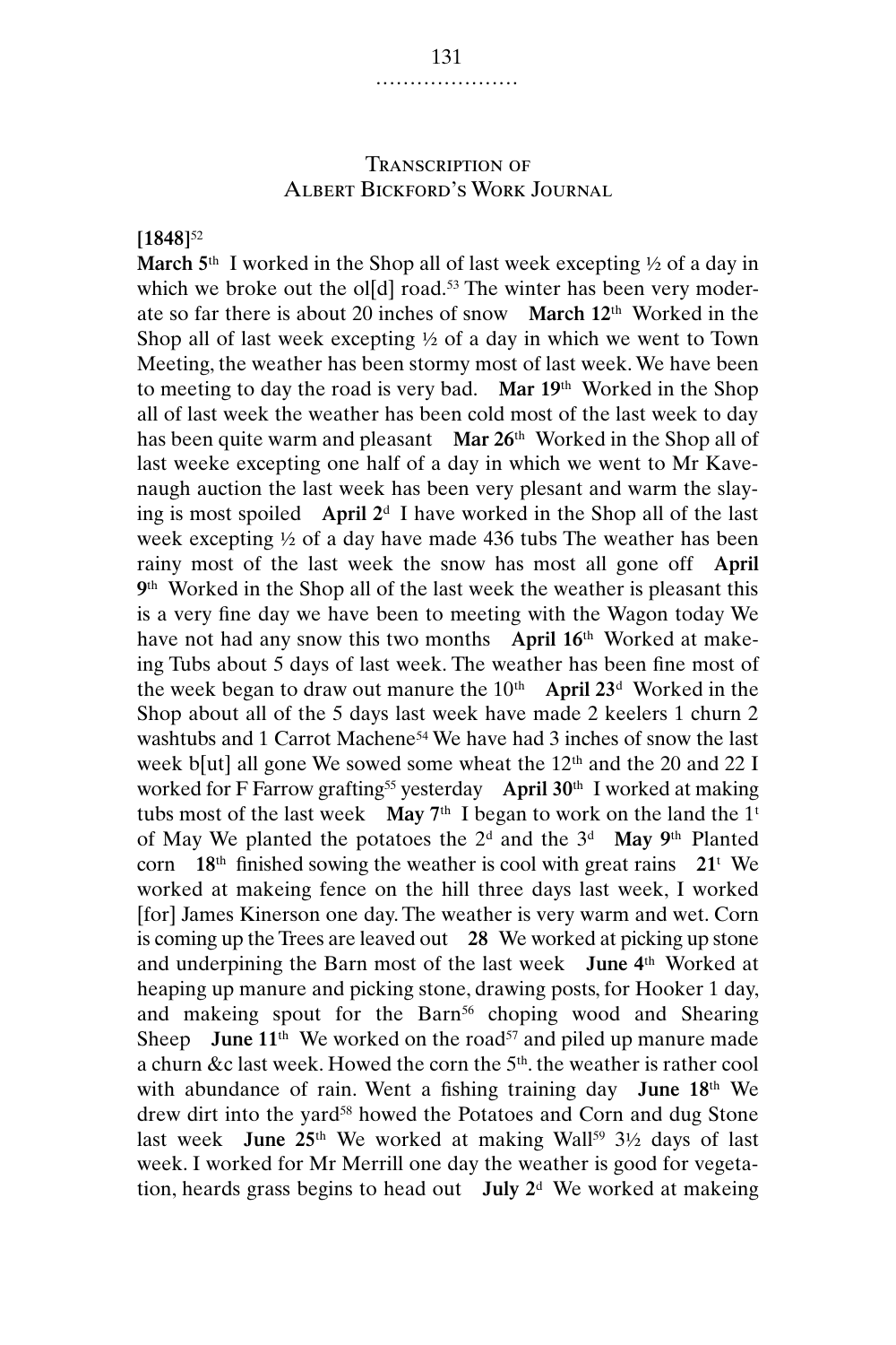## Transcription of Albert Bickford's Work Journal

**[1848]**[52]

**March 5th** I worked in the Shop all of last week excepting ½ of a day in which we broke out the ol[d] road.[53] The winter has been very moderate so far there is about 20 inches of snow **March 12th** Worked in the Shop all of last week excepting ½ of a day in which we went to Town Meeting, the weather has been stormy most of last week. We have been to meeting to day the road is very bad. **Mar 19th** Worked in the Shop all of last week the weather has been cold most of the last week to day has been quite warm and pleasant **Mar 26th** Worked in the Shop all of last weeke excepting one half of a day in which we went to Mr Kavenaugh auction the last week has been very plesant and warm the slaying is most spoiled **April 2d** I have worked in the Shop all of the last week excepting ½ of a day have made 436 tubs The weather has been rainy most of the last week the snow has most all gone off **April 9th** Worked in the Shop all of the last week the weather is pleasant this is a very fine day we have been to meeting with the Wagon today We have not had any snow this two months **April 16th** Worked at makeing Tubs about 5 days of last week. The weather has been fine most of the week began to draw out manure the 10th **April 23d** Worked in the Shop about all of the 5 days last week have made 2 keelers 1 churn 2 washtubs and 1 Carrot Machene[54] We have had 3 inches of snow the last week b[ut] all gone We sowed some wheat the 12th and the 20 and 22 I worked for F Farrow grafting[55] yesterday **April 30th** I worked at making tubs most of the last week **May 7th** I began to work on the land the 1t of May We planted the potatoes the 2d and the 3d **May 9th** Planted corn **18th** finished sowing the weather is cool with great rains **21t** We worked at makeing fence on the hill three days last week, I worked [for] James Kinerson one day. The weather is very warm and wet. Corn is coming up the Trees are leaved out **28** We worked at picking up stone and underpining the Barn most of the last week **June 4th** Worked at heaping up manure and picking stone, drawing posts, for Hooker 1 day, and makeing spout for the Barn[56] choping wood and Shearing Sheep **June 11th** We worked on the road[57] and piled up manure made a churn &c last week. Howed the corn the 5th. the weather is rather cool with abundance of rain. Went a fishing training day **June 18th** We drew dirt into the yard[58] howed the Potatoes and Corn and dug Stone last week **June 25th** We worked at making Wall[59] 3½ days of last week. I worked for Mr Merrill one day the weather is good for vegetation, heards grass begins to head out **July 2d** We worked at makeing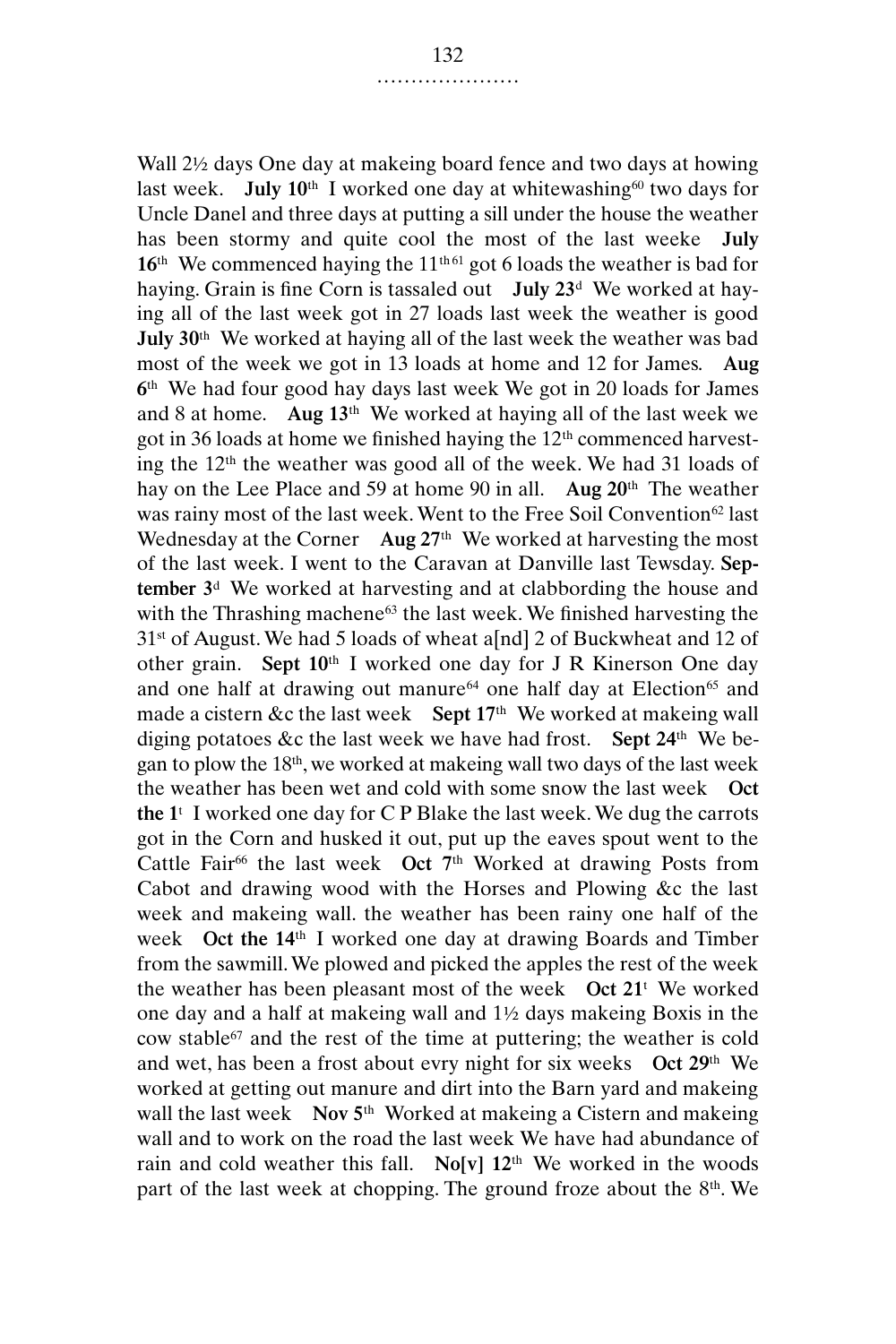Wall 2½ days One day at makeing board fence and two days at howing last week. **July 10**th I worked one day at whitewashing[60] two days for Uncle Danel and three days at putting a sill under the house the weather has been stormy and quite cool the most of the last weeke **July 16**th We commenced haying the 11th[61] got 6 loads the weather is bad for haying. Grain is fine Corn is tassaled out **July 23**d We worked at haying all of the last week got in 27 loads last week the weather is good **July 30**th We worked at haying all of the last week the weather was bad most of the week we got in 13 loads at home and 12 for James. **Aug 6**th We had four good hay days last week We got in 20 loads for James and 8 at home. **Aug 13**th We worked at haying all of the last week we got in 36 loads at home we finished haying the 12th commenced harvesting the 12th the weather was good all of the week. We had 31 loads of hay on the Lee Place and 59 at home 90 in all. **Aug 20**th The weather was rainy most of the last week. Went to the Free Soil Convention[62] last Wednesday at the Corner **Aug 27**th We worked at harvesting the most of the last week. I went to the Caravan at Danville last Tewsday. **September 3**d We worked at harvesting and at clabbording the house and with the Thrashing machene[63] the last week. We finished harvesting the 31st of August. We had 5 loads of wheat a[nd] 2 of Buckwheat and 12 of other grain. **Sept 10**th I worked one day for J R Kinerson One day and one half at drawing out manure[64] one half day at Election[65] and made a cistern &c the last week **Sept 17**th We worked at makeing wall diging potatoes &c the last week we have had frost. **Sept 24**th We began to plow the 18th, we worked at makeing wall two days of the last week the weather has been wet and cold with some snow the last week **Oct the 1**t I worked one day for C P Blake the last week. We dug the carrots got in the Corn and husked it out, put up the eaves spout went to the Cattle Fair[66] the last week **Oct 7**th Worked at drawing Posts from Cabot and drawing wood with the Horses and Plowing &c the last week and makeing wall. the weather has been rainy one half of the week **Oct the 14**th I worked one day at drawing Boards and Timber from the sawmill. We plowed and picked the apples the rest of the week the weather has been pleasant most of the week **Oct 21**t We worked one day and a half at makeing wall and 1½ days makeing Boxis in the cow stable[67] and the rest of the time at puttering; the weather is cold and wet, has been a frost about evry night for six weeks **Oct 29**th We worked at getting out manure and dirt into the Barn yard and makeing wall the last week **Nov 5**th Worked at makeing a Cistern and makeing wall and to work on the road the last week We have had abundance of rain and cold weather this fall. **No[v] 12**th We worked in the woods part of the last week at chopping. The ground froze about the 8th. We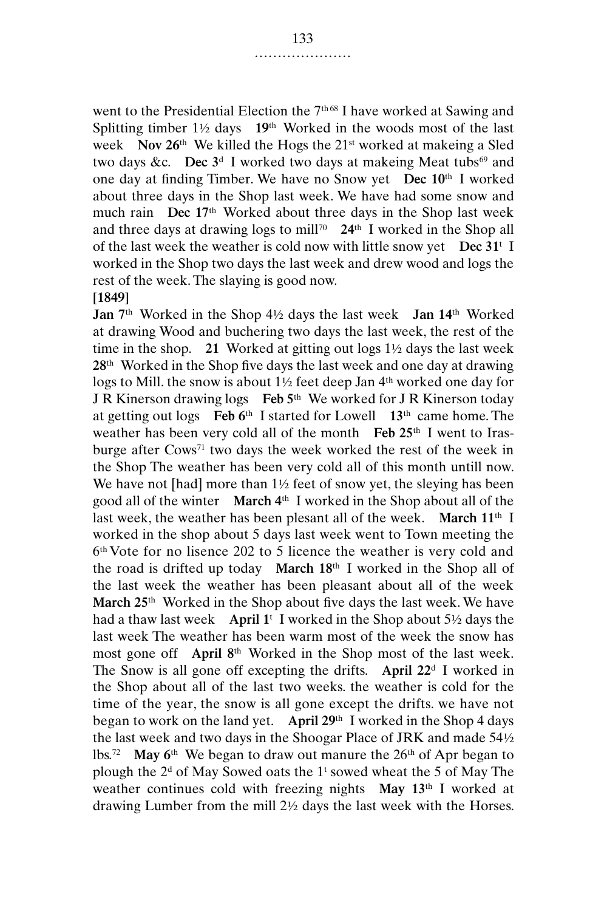went to the Presidential Election the 7th[68] I have worked at Sawing and Splitting timber 1½ days **19th** Worked in the woods most of the last week **Nov 26th** We killed the Hogs the 21st worked at makeing a Sled two days &c. **Dec 3d** I worked two days at makeing Meat tubs[69] and one day at finding Timber. We have no Snow yet **Dec 10th** I worked about three days in the Shop last week. We have had some snow and much rain **Dec 17th** Worked about three days in the Shop last week and three days at drawing logs to mill[70] **24th** I worked in the Shop all of the last week the weather is cold now with little snow yet **Dec 31t** I worked in the Shop two days the last week and drew wood and logs the rest of the week. The slaying is good now.

**[1849]**

**Jan 7th** Worked in the Shop 4½ days the last week **Jan 14th** Worked at drawing Wood and buchering two days the last week, the rest of the time in the shop. **21** Worked at gitting out logs 1½ days the last week **28th** Worked in the Shop five days the last week and one day at drawing logs to Mill. the snow is about 1½ feet deep Jan 4th worked one day for J R Kinerson drawing logs **Feb 5th** We worked for J R Kinerson today at getting out logs **Feb 6th** I started for Lowell **13th** came home. The weather has been very cold all of the month **Feb 25th** I went to Irasburge after Cows[71] two days the week worked the rest of the week in the Shop The weather has been very cold all of this month untill now. We have not [had] more than 1½ feet of snow yet, the sleying has been good all of the winter **March 4th** I worked in the Shop about all of the last week, the weather has been plesant all of the week. **March 11th** I worked in the shop about 5 days last week went to Town meeting the 6th Vote for no lisence 202 to 5 licence the weather is very cold and the road is drifted up today **March 18th** I worked in the Shop all of the last week the weather has been pleasant about all of the week **March 25th** Worked in the Shop about five days the last week. We have had a thaw last week **April 1t** I worked in the Shop about 5½ days the last week The weather has been warm most of the week the snow has most gone off **April 8th** Worked in the Shop most of the last week. The Snow is all gone off excepting the drifts. **April 22d** I worked in the Shop about all of the last two weeks. the weather is cold for the time of the year, the snow is all gone except the drifts. we have not began to work on the land yet. **April 29th** I worked in the Shop 4 days the last week and two days in the Shoogar Place of JRK and made 54½ lbs.[72] **May 6th** We began to draw out manure the 26th of Apr began to plough the 2d of May Sowed oats the 1t sowed wheat the 5 of May The weather continues cold with freezing nights **May 13th** I worked at drawing Lumber from the mill 2½ days the last week with the Horses.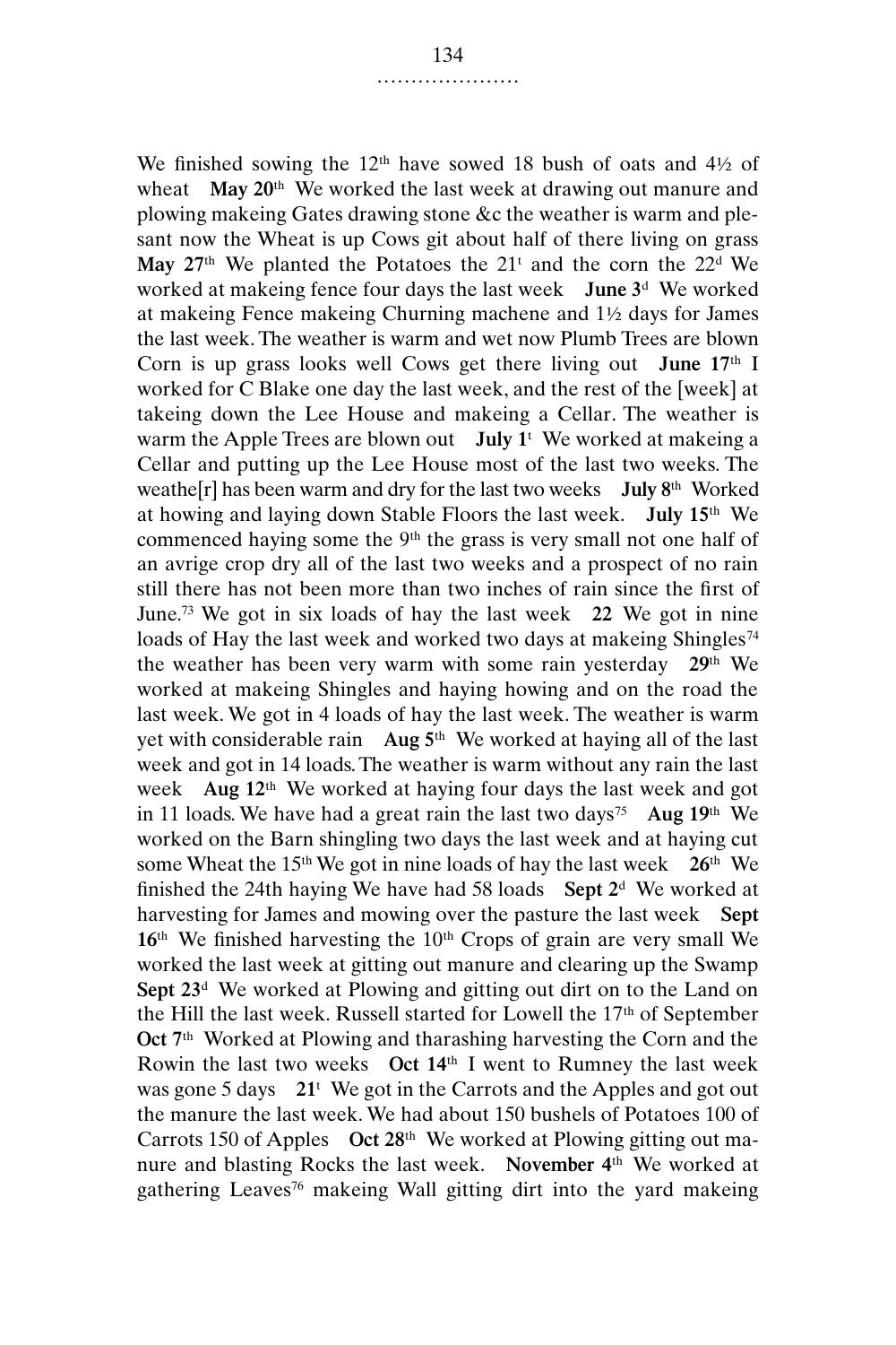We finished sowing the 12th have sowed 18 bush of oats and 4½ of wheat **May 20th** We worked the last week at drawing out manure and plowing makeing Gates drawing stone &c the weather is warm and plesant now the Wheat is up Cows git about half of there living on grass **May 27th** We planted the Potatoes the 21t and the corn the 22d We worked at makeing fence four days the last week **June 3d** We worked at makeing Fence makeing Churning machene and 1½ days for James the last week. The weather is warm and wet now Plumb Trees are blown Corn is up grass looks well Cows get there living out **June 17th** I worked for C Blake one day the last week, and the rest of the [week] at takeing down the Lee House and makeing a Cellar. The weather is warm the Apple Trees are blown out **July 1t** We worked at makeing a Cellar and putting up the Lee House most of the last two weeks. The weathe[r] has been warm and dry for the last two weeks **July 8th** Worked at howing and laying down Stable Floors the last week. **July 15th** We commenced haying some the 9th the grass is very small not one half of an avrige crop dry all of the last two weeks and a prospect of no rain still there has not been more than two inches of rain since the first of June.[73] We got in six loads of hay the last week **22** We got in nine loads of Hay the last week and worked two days at makeing Shingles[74] the weather has been very warm with some rain yesterday **29th** We worked at makeing Shingles and haying howing and on the road the last week. We got in 4 loads of hay the last week. The weather is warm yet with considerable rain **Aug 5th** We worked at haying all of the last week and got in 14 loads. The weather is warm without any rain the last week **Aug 12th** We worked at haying four days the last week and got in 11 loads. We have had a great rain the last two days[75] **Aug 19th** We worked on the Barn shingling two days the last week and at haying cut some Wheat the 15th We got in nine loads of hay the last week **26th** We finished the 24th haying We have had 58 loads **Sept 2d** We worked at harvesting for James and mowing over the pasture the last week **Sept 16th** We finished harvesting the 10th Crops of grain are very small We worked the last week at gitting out manure and clearing up the Swamp **Sept 23d** We worked at Plowing and gitting out dirt on to the Land on the Hill the last week. Russell started for Lowell the 17th of September **Oct 7th** Worked at Plowing and tharashing harvesting the Corn and the Rowin the last two weeks **Oct 14th** I went to Rumney the last week was gone 5 days **21t** We got in the Carrots and the Apples and got out the manure the last week. We had about 150 bushels of Potatoes 100 of Carrots 150 of Apples **Oct 28th** We worked at Plowing gitting out manure and blasting Rocks the last week. **November 4th** We worked at gathering Leaves[76] makeing Wall gitting dirt into the yard makeing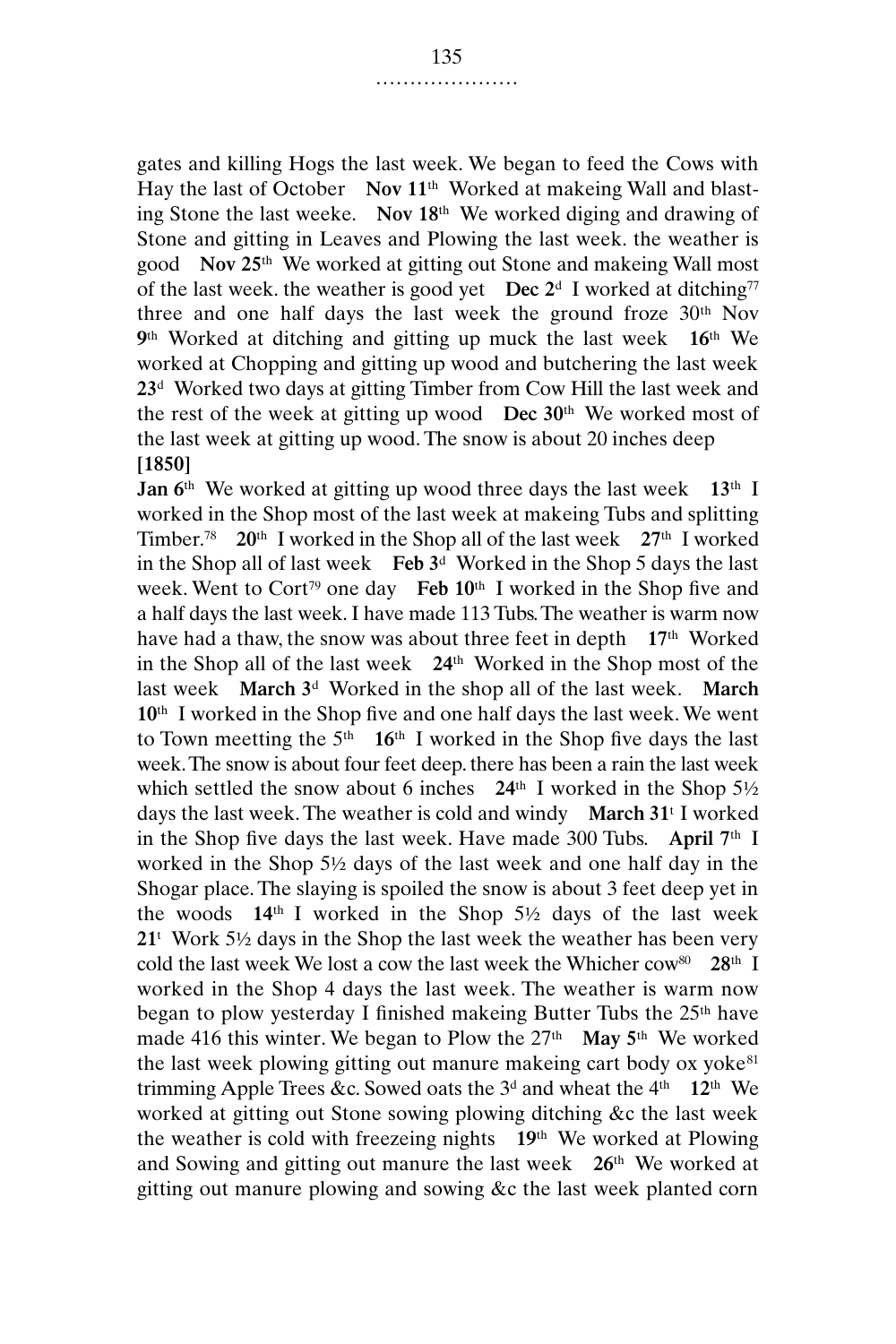gates and killing Hogs the last week. We began to feed the Cows with Hay the last of October **Nov 11**th Worked at makeing Wall and blasting Stone the last weeke. **Nov 18**th We worked diging and drawing of Stone and gitting in Leaves and Plowing the last week. the weather is good **Nov 25**th We worked at gitting out Stone and makeing Wall most of the last week. the weather is good yet **Dec 2**d I worked at ditching[77] three and one half days the last week the ground froze 30th Nov **9**th Worked at ditching and gitting up muck the last week **16**th We worked at Chopping and gitting up wood and butchering the last week **23**d Worked two days at gitting Timber from Cow Hill the last week and the rest of the week at gitting up wood **Dec 30**th We worked most of the last week at gitting up wood. The snow is about 20 inches deep

**[1850]**

**Jan 6**th We worked at gitting up wood three days the last week **13**th I worked in the Shop most of the last week at makeing Tubs and splitting Timber.[78] **20**th I worked in the Shop all of the last week **27**th I worked in the Shop all of last week **Feb 3**d Worked in the Shop 5 days the last week. Went to Cort[79] one day **Feb 10**th I worked in the Shop five and a half days the last week. I have made 113 Tubs. The weather is warm now have had a thaw, the snow was about three feet in depth **17**th Worked in the Shop all of the last week **24**th Worked in the Shop most of the last week **March 3**d Worked in the shop all of the last week. **March 10**th I worked in the Shop five and one half days the last week. We went to Town meetting the 5th **16**th I worked in the Shop five days the last week. The snow is about four feet deep. there has been a rain the last week which settled the snow about 6 inches **24**th I worked in the Shop 5½ days the last week. The weather is cold and windy **March 31**t I worked in the Shop five days the last week. Have made 300 Tubs. **April 7**th I worked in the Shop 5½ days of the last week and one half day in the Shogar place. The slaying is spoiled the snow is about 3 feet deep yet in the woods **14**th I worked in the Shop 5½ days of the last week **21**t Work 5½ days in the Shop the last week the weather has been very cold the last week We lost a cow the last week the Whicher cow[80] **28**th I worked in the Shop 4 days the last week. The weather is warm now began to plow yesterday I finished makeing Butter Tubs the 25th have made 416 this winter. We began to Plow the 27th **May 5**th We worked the last week plowing gitting out manure makeing cart body ox yoke[81] trimming Apple Trees &c. Sowed oats the 3d and wheat the 4th **12**th We worked at gitting out Stone sowing plowing ditching &c the last week the weather is cold with freezeing nights **19**th We worked at Plowing and Sowing and gitting out manure the last week **26**th We worked at gitting out manure plowing and sowing &c the last week planted corn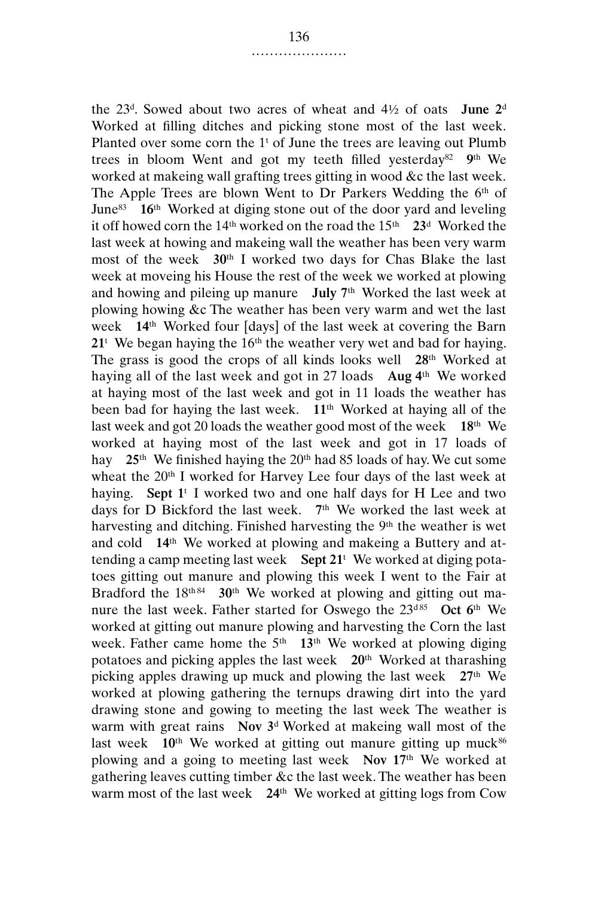the 23[d]. Sowed about two acres of wheat and 4½ of oats **June 2**[d] Worked at filling ditches and picking stone most of the last week. Planted over some corn the 1[t] of June the trees are leaving out Plumb trees in bloom Went and got my teeth filled yesterday[82] **9**[th] We worked at makeing wall grafting trees gitting in wood &c the last week. The Apple Trees are blown Went to Dr Parkers Wedding the 6[th] of June[83] **16**[th] Worked at diging stone out of the door yard and leveling it off howed corn the 14[th] worked on the road the 15[th] **23**[d] Worked the last week at howing and makeing wall the weather has been very warm most of the week **30**[th] I worked two days for Chas Blake the last week at moveing his House the rest of the week we worked at plowing and howing and pileing up manure **July 7**[th] Worked the last week at plowing howing &c The weather has been very warm and wet the last week **14**[th] Worked four [days] of the last week at covering the Barn **21**[t] We began haying the 16[th] the weather very wet and bad for haying. The grass is good the crops of all kinds looks well **28**[th] Worked at haying all of the last week and got in 27 loads **Aug 4**[th] We worked at haying most of the last week and got in 11 loads the weather has been bad for haying the last week. **11**[th] Worked at haying all of the last week and got 20 loads the weather good most of the week **18**[th] We worked at haying most of the last week and got in 17 loads of hay **25**[th] We finished haying the 20[th] had 85 loads of hay. We cut some wheat the 20[th] I worked for Harvey Lee four days of the last week at haying. **Sept 1**[t] I worked two and one half days for H Lee and two days for D Bickford the last week. **7**[th] We worked the last week at harvesting and ditching. Finished harvesting the 9[th] the weather is wet and cold **14**[th] We worked at plowing and makeing a Buttery and attending a camp meeting last week **Sept 21**[t] We worked at diging potatoes gitting out manure and plowing this week I went to the Fair at Bradford the 18[th][84] **30**[th] We worked at plowing and gitting out manure the last week. Father started for Oswego the 23[d][85] **Oct 6**[th] We worked at gitting out manure plowing and harvesting the Corn the last week. Father came home the 5[th] **13**[th] We worked at plowing diging potatoes and picking apples the last week **20**[th] Worked at tharashing picking apples drawing up muck and plowing the last week **27**[th] We worked at plowing gathering the ternups drawing dirt into the yard drawing stone and gowing to meeting the last week The weather is warm with great rains **Nov 3**[d] Worked at makeing wall most of the last week **10**[th] We worked at gitting out manure gitting up muck[86] plowing and a going to meeting last week **Nov 17**[th] We worked at gathering leaves cutting timber &c the last week. The weather has been warm most of the last week **24**[th] We worked at gitting logs from Cow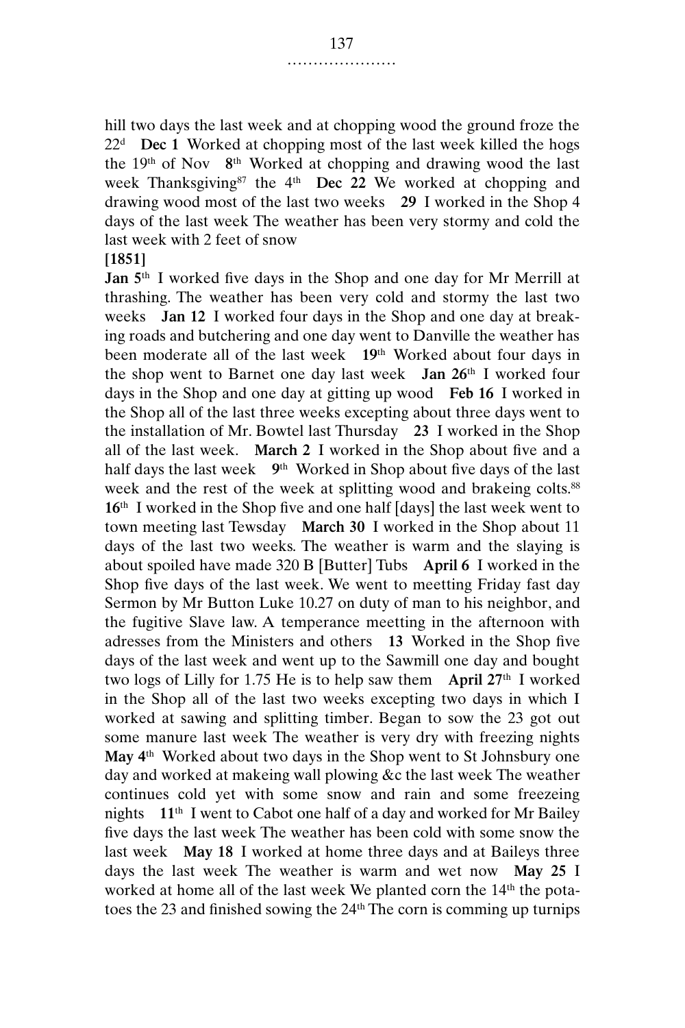hill two days the last week and at chopping wood the ground froze the 22d **Dec 1** Worked at chopping most of the last week killed the hogs the 19th of Nov **8th** Worked at chopping and drawing wood the last week Thanksgiving[87] the 4th **Dec 22** We worked at chopping and drawing wood most of the last two weeks **29** I worked in the Shop 4 days of the last week The weather has been very stormy and cold the last week with 2 feet of snow

**[1851]**

**Jan 5th** I worked five days in the Shop and one day for Mr Merrill at thrashing. The weather has been very cold and stormy the last two weeks **Jan 12** I worked four days in the Shop and one day at breaking roads and butchering and one day went to Danville the weather has been moderate all of the last week **19th** Worked about four days in the shop went to Barnet one day last week **Jan 26th** I worked four days in the Shop and one day at gitting up wood **Feb 16** I worked in the Shop all of the last three weeks excepting about three days went to the installation of Mr. Bowtel last Thursday **23** I worked in the Shop all of the last week. **March 2** I worked in the Shop about five and a half days the last week **9th** Worked in Shop about five days of the last week and the rest of the week at splitting wood and brakeing colts.[88] **16th** I worked in the Shop five and one half [days] the last week went to town meeting last Tewsday **March 30** I worked in the Shop about 11 days of the last two weeks. The weather is warm and the slaying is about spoiled have made 320 B [Butter] Tubs **April 6** I worked in the Shop five days of the last week. We went to meetting Friday fast day Sermon by Mr Button Luke 10.27 on duty of man to his neighbor, and the fugitive Slave law. A temperance meetting in the afternoon with adresses from the Ministers and others **13** Worked in the Shop five days of the last week and went up to the Sawmill one day and bought two logs of Lilly for 1.75 He is to help saw them **April 27th** I worked in the Shop all of the last two weeks excepting two days in which I worked at sawing and splitting timber. Began to sow the 23 got out some manure last week The weather is very dry with freezing nights **May 4th** Worked about two days in the Shop went to St Johnsbury one day and worked at makeing wall plowing &c the last week The weather continues cold yet with some snow and rain and some freezeing nights **11th** I went to Cabot one half of a day and worked for Mr Bailey five days the last week The weather has been cold with some snow the last week **May 18** I worked at home three days and at Baileys three days the last week The weather is warm and wet now **May 25** I worked at home all of the last week We planted corn the 14th the potatoes the 23 and finished sowing the 24th The corn is comming up turnips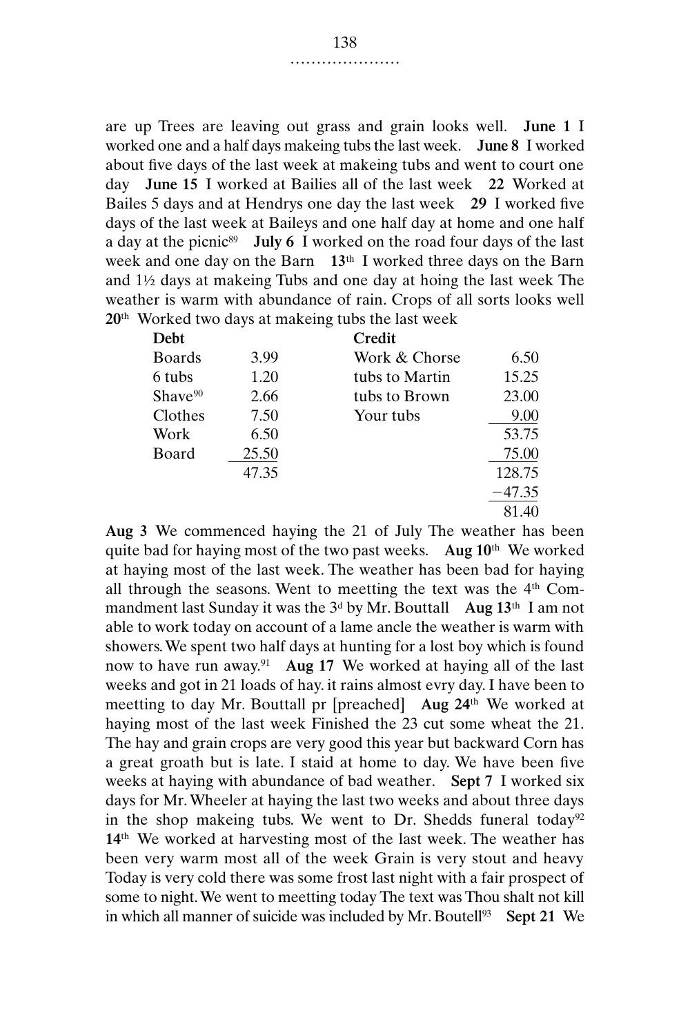are up Trees are leaving out grass and grain looks well. **June 1** I worked one and a half days makeing tubs the last week. **June 8** I worked about five days of the last week at makeing tubs and went to court one day **June 15** I worked at Bailies all of the last week **22** Worked at Bailes 5 days and at Hendrys one day the last week **29** I worked five days of the last week at Baileys and one half day at home and one half a day at the picnic[89] **July 6** I worked on the road four days of the last week and one day on the Barn **13**th I worked three days on the Barn and 1½ days at makeing Tubs and one day at hoing the last week The weather is warm with abundance of rain. Crops of all sorts looks well **20**th Worked two days at makeing tubs the last week

| **Debt** | | **Credit** | |
|---|---|---|---|
| Boards | 3.99 | Work & Chorse | 6.50 |
| 6 tubs | 1.20 | tubs to Martin | 15.25 |
| Shave[90] | 2.66 | tubs to Brown | 23.00 |
| Clothes | 7.50 | Your tubs | 9.00 |
| Work | 6.50 | | 53.75 |
| Board | 25.50 | | 75.00 |
| | 47.35 | | 128.75 |
| | | | −47.35 |
| | | | 81.40 |

**Aug 3** We commenced haying the 21 of July The weather has been quite bad for haying most of the two past weeks. **Aug 10**th We worked at haying most of the last week. The weather has been bad for haying all through the seasons. Went to meetting the text was the 4th Commandment last Sunday it was the 3d by Mr. Bouttall **Aug 13**th I am not able to work today on account of a lame ancle the weather is warm with showers. We spent two half days at hunting for a lost boy which is found now to have run away.[91] **Aug 17** We worked at haying all of the last weeks and got in 21 loads of hay. it rains almost evry day. I have been to meetting to day Mr. Bouttall pr [preached] **Aug 24**th We worked at haying most of the last week Finished the 23 cut some wheat the 21. The hay and grain crops are very good this year but backward Corn has a great groath but is late. I staid at home to day. We have been five weeks at haying with abundance of bad weather. **Sept 7** I worked six days for Mr. Wheeler at haying the last two weeks and about three days in the shop makeing tubs. We went to Dr. Shedds funeral today[92] **14**th We worked at harvesting most of the last week. The weather has been very warm most all of the week Grain is very stout and heavy Today is very cold there was some frost last night with a fair prospect of some to night. We went to meetting today The text was Thou shalt not kill in which all manner of suicide was included by Mr. Boutell[93] **Sept 21** We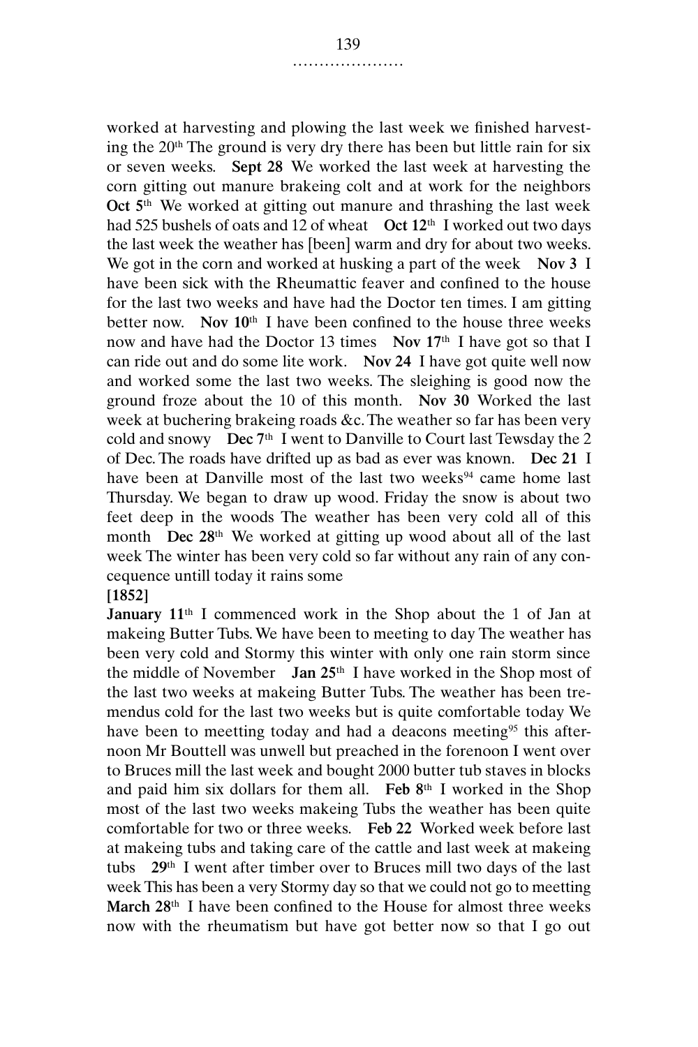worked at harvesting and plowing the last week we finished harvesting the 20th The ground is very dry there has been but little rain for six or seven weeks. **Sept 28** We worked the last week at harvesting the corn gitting out manure brakeing colt and at work for the neighbors **Oct 5th** We worked at gitting out manure and thrashing the last week had 525 bushels of oats and 12 of wheat **Oct 12th** I worked out two days the last week the weather has [been] warm and dry for about two weeks. We got in the corn and worked at husking a part of the week **Nov 3** I have been sick with the Rheumattic feaver and confined to the house for the last two weeks and have had the Doctor ten times. I am gitting better now. **Nov 10th** I have been confined to the house three weeks now and have had the Doctor 13 times **Nov 17th** I have got so that I can ride out and do some lite work. **Nov 24** I have got quite well now and worked some the last two weeks. The sleighing is good now the ground froze about the 10 of this month. **Nov 30** Worked the last week at buchering brakeing roads &c. The weather so far has been very cold and snowy **Dec 7th** I went to Danville to Court last Tewsday the 2 of Dec. The roads have drifted up as bad as ever was known. **Dec 21** I have been at Danville most of the last two weeks[94] came home last Thursday. We began to draw up wood. Friday the snow is about two feet deep in the woods The weather has been very cold all of this month **Dec 28th** We worked at gitting up wood about all of the last week The winter has been very cold so far without any rain of any concequence untill today it rains some

**[1852]**

**January 11th** I commenced work in the Shop about the 1 of Jan at makeing Butter Tubs. We have been to meeting to day The weather has been very cold and Stormy this winter with only one rain storm since the middle of November **Jan 25th** I have worked in the Shop most of the last two weeks at makeing Butter Tubs. The weather has been tremendus cold for the last two weeks but is quite comfortable today We have been to meetting today and had a deacons meeting[95] this afternoon Mr Bouttell was unwell but preached in the forenoon I went over to Bruces mill the last week and bought 2000 butter tub staves in blocks and paid him six dollars for them all. **Feb 8th** I worked in the Shop most of the last two weeks makeing Tubs the weather has been quite comfortable for two or three weeks. **Feb 22** Worked week before last at makeing tubs and taking care of the cattle and last week at makeing tubs **29th** I went after timber over to Bruces mill two days of the last week This has been a very Stormy day so that we could not go to meetting **March 28th** I have been confined to the House for almost three weeks now with the rheumatism but have got better now so that I go out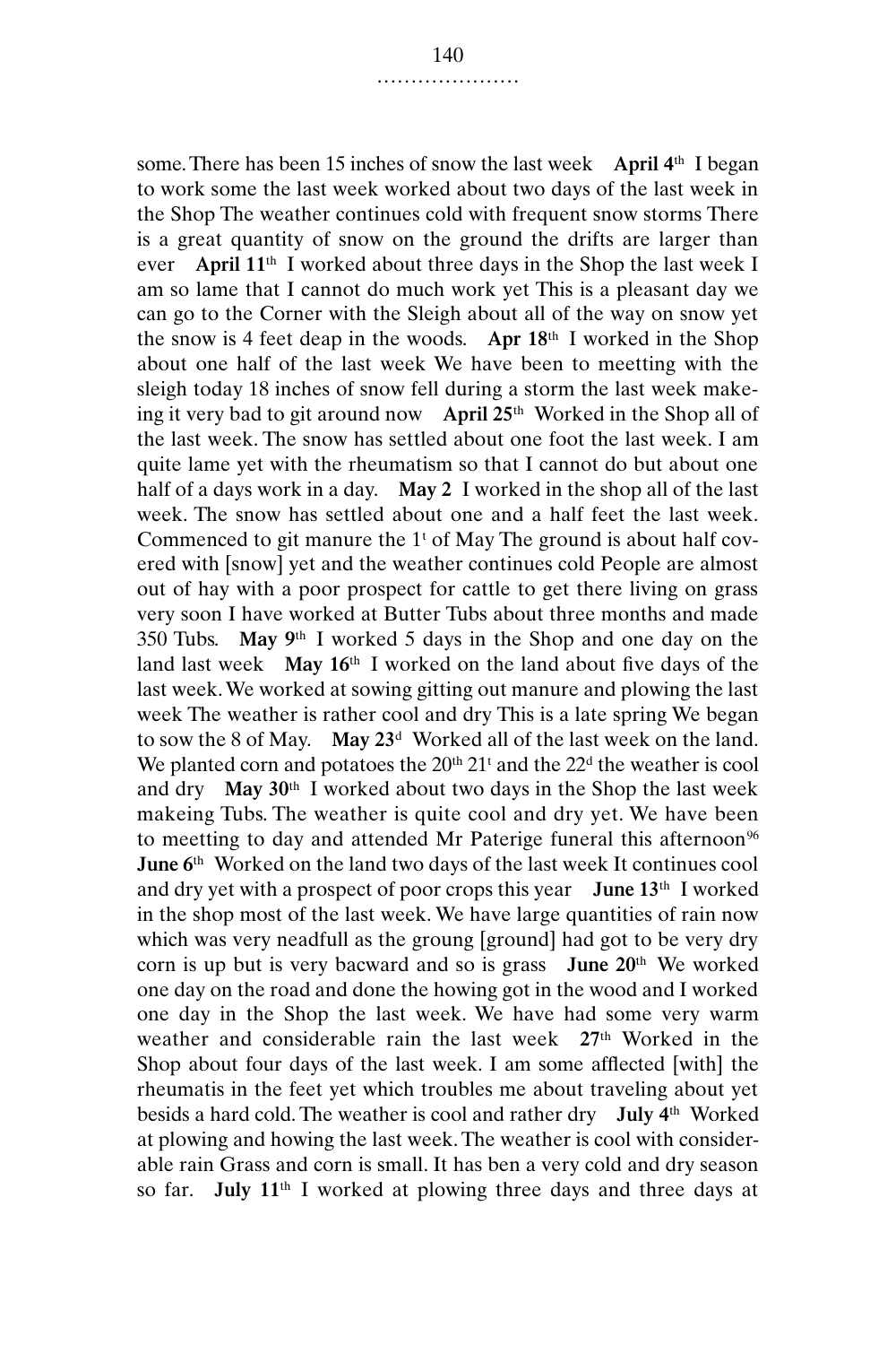some. There has been 15 inches of snow the last week **April 4th** I began to work some the last week worked about two days of the last week in the Shop The weather continues cold with frequent snow storms There is a great quantity of snow on the ground the drifts are larger than ever **April 11th** I worked about three days in the Shop the last week I am so lame that I cannot do much work yet This is a pleasant day we can go to the Corner with the Sleigh about all of the way on snow yet the snow is 4 feet deap in the woods. **Apr 18th** I worked in the Shop about one half of the last week We have been to meetting with the sleigh today 18 inches of snow fell during a storm the last week makeing it very bad to git around now **April 25th** Worked in the Shop all of the last week. The snow has settled about one foot the last week. I am quite lame yet with the rheumatism so that I cannot do but about one half of a days work in a day. **May 2** I worked in the shop all of the last week. The snow has settled about one and a half feet the last week. Commenced to git manure the 1t of May The ground is about half covered with [snow] yet and the weather continues cold People are almost out of hay with a poor prospect for cattle to get there living on grass very soon I have worked at Butter Tubs about three months and made 350 Tubs. **May 9th** I worked 5 days in the Shop and one day on the land last week **May 16th** I worked on the land about five days of the last week. We worked at sowing gitting out manure and plowing the last week The weather is rather cool and dry This is a late spring We began to sow the 8 of May. **May 23d** Worked all of the last week on the land. We planted corn and potatoes the 20th 21t and the 22d the weather is cool and dry **May 30th** I worked about two days in the Shop the last week makeing Tubs. The weather is quite cool and dry yet. We have been to meetting to day and attended Mr Paterige funeral this afternoon[96] **June 6th** Worked on the land two days of the last week It continues cool and dry yet with a prospect of poor crops this year **June 13th** I worked in the shop most of the last week. We have large quantities of rain now which was very neadfull as the groung [ground] had got to be very dry corn is up but is very bacward and so is grass **June 20th** We worked one day on the road and done the howing got in the wood and I worked one day in the Shop the last week. We have had some very warm weather and considerable rain the last week **27th** Worked in the Shop about four days of the last week. I am some afflected [with] the rheumatis in the feet yet which troubles me about traveling about yet besids a hard cold. The weather is cool and rather dry **July 4th** Worked at plowing and howing the last week. The weather is cool with considerable rain Grass and corn is small. It has ben a very cold and dry season so far. **July 11th** I worked at plowing three days and three days at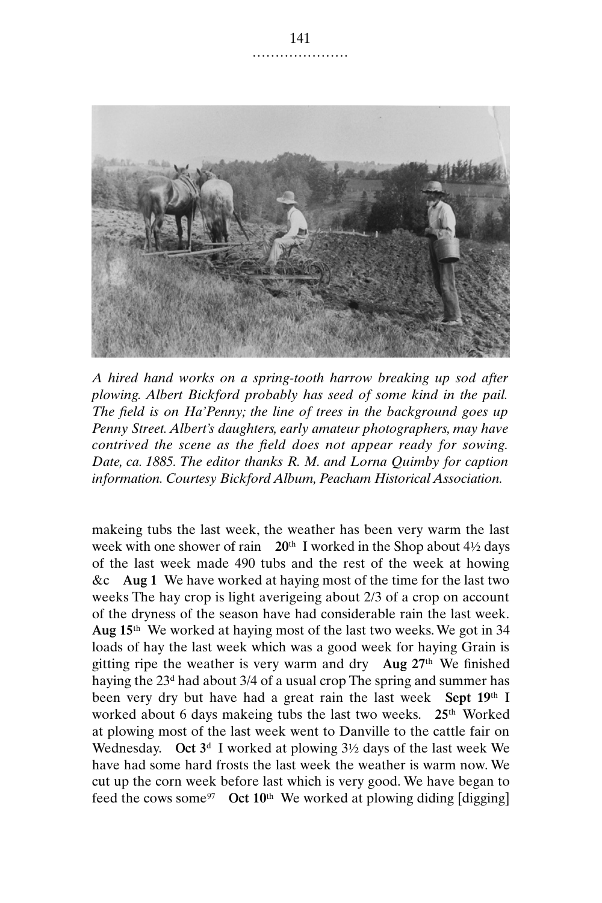*A hired hand works on a spring-tooth harrow breaking up sod after plowing. Albert Bickford probably has seed of some kind in the pail. The field is on Ha'Penny; the line of trees in the background goes up Penny Street. Albert's daughters, early amateur photographers, may have contrived the scene as the field does not appear ready for sowing. Date, ca. 1885. The editor thanks R. M. and Lorna Quimby for caption information. Courtesy Bickford Album, Peacham Historical Association.*

makeing tubs the last week, the weather has been very warm the last week with one shower of rain **20th** I worked in the Shop about 4½ days of the last week made 490 tubs and the rest of the week at howing &c **Aug 1** We have worked at haying most of the time for the last two weeks The hay crop is light averigeing about 2/3 of a crop on account of the dryness of the season have had considerable rain the last week. **Aug 15th** We worked at haying most of the last two weeks. We got in 34 loads of hay the last week which was a good week for haying Grain is gitting ripe the weather is very warm and dry **Aug 27th** We finished haying the 23d had about 3/4 of a usual crop The spring and summer has been very dry but have had a great rain the last week **Sept 19th** I worked about 6 days makeing tubs the last two weeks. **25th** Worked at plowing most of the last week went to Danville to the cattle fair on Wednesday. **Oct 3d** I worked at plowing 3½ days of the last week We have had some hard frosts the last week the weather is warm now. We cut up the corn week before last which is very good. We have began to feed the cows some[97] **Oct 10th** We worked at plowing diding [digging]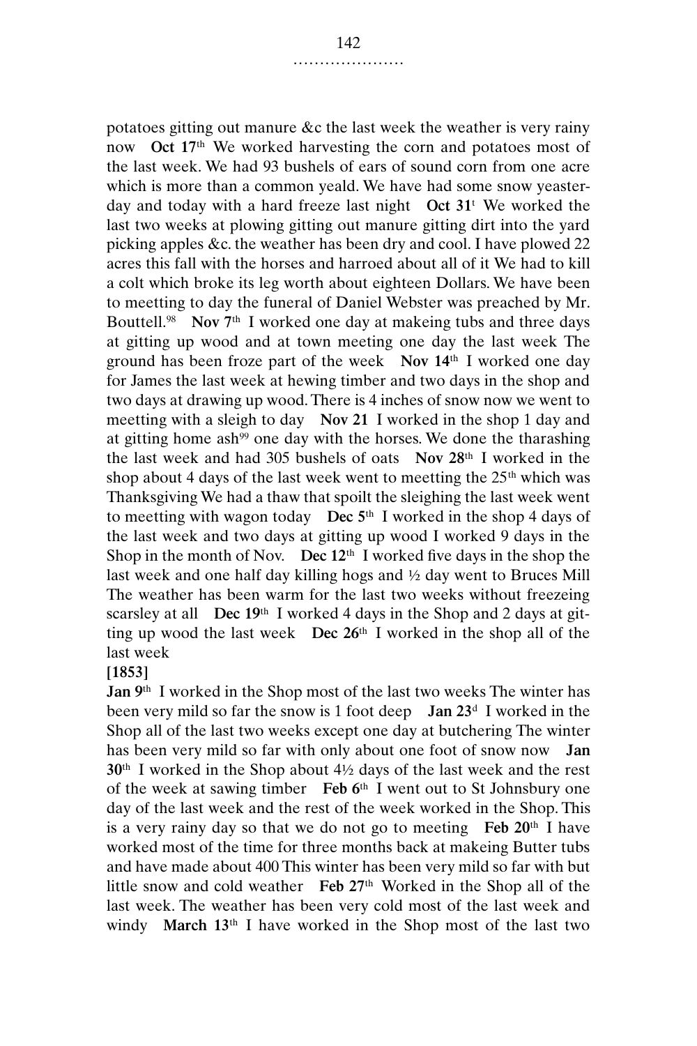potatoes gitting out manure &c the last week the weather is very rainy now **Oct 17th** We worked harvesting the corn and potatoes most of the last week. We had 93 bushels of ears of sound corn from one acre which is more than a common yeald. We have had some snow yeasterday and today with a hard freeze last night **Oct 31t** We worked the last two weeks at plowing gitting out manure gitting dirt into the yard picking apples &c. the weather has been dry and cool. I have plowed 22 acres this fall with the horses and harroed about all of it We had to kill a colt which broke its leg worth about eighteen Dollars. We have been to meetting to day the funeral of Daniel Webster was preached by Mr. Bouttell.[98] **Nov 7th** I worked one day at makeing tubs and three days at gitting up wood and at town meeting one day the last week The ground has been froze part of the week **Nov 14th** I worked one day for James the last week at hewing timber and two days in the shop and two days at drawing up wood. There is 4 inches of snow now we went to meetting with a sleigh to day **Nov 21** I worked in the shop 1 day and at gitting home ash[99] one day with the horses. We done the tharashing the last week and had 305 bushels of oats **Nov 28th** I worked in the shop about 4 days of the last week went to meetting the 25th which was Thanksgiving We had a thaw that spoilt the sleighing the last week went to meetting with wagon today **Dec 5th** I worked in the shop 4 days of the last week and two days at gitting up wood I worked 9 days in the Shop in the month of Nov. **Dec 12th** I worked five days in the shop the last week and one half day killing hogs and ½ day went to Bruces Mill The weather has been warm for the last two weeks without freezeing scarsley at all **Dec 19th** I worked 4 days in the Shop and 2 days at gitting up wood the last week **Dec 26th** I worked in the shop all of the last week

**[1853]**

**Jan 9th** I worked in the Shop most of the last two weeks The winter has been very mild so far the snow is 1 foot deep **Jan 23d** I worked in the Shop all of the last two weeks except one day at butchering The winter has been very mild so far with only about one foot of snow now **Jan 30th** I worked in the Shop about 4½ days of the last week and the rest of the week at sawing timber **Feb 6th** I went out to St Johnsbury one day of the last week and the rest of the week worked in the Shop. This is a very rainy day so that we do not go to meeting **Feb 20th** I have worked most of the time for three months back at makeing Butter tubs and have made about 400 This winter has been very mild so far with but little snow and cold weather **Feb 27th** Worked in the Shop all of the last week. The weather has been very cold most of the last week and windy **March 13th** I have worked in the Shop most of the last two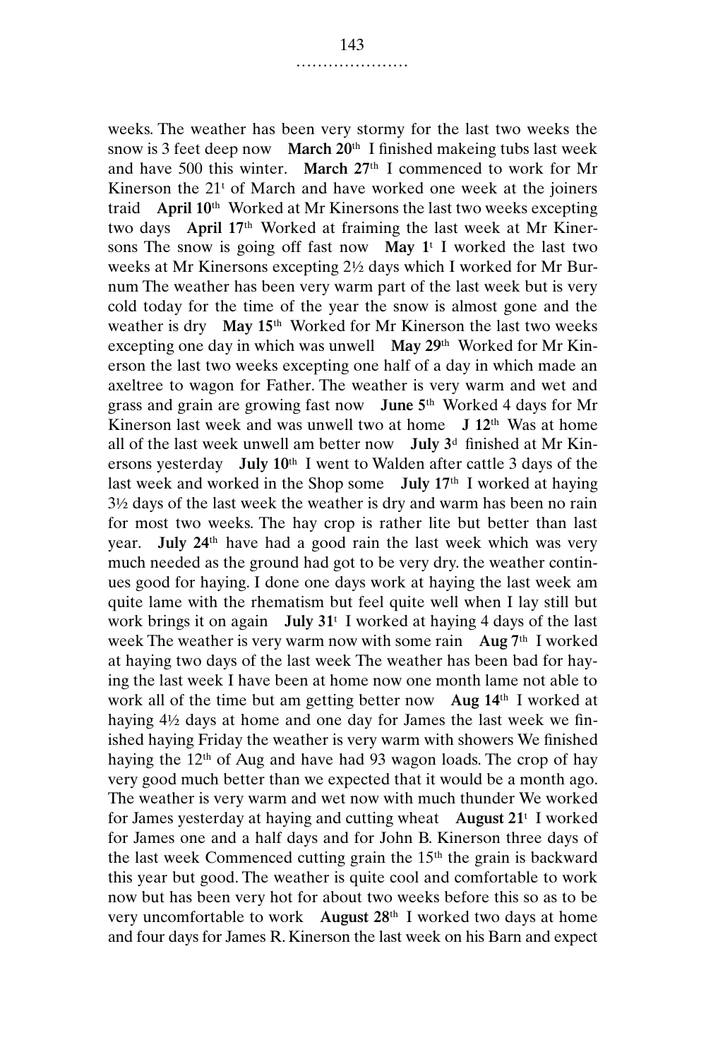weeks. The weather has been very stormy for the last two weeks the snow is 3 feet deep now **March 20th** I finished makeing tubs last week and have 500 this winter. **March 27th** I commenced to work for Mr Kinerson the 21t of March and have worked one week at the joiners traid **April 10th** Worked at Mr Kinersons the last two weeks excepting two days **April 17th** Worked at fraiming the last week at Mr Kinersons The snow is going off fast now **May 1t** I worked the last two weeks at Mr Kinersons excepting 2½ days which I worked for Mr Burnum The weather has been very warm part of the last week but is very cold today for the time of the year the snow is almost gone and the weather is dry **May 15th** Worked for Mr Kinerson the last two weeks excepting one day in which was unwell **May 29th** Worked for Mr Kinerson the last two weeks excepting one half of a day in which made an axeltree to wagon for Father. The weather is very warm and wet and grass and grain are growing fast now **June 5th** Worked 4 days for Mr Kinerson last week and was unwell two at home **J 12th** Was at home all of the last week unwell am better now **July 3d** finished at Mr Kinersons yesterday **July 10th** I went to Walden after cattle 3 days of the last week and worked in the Shop some **July 17th** I worked at haying 3½ days of the last week the weather is dry and warm has been no rain for most two weeks. The hay crop is rather lite but better than last year. **July 24th** have had a good rain the last week which was very much needed as the ground had got to be very dry. the weather continues good for haying. I done one days work at haying the last week am quite lame with the rhematism but feel quite well when I lay still but work brings it on again **July 31t** I worked at haying 4 days of the last week The weather is very warm now with some rain **Aug 7th** I worked at haying two days of the last week The weather has been bad for haying the last week I have been at home now one month lame not able to work all of the time but am getting better now **Aug 14th** I worked at haying 4½ days at home and one day for James the last week we finished haying Friday the weather is very warm with showers We finished haying the 12th of Aug and have had 93 wagon loads. The crop of hay very good much better than we expected that it would be a month ago. The weather is very warm and wet now with much thunder We worked for James yesterday at haying and cutting wheat **August 21t** I worked for James one and a half days and for John B. Kinerson three days of the last week Commenced cutting grain the 15th the grain is backward this year but good. The weather is quite cool and comfortable to work now but has been very hot for about two weeks before this so as to be very uncomfortable to work **August 28th** I worked two days at home and four days for James R. Kinerson the last week on his Barn and expect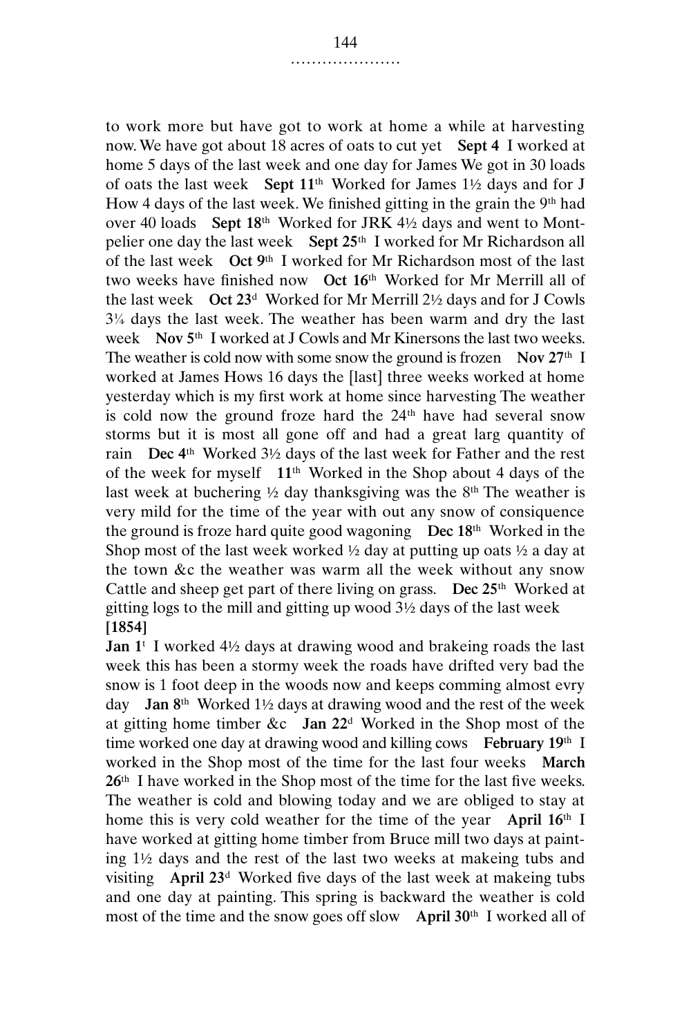to work more but have got to work at home a while at harvesting now. We have got about 18 acres of oats to cut yet **Sept 4** I worked at home 5 days of the last week and one day for James We got in 30 loads of oats the last week **Sept 11**th Worked for James 1½ days and for J How 4 days of the last week. We finished gitting in the grain the 9th had over 40 loads **Sept 18**th Worked for JRK 4½ days and went to Montpelier one day the last week **Sept 25**th I worked for Mr Richardson all of the last week **Oct 9**th I worked for Mr Richardson most of the last two weeks have finished now **Oct 16**th Worked for Mr Merrill all of the last week **Oct 23**d Worked for Mr Merrill 2½ days and for J Cowls 3¼ days the last week. The weather has been warm and dry the last week **Nov 5**th I worked at J Cowls and Mr Kinersons the last two weeks. The weather is cold now with some snow the ground is frozen **Nov 27**th I worked at James Hows 16 days the [last] three weeks worked at home yesterday which is my first work at home since harvesting The weather is cold now the ground froze hard the 24th have had several snow storms but it is most all gone off and had a great larg quantity of rain **Dec 4**th Worked 3½ days of the last week for Father and the rest of the week for myself **11**th Worked in the Shop about 4 days of the last week at buchering ½ day thanksgiving was the 8th The weather is very mild for the time of the year with out any snow of consiquence the ground is froze hard quite good wagoning **Dec 18**th Worked in the Shop most of the last week worked ½ day at putting up oats ½ a day at the town &c the weather was warm all the week without any snow Cattle and sheep get part of there living on grass. **Dec 25**th Worked at gitting logs to the mill and gitting up wood 3½ days of the last week

**[1854]**

**Jan 1**t I worked 4½ days at drawing wood and brakeing roads the last week this has been a stormy week the roads have drifted very bad the snow is 1 foot deep in the woods now and keeps comming almost evry day **Jan 8**th Worked 1½ days at drawing wood and the rest of the week at gitting home timber &c **Jan 22**d Worked in the Shop most of the time worked one day at drawing wood and killing cows **February 19**th I worked in the Shop most of the time for the last four weeks **March 26**th I have worked in the Shop most of the time for the last five weeks. The weather is cold and blowing today and we are obliged to stay at home this is very cold weather for the time of the year **April 16**th I have worked at gitting home timber from Bruce mill two days at painting 1½ days and the rest of the last two weeks at makeing tubs and visiting **April 23**d Worked five days of the last week at makeing tubs and one day at painting. This spring is backward the weather is cold most of the time and the snow goes off slow **April 30**th I worked all of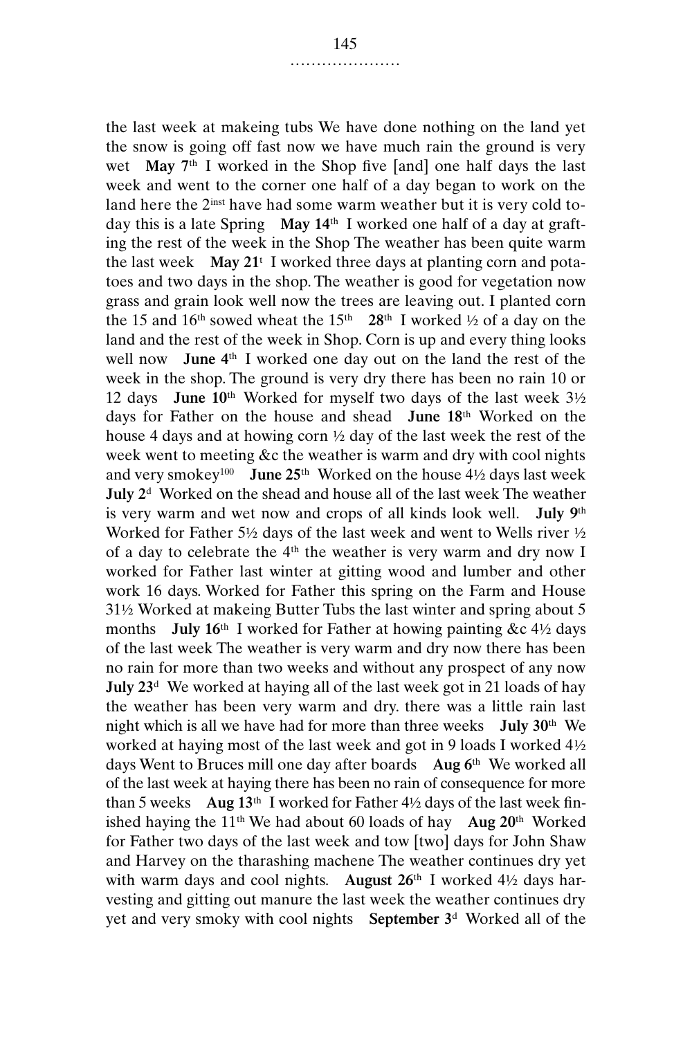the last week at makeing tubs We have done nothing on the land yet the snow is going off fast now we have much rain the ground is very wet **May 7**th I worked in the Shop five [and] one half days the last week and went to the corner one half of a day began to work on the land here the 2inst have had some warm weather but it is very cold to-day this is a late Spring **May 14**th I worked one half of a day at grafting the rest of the week in the Shop The weather has been quite warm the last week **May 21**t I worked three days at planting corn and potatoes and two days in the shop. The weather is good for vegetation now grass and grain look well now the trees are leaving out. I planted corn the 15 and 16th sowed wheat the 15th **28**th I worked ½ of a day on the land and the rest of the week in Shop. Corn is up and every thing looks well now **June 4**th I worked one day out on the land the rest of the week in the shop. The ground is very dry there has been no rain 10 or 12 days **June 10**th Worked for myself two days of the last week 3½ days for Father on the house and shead **June 18**th Worked on the house 4 days and at howing corn ½ day of the last week the rest of the week went to meeting &c the weather is warm and dry with cool nights and very smokey[100] **June 25**th Worked on the house 4½ days last week **July 2**d Worked on the shead and house all of the last week The weather is very warm and wet now and crops of all kinds look well. **July 9**th Worked for Father 5½ days of the last week and went to Wells river ½ of a day to celebrate the 4th the weather is very warm and dry now I worked for Father last winter at gitting wood and lumber and other work 16 days. Worked for Father this spring on the Farm and House 31½ Worked at makeing Butter Tubs the last winter and spring about 5 months **July 16**th I worked for Father at howing painting &c 4½ days of the last week The weather is very warm and dry now there has been no rain for more than two weeks and without any prospect of any now **July 23**d We worked at haying all of the last week got in 21 loads of hay the weather has been very warm and dry. there was a little rain last night which is all we have had for more than three weeks **July 30**th We worked at haying most of the last week and got in 9 loads I worked 4½ days Went to Bruces mill one day after boards **Aug 6**th We worked all of the last week at haying there has been no rain of consequence for more than 5 weeks **Aug 13**th I worked for Father 4½ days of the last week finished haying the 11th We had about 60 loads of hay **Aug 20**th Worked for Father two days of the last week and tow [two] days for John Shaw and Harvey on the tharashing machene The weather continues dry yet with warm days and cool nights. **August 26**th I worked 4½ days harvesting and gitting out manure the last week the weather continues dry yet and very smoky with cool nights **September 3**d Worked all of the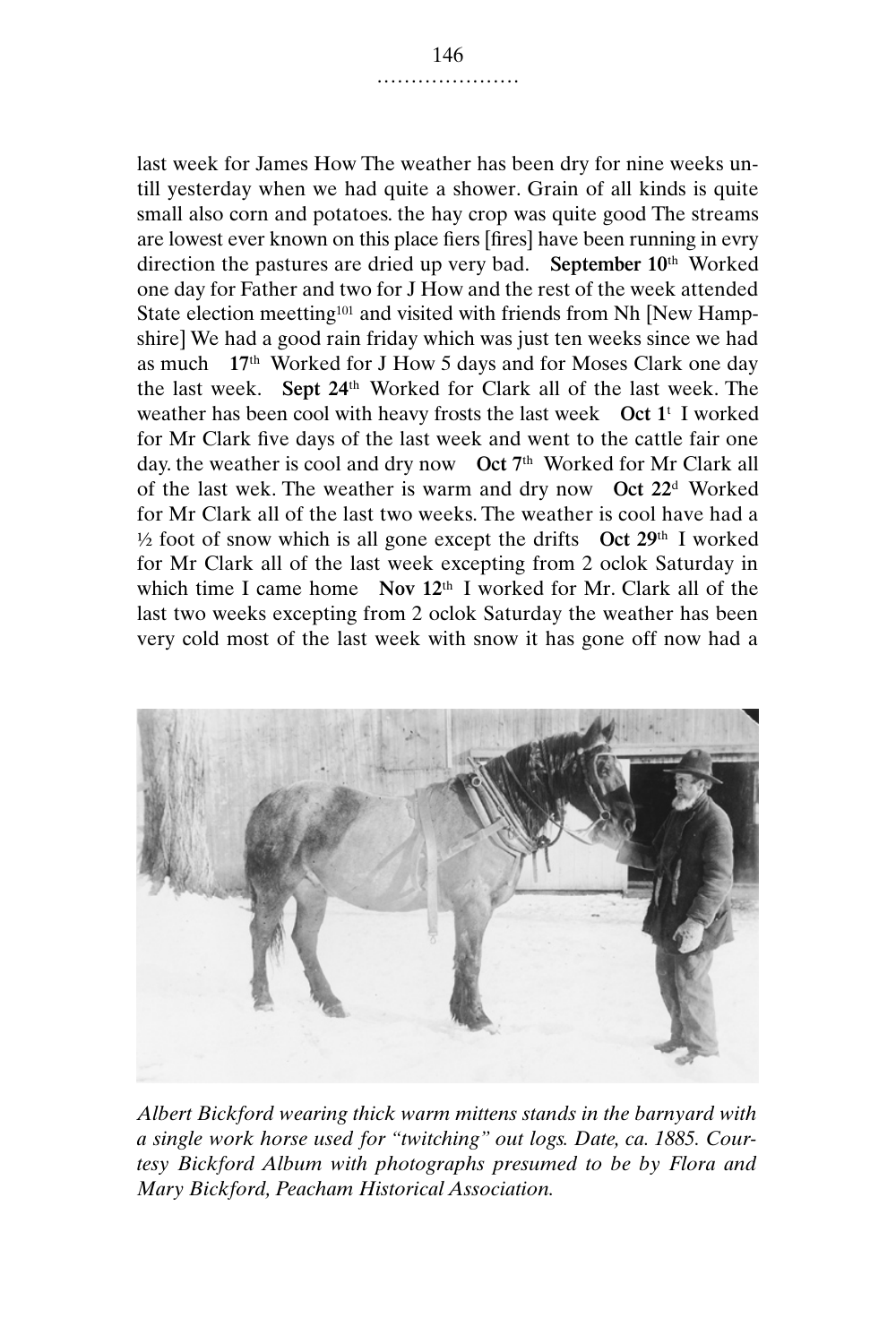last week for James How The weather has been dry for nine weeks untill yesterday when we had quite a shower. Grain of all kinds is quite small also corn and potatoes. the hay crop was quite good The streams are lowest ever known on this place fiers [fires] have been running in evry direction the pastures are dried up very bad. **September 10th** Worked one day for Father and two for J How and the rest of the week attended State election meetting[101] and visited with friends from Nh [New Hampshire] We had a good rain friday which was just ten weeks since we had as much **17th** Worked for J How 5 days and for Moses Clark one day the last week. **Sept 24th** Worked for Clark all of the last week. The weather has been cool with heavy frosts the last week **Oct 1t** I worked for Mr Clark five days of the last week and went to the cattle fair one day. the weather is cool and dry now **Oct 7th** Worked for Mr Clark all of the last wek. The weather is warm and dry now **Oct 22d** Worked for Mr Clark all of the last two weeks. The weather is cool have had a ½ foot of snow which is all gone except the drifts **Oct 29th** I worked for Mr Clark all of the last week excepting from 2 oclok Saturday in which time I came home **Nov 12th** I worked for Mr. Clark all of the last two weeks excepting from 2 oclok Saturday the weather has been very cold most of the last week with snow it has gone off now had a

*Albert Bickford wearing thick warm mittens stands in the barnyard with a single work horse used for "twitching" out logs. Date, ca. 1885. Courtesy Bickford Album with photographs presumed to be by Flora and Mary Bickford, Peacham Historical Association.*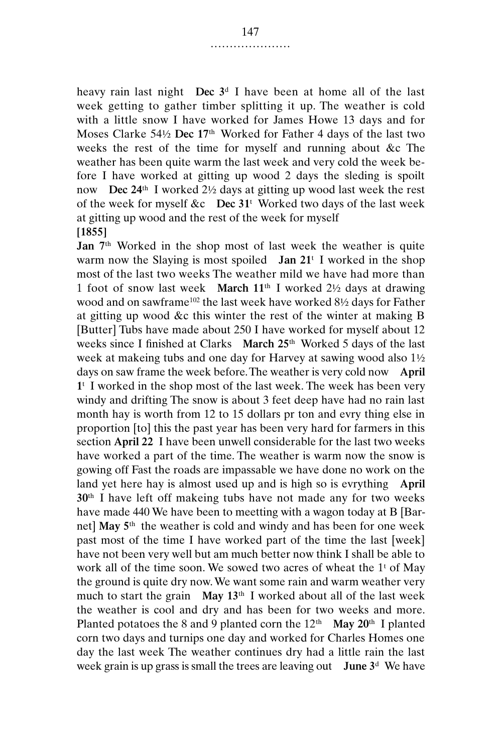heavy rain last night **Dec 3**d I have been at home all of the last week getting to gather timber splitting it up. The weather is cold with a little snow I have worked for James Howe 13 days and for Moses Clarke 54½ **Dec 17**th Worked for Father 4 days of the last two weeks the rest of the time for myself and running about &c The weather has been quite warm the last week and very cold the week before I have worked at gitting up wood 2 days the sleding is spoilt now **Dec 24**th I worked 2½ days at gitting up wood last week the rest of the week for myself &c **Dec 31**t Worked two days of the last week at gitting up wood and the rest of the week for myself

**[1855]**

**Jan 7**th Worked in the shop most of last week the weather is quite warm now the Slaying is most spoiled **Jan 21**t I worked in the shop most of the last two weeks The weather mild we have had more than 1 foot of snow last week **March 11**th I worked 2½ days at drawing wood and on sawframe[102] the last week have worked 8½ days for Father at gitting up wood &c this winter the rest of the winter at making B [Butter] Tubs have made about 250 I have worked for myself about 12 weeks since I finished at Clarks **March 25**th Worked 5 days of the last week at makeing tubs and one day for Harvey at sawing wood also 1½ days on saw frame the week before. The weather is very cold now **April 1**t I worked in the shop most of the last week. The week has been very windy and drifting The snow is about 3 feet deep have had no rain last month hay is worth from 12 to 15 dollars pr ton and evry thing else in proportion [to] this the past year has been very hard for farmers in this section **April 22** I have been unwell considerable for the last two weeks have worked a part of the time. The weather is warm now the snow is gowing off Fast the roads are impassable we have done no work on the land yet here hay is almost used up and is high so is evrything **April 30**th I have left off makeing tubs have not made any for two weeks have made 440 We have been to meetting with a wagon today at B [Barnet] **May 5**th the weather is cold and windy and has been for one week past most of the time I have worked part of the time the last [week] have not been very well but am much better now think I shall be able to work all of the time soon. We sowed two acres of wheat the 1t of May the ground is quite dry now. We want some rain and warm weather very much to start the grain **May 13**th I worked about all of the last week the weather is cool and dry and has been for two weeks and more. Planted potatoes the 8 and 9 planted corn the 12th **May 20**th I planted corn two days and turnips one day and worked for Charles Homes one day the last week The weather continues dry had a little rain the last week grain is up grass is small the trees are leaving out **June 3**d We have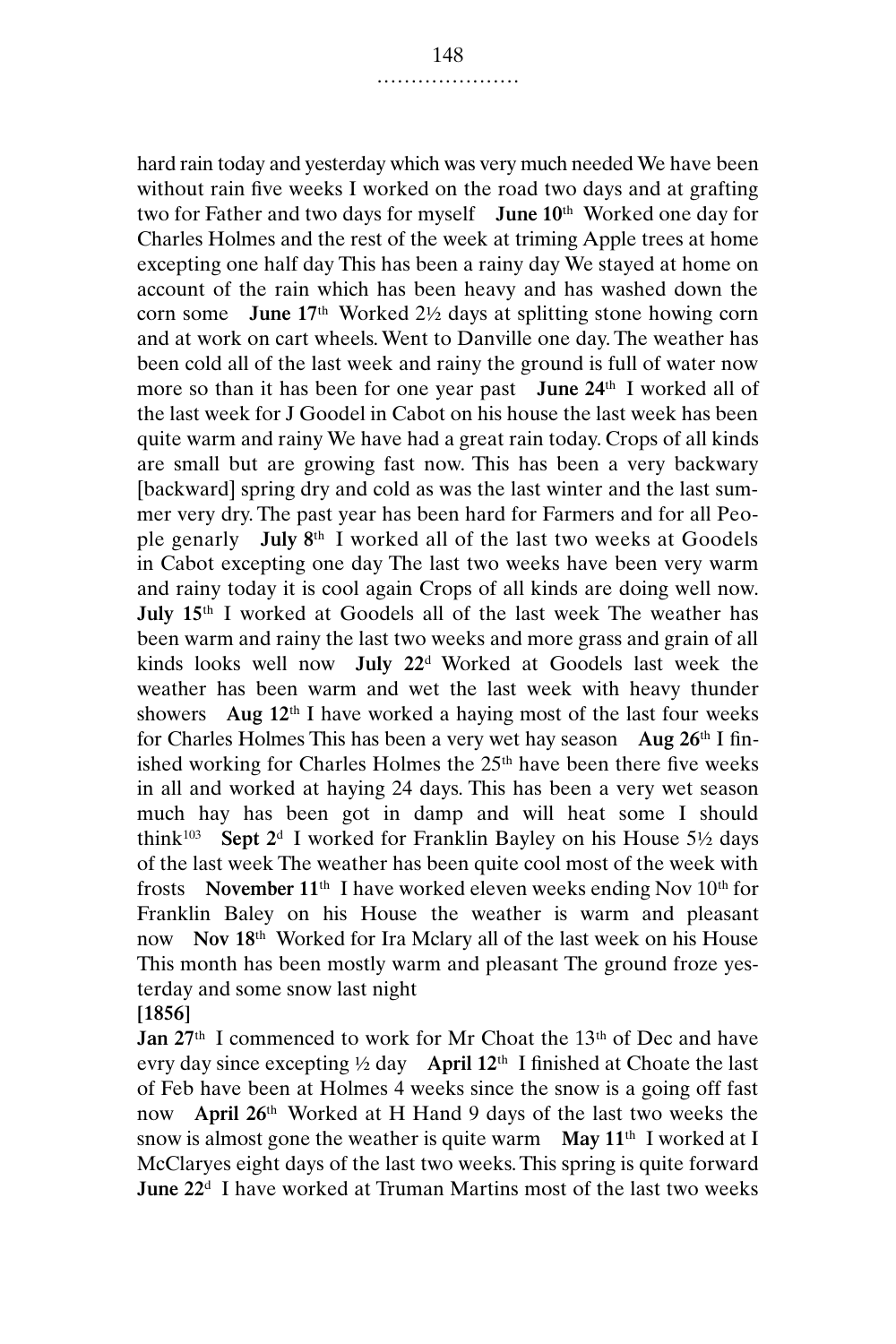hard rain today and yesterday which was very much needed We have been without rain five weeks I worked on the road two days and at grafting two for Father and two days for myself **June 10th** Worked one day for Charles Holmes and the rest of the week at triming Apple trees at home excepting one half day This has been a rainy day We stayed at home on account of the rain which has been heavy and has washed down the corn some **June 17th** Worked 2½ days at splitting stone howing corn and at work on cart wheels. Went to Danville one day. The weather has been cold all of the last week and rainy the ground is full of water now more so than it has been for one year past **June 24th** I worked all of the last week for J Goodel in Cabot on his house the last week has been quite warm and rainy We have had a great rain today. Crops of all kinds are small but are growing fast now. This has been a very backwary [backward] spring dry and cold as was the last winter and the last summer very dry. The past year has been hard for Farmers and for all People genarly **July 8th** I worked all of the last two weeks at Goodels in Cabot excepting one day The last two weeks have been very warm and rainy today it is cool again Crops of all kinds are doing well now. **July 15th** I worked at Goodels all of the last week The weather has been warm and rainy the last two weeks and more grass and grain of all kinds looks well now **July 22d** Worked at Goodels last week the weather has been warm and wet the last week with heavy thunder showers **Aug 12th** I have worked a haying most of the last four weeks for Charles Holmes This has been a very wet hay season **Aug 26th** I finished working for Charles Holmes the 25th have been there five weeks in all and worked at haying 24 days. This has been a very wet season much hay has been got in damp and will heat some I should think[103] **Sept 2d** I worked for Franklin Bayley on his House 5½ days of the last week The weather has been quite cool most of the week with frosts **November 11th** I have worked eleven weeks ending Nov 10th for Franklin Baley on his House the weather is warm and pleasant now **Nov 18th** Worked for Ira Mclary all of the last week on his House This month has been mostly warm and pleasant The ground froze yesterday and some snow last night

**[1856]**

**Jan 27th** I commenced to work for Mr Choat the 13th of Dec and have evry day since excepting ½ day **April 12th** I finished at Choate the last of Feb have been at Holmes 4 weeks since the snow is a going off fast now **April 26th** Worked at H Hand 9 days of the last two weeks the snow is almost gone the weather is quite warm **May 11th** I worked at I McClaryes eight days of the last two weeks. This spring is quite forward **June 22d** I have worked at Truman Martins most of the last two weeks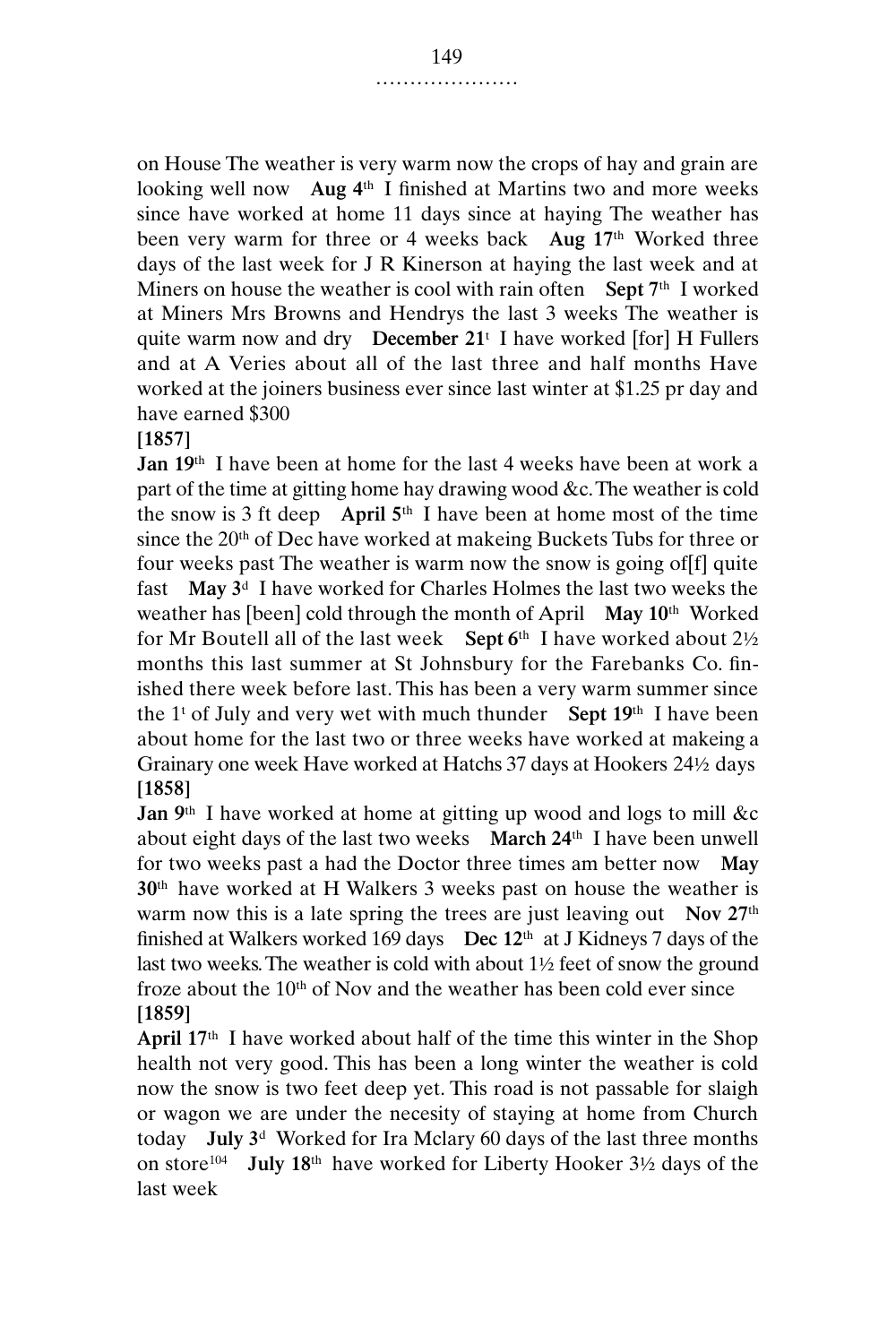on House The weather is very warm now the crops of hay and grain are looking well now **Aug 4th** I finished at Martins two and more weeks since have worked at home 11 days since at haying The weather has been very warm for three or 4 weeks back **Aug 17th** Worked three days of the last week for J R Kinerson at haying the last week and at Miners on house the weather is cool with rain often **Sept 7th** I worked at Miners Mrs Browns and Hendrys the last 3 weeks The weather is quite warm now and dry **December 21t** I have worked [for] H Fullers and at A Veries about all of the last three and half months Have worked at the joiners business ever since last winter at $1.25 pr day and have earned $300

**[1857]**

**Jan 19th** I have been at home for the last 4 weeks have been at work a part of the time at gitting home hay drawing wood &c. The weather is cold the snow is 3 ft deep **April 5th** I have been at home most of the time since the 20th of Dec have worked at makeing Buckets Tubs for three or four weeks past The weather is warm now the snow is going of[f] quite fast **May 3d** I have worked for Charles Holmes the last two weeks the weather has [been] cold through the month of April **May 10th** Worked for Mr Boutell all of the last week **Sept 6th** I have worked about 2½ months this last summer at St Johnsbury for the Farebanks Co. finished there week before last. This has been a very warm summer since the 1t of July and very wet with much thunder **Sept 19th** I have been about home for the last two or three weeks have worked at makeing a Grainary one week Have worked at Hatchs 37 days at Hookers 24½ days

**[1858]**

**Jan 9th** I have worked at home at gitting up wood and logs to mill &c about eight days of the last two weeks **March 24th** I have been unwell for two weeks past a had the Doctor three times am better now **May 30th** have worked at H Walkers 3 weeks past on house the weather is warm now this is a late spring the trees are just leaving out **Nov 27th** finished at Walkers worked 169 days **Dec 12th** at J Kidneys 7 days of the last two weeks. The weather is cold with about 1½ feet of snow the ground froze about the 10th of Nov and the weather has been cold ever since

**[1859]**

**April 17th** I have worked about half of the time this winter in the Shop health not very good. This has been a long winter the weather is cold now the snow is two feet deep yet. This road is not passable for slaigh or wagon we are under the necesity of staying at home from Church today **July 3d** Worked for Ira Mclary 60 days of the last three months on store[104] **July 18th** have worked for Liberty Hooker 3½ days of the last week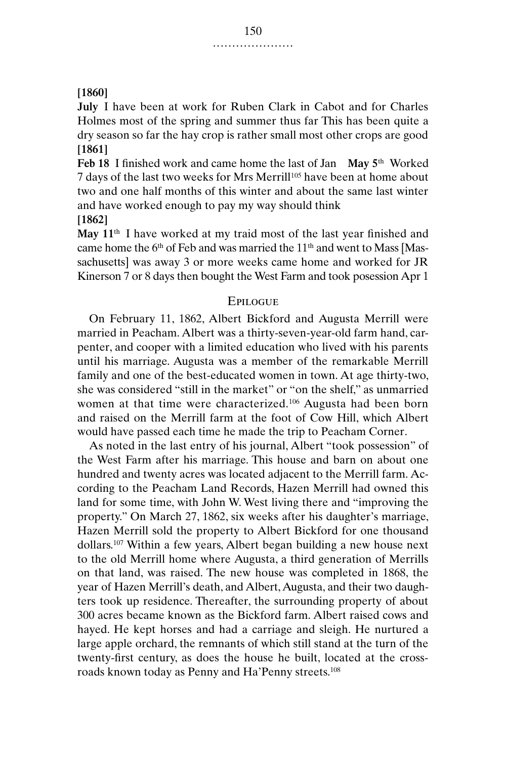**[1860]**

**July** I have been at work for Ruben Clark in Cabot and for Charles Holmes most of the spring and summer thus far This has been quite a dry season so far the hay crop is rather small most other crops are good

**[1861]**

**Feb 18** I finished work and came home the last of Jan **May 5th** Worked 7 days of the last two weeks for Mrs Merrill[105] have been at home about two and one half months of this winter and about the same last winter and have worked enough to pay my way should think

**[1862]**

**May 11th** I have worked at my traid most of the last year finished and came home the 6th of Feb and was married the 11th and went to Mass [Massachusetts] was away 3 or more weeks came home and worked for JR Kinerson 7 or 8 days then bought the West Farm and took posession Apr 1

## Epilogue

On February 11, 1862, Albert Bickford and Augusta Merrill were married in Peacham. Albert was a thirty-seven-year-old farm hand, carpenter, and cooper with a limited education who lived with his parents until his marriage. Augusta was a member of the remarkable Merrill family and one of the best-educated women in town. At age thirty-two, she was considered "still in the market" or "on the shelf," as unmarried women at that time were characterized.[106] Augusta had been born and raised on the Merrill farm at the foot of Cow Hill, which Albert would have passed each time he made the trip to Peacham Corner.

As noted in the last entry of his journal, Albert "took possession" of the West Farm after his marriage. This house and barn on about one hundred and twenty acres was located adjacent to the Merrill farm. According to the Peacham Land Records, Hazen Merrill had owned this land for some time, with John W. West living there and "improving the property." On March 27, 1862, six weeks after his daughter's marriage, Hazen Merrill sold the property to Albert Bickford for one thousand dollars.[107] Within a few years, Albert began building a new house next to the old Merrill home where Augusta, a third generation of Merrills on that land, was raised. The new house was completed in 1868, the year of Hazen Merrill's death, and Albert, Augusta, and their two daughters took up residence. Thereafter, the surrounding property of about 300 acres became known as the Bickford farm. Albert raised cows and hayed. He kept horses and had a carriage and sleigh. He nurtured a large apple orchard, the remnants of which still stand at the turn of the twenty-first century, as does the house he built, located at the crossroads known today as Penny and Ha'Penny streets.[108]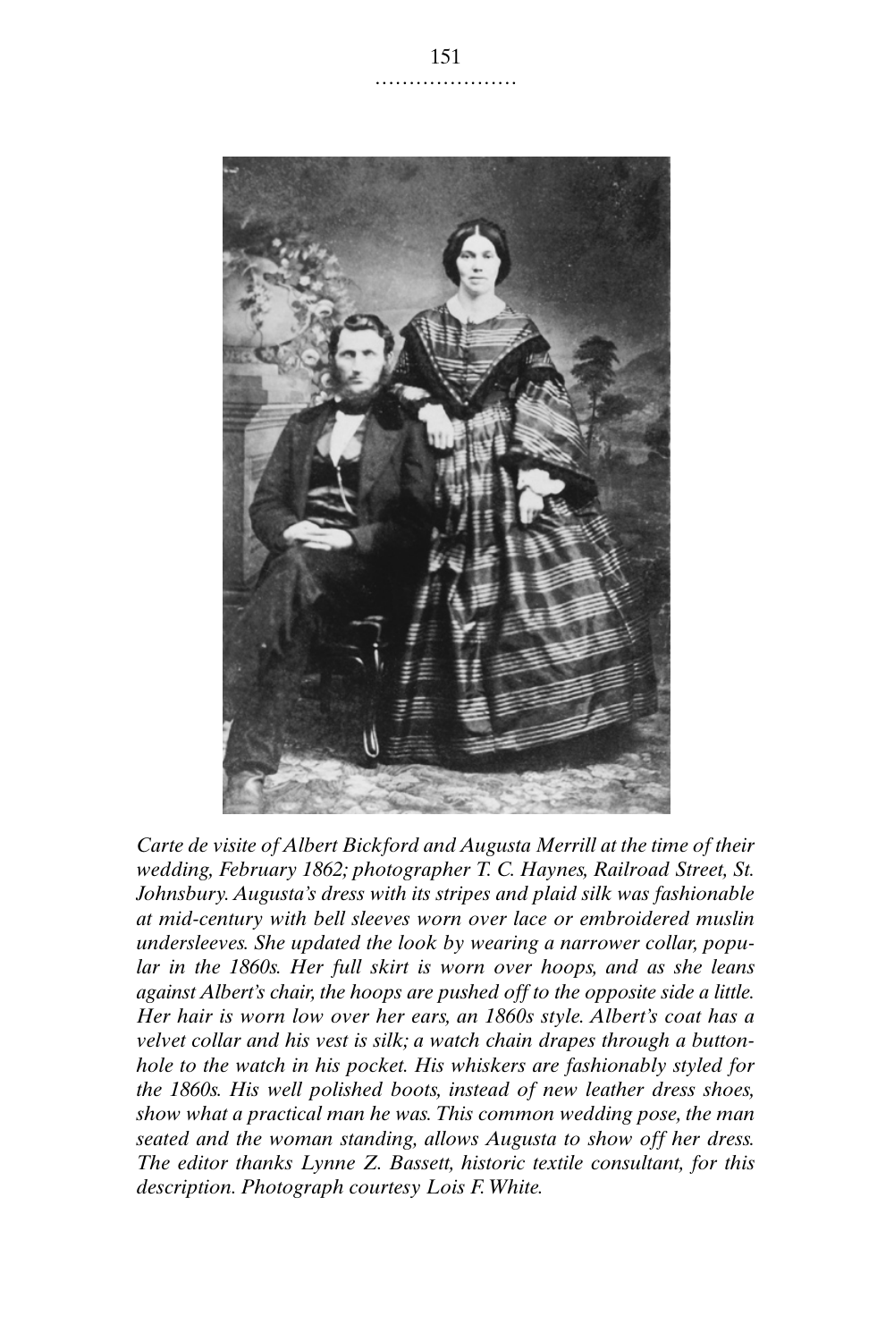*Carte de visite of Albert Bickford and Augusta Merrill at the time of their wedding, February 1862; photographer T. C. Haynes, Railroad Street, St. Johnsbury. Augusta's dress with its stripes and plaid silk was fashionable at mid-century with bell sleeves worn over lace or embroidered muslin undersleeves. She updated the look by wearing a narrower collar, popular in the 1860s. Her full skirt is worn over hoops, and as she leans against Albert's chair, the hoops are pushed off to the opposite side a little. Her hair is worn low over her ears, an 1860s style. Albert's coat has a velvet collar and his vest is silk; a watch chain drapes through a buttonhole to the watch in his pocket. His whiskers are fashionably styled for the 1860s. His well polished boots, instead of new leather dress shoes, show what a practical man he was. This common wedding pose, the man seated and the woman standing, allows Augusta to show off her dress. The editor thanks Lynne Z. Bassett, historic textile consultant, for this description. Photograph courtesy Lois F. White.*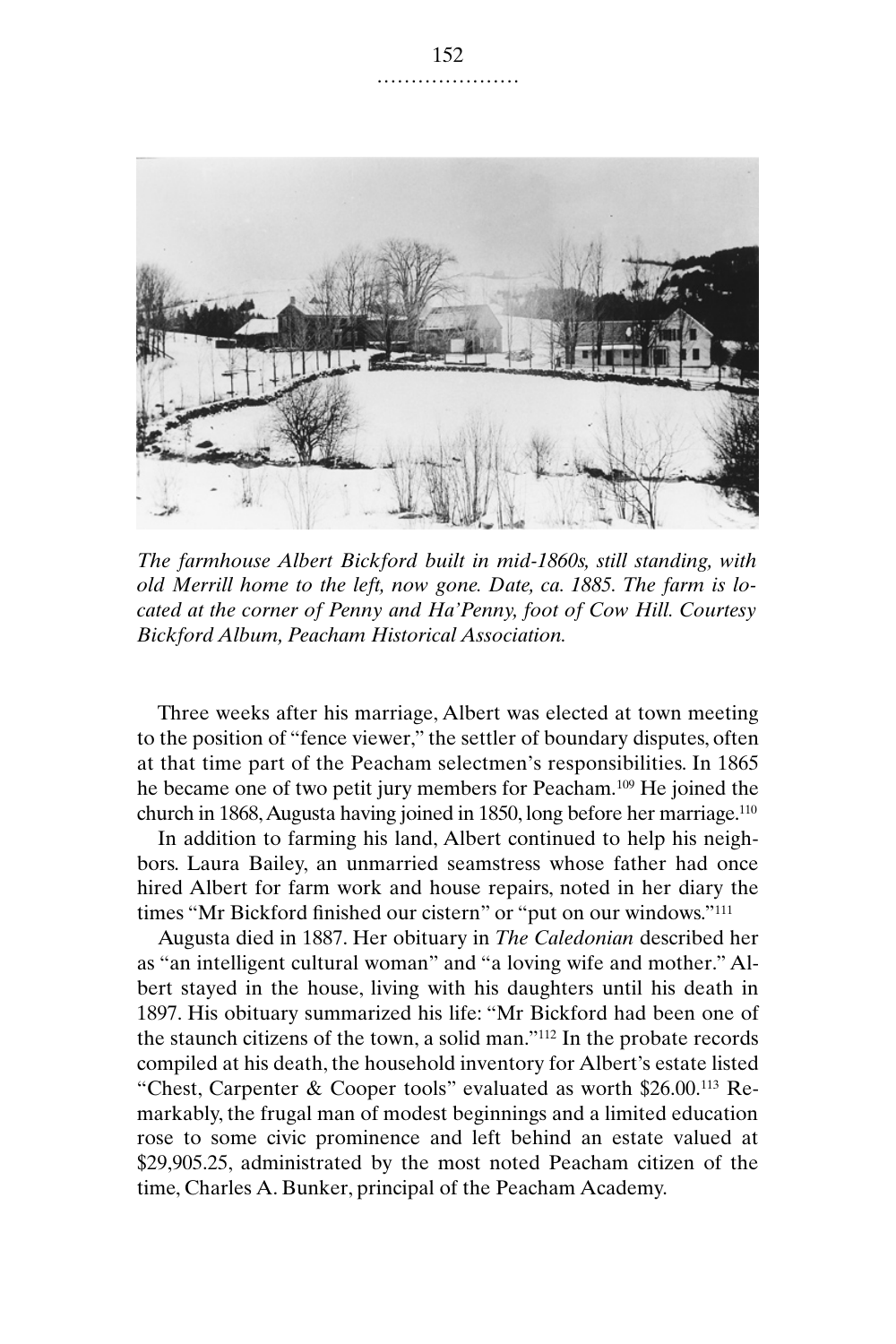*The farmhouse Albert Bickford built in mid-1860s, still standing, with old Merrill home to the left, now gone. Date, ca. 1885. The farm is located at the corner of Penny and Ha'Penny, foot of Cow Hill. Courtesy Bickford Album, Peacham Historical Association.*

Three weeks after his marriage, Albert was elected at town meeting to the position of "fence viewer," the settler of boundary disputes, often at that time part of the Peacham selectmen's responsibilities. In 1865 he became one of two petit jury members for Peacham.[109] He joined the church in 1868, Augusta having joined in 1850, long before her marriage.[110]

In addition to farming his land, Albert continued to help his neighbors. Laura Bailey, an unmarried seamstress whose father had once hired Albert for farm work and house repairs, noted in her diary the times "Mr Bickford finished our cistern" or "put on our windows."[111]

Augusta died in 1887. Her obituary in *The Caledonian* described her as "an intelligent cultural woman" and "a loving wife and mother." Albert stayed in the house, living with his daughters until his death in 1897. His obituary summarized his life: "Mr Bickford had been one of the staunch citizens of the town, a solid man."[112] In the probate records compiled at his death, the household inventory for Albert's estate listed "Chest, Carpenter & Cooper tools" evaluated as worth $26.00.[113] Remarkably, the frugal man of modest beginnings and a limited education rose to some civic prominence and left behind an estate valued at $29,905.25, administrated by the most noted Peacham citizen of the time, Charles A. Bunker, principal of the Peacham Academy.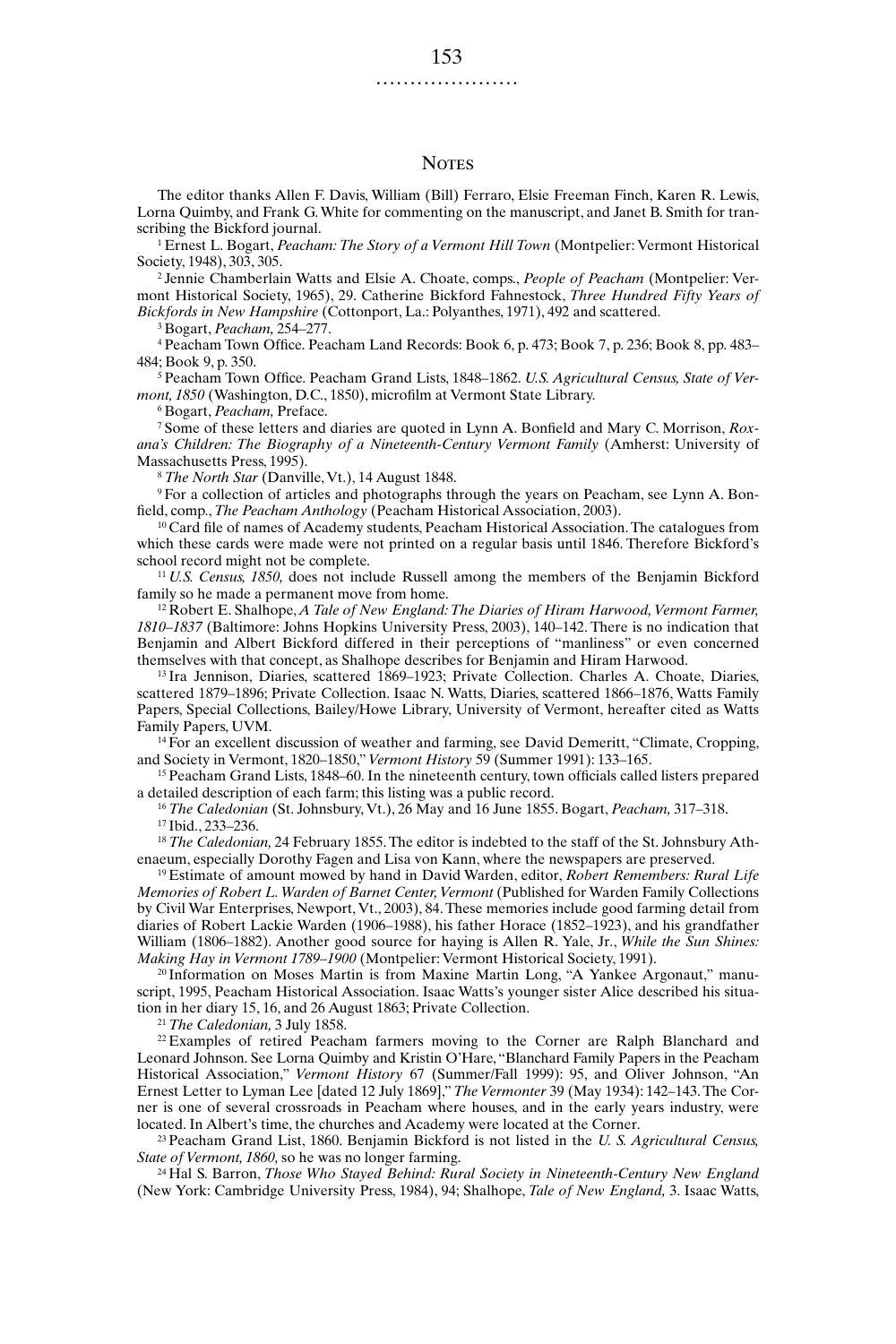# Notes

The editor thanks Allen F. Davis, William (Bill) Ferraro, Elsie Freeman Finch, Karen R. Lewis, Lorna Quimby, and Frank G. White for commenting on the manuscript, and Janet B. Smith for transcribing the Bickford journal.

[1] Ernest L. Bogart, *Peacham: The Story of a Vermont Hill Town* (Montpelier: Vermont Historical Society, 1948), 303, 305.

[2] Jennie Chamberlain Watts and Elsie A. Choate, comps., *People of Peacham* (Montpelier: Vermont Historical Society, 1965), 29. Catherine Bickford Fahnestock, *Three Hundred Fifty Years of Bickfords in New Hampshire* (Cottonport, La.: Polyanthes, 1971), 492 and scattered.

[3] Bogart, *Peacham,* 254–277.

[4] Peacham Town Office. Peacham Land Records: Book 6, p. 473; Book 7, p. 236; Book 8, pp. 483–484; Book 9, p. 350.

[5] Peacham Town Office. Peacham Grand Lists, 1848–1862. *U.S. Agricultural Census, State of Vermont, 1850* (Washington, D.C., 1850), microfilm at Vermont State Library.

[6] Bogart, *Peacham,* Preface.

[7] Some of these letters and diaries are quoted in Lynn A. Bonfield and Mary C. Morrison, *Roxana's Children: The Biography of a Nineteenth-Century Vermont Family* (Amherst: University of Massachusetts Press, 1995).

[8] *The North Star* (Danville, Vt.), 14 August 1848.

[9] For a collection of articles and photographs through the years on Peacham, see Lynn A. Bonfield, comp., *The Peacham Anthology* (Peacham Historical Association, 2003).

[10] Card file of names of Academy students, Peacham Historical Association. The catalogues from which these cards were made were not printed on a regular basis until 1846. Therefore Bickford's school record might not be complete.

[11] *U.S. Census, 1850,* does not include Russell among the members of the Benjamin Bickford family so he made a permanent move from home.

[12] Robert E. Shalhope, *A Tale of New England: The Diaries of Hiram Harwood, Vermont Farmer, 1810–1837* (Baltimore: Johns Hopkins University Press, 2003), 140–142. There is no indication that Benjamin and Albert Bickford differed in their perceptions of "manliness" or even concerned themselves with that concept, as Shalhope describes for Benjamin and Hiram Harwood.

[13] Ira Jennison, Diaries, scattered 1869–1923; Private Collection. Charles A. Choate, Diaries, scattered 1879–1896; Private Collection. Isaac N. Watts, Diaries, scattered 1866–1876, Watts Family Papers, Special Collections, Bailey/Howe Library, University of Vermont, hereafter cited as Watts Family Papers, UVM.

[14] For an excellent discussion of weather and farming, see David Demeritt, "Climate, Cropping, and Society in Vermont, 1820–1850," *Vermont History* 59 (Summer 1991): 133–165.

[15] Peacham Grand Lists, 1848–60. In the nineteenth century, town officials called listers prepared a detailed description of each farm; this listing was a public record.

[16] *The Caledonian* (St. Johnsbury, Vt.), 26 May and 16 June 1855. Bogart, *Peacham,* 317–318.

[17] Ibid., 233–236.

[18] *The Caledonian,* 24 February 1855. The editor is indebted to the staff of the St. Johnsbury Athenaeum, especially Dorothy Fagen and Lisa von Kann, where the newspapers are preserved.

[19] Estimate of amount mowed by hand in David Warden, editor, *Robert Remembers: Rural Life Memories of Robert L. Warden of Barnet Center, Vermont* (Published for Warden Family Collections by Civil War Enterprises, Newport, Vt., 2003), 84. These memories include good farming detail from diaries of Robert Lackie Warden (1906–1988), his father Horace (1852–1923), and his grandfather William (1806–1882). Another good source for haying is Allen R. Yale, Jr., *While the Sun Shines: Making Hay in Vermont 1789–1900* (Montpelier: Vermont Historical Society, 1991).

[20] Information on Moses Martin is from Maxine Martin Long, "A Yankee Argonaut," manuscript, 1995, Peacham Historical Association. Isaac Watts's younger sister Alice described his situation in her diary 15, 16, and 26 August 1863; Private Collection.

[21] *The Caledonian,* 3 July 1858.

[22] Examples of retired Peacham farmers moving to the Corner are Ralph Blanchard and Leonard Johnson. See Lorna Quimby and Kristin O'Hare, "Blanchard Family Papers in the Peacham Historical Association," *Vermont History* 67 (Summer/Fall 1999): 95, and Oliver Johnson, "An Ernest Letter to Lyman Lee [dated 12 July 1869]," *The Vermonter* 39 (May 1934): 142–143. The Corner is one of several crossroads in Peacham where houses, and in the early years industry, were located. In Albert's time, the churches and Academy were located at the Corner.

[23] Peacham Grand List, 1860. Benjamin Bickford is not listed in the *U. S. Agricultural Census, State of Vermont, 1860,* so he was no longer farming.

[24] Hal S. Barron, *Those Who Stayed Behind: Rural Society in Nineteenth-Century New England* (New York: Cambridge University Press, 1984), 94; Shalhope, *Tale of New England,* 3. Isaac Watts,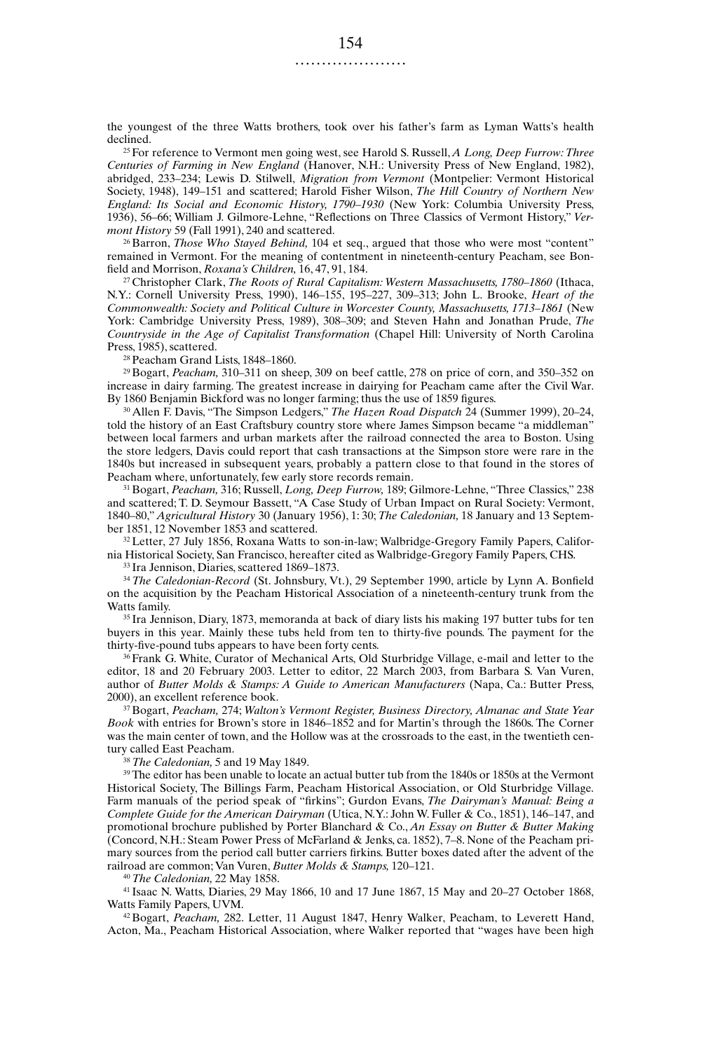the youngest of the three Watts brothers, took over his father's farm as Lyman Watts's health declined.

[25] For reference to Vermont men going west, see Harold S. Russell, *A Long, Deep Furrow: Three Centuries of Farming in New England* (Hanover, N.H.: University Press of New England, 1982), abridged, 233–234; Lewis D. Stilwell, *Migration from Vermont* (Montpelier: Vermont Historical Society, 1948), 149–151 and scattered; Harold Fisher Wilson, *The Hill Country of Northern New England: Its Social and Economic History, 1790–1930* (New York: Columbia University Press, 1936), 56–66; William J. Gilmore-Lehne, "Reflections on Three Classics of Vermont History," *Vermont History* 59 (Fall 1991), 240 and scattered.

[26] Barron, *Those Who Stayed Behind,* 104 et seq., argued that those who were most "content" remained in Vermont. For the meaning of contentment in nineteenth-century Peacham, see Bonfield and Morrison, *Roxana's Children,* 16, 47, 91, 184.

[27] Christopher Clark, *The Roots of Rural Capitalism: Western Massachusetts, 1780–1860* (Ithaca, N.Y.: Cornell University Press, 1990), 146–155, 195–227, 309–313; John L. Brooke, *Heart of the Commonwealth: Society and Political Culture in Worcester County, Massachusetts, 1713–1861* (New York: Cambridge University Press, 1989), 308–309; and Steven Hahn and Jonathan Prude, *The Countryside in the Age of Capitalist Transformation* (Chapel Hill: University of North Carolina Press, 1985), scattered.

[28] Peacham Grand Lists, 1848–1860.

[29] Bogart, *Peacham,* 310–311 on sheep, 309 on beef cattle, 278 on price of corn, and 350–352 on increase in dairy farming. The greatest increase in dairying for Peacham came after the Civil War. By 1860 Benjamin Bickford was no longer farming; thus the use of 1859 figures.

[30] Allen F. Davis, "The Simpson Ledgers," *The Hazen Road Dispatch* 24 (Summer 1999), 20–24, told the history of an East Craftsbury country store where James Simpson became "a middleman" between local farmers and urban markets after the railroad connected the area to Boston. Using the store ledgers, Davis could report that cash transactions at the Simpson store were rare in the 1840s but increased in subsequent years, probably a pattern close to that found in the stores of Peacham where, unfortunately, few early store records remain.

[31] Bogart, *Peacham,* 316; Russell, *Long, Deep Furrow,* 189; Gilmore-Lehne, "Three Classics," 238 and scattered; T. D. Seymour Bassett, "A Case Study of Urban Impact on Rural Society: Vermont, 1840–80," *Agricultural History* 30 (January 1956), 1: 30; *The Caledonian,* 18 January and 13 September 1851, 12 November 1853 and scattered.

[32] Letter, 27 July 1856, Roxana Watts to son-in-law; Walbridge-Gregory Family Papers, California Historical Society, San Francisco, hereafter cited as Walbridge-Gregory Family Papers, CHS.

[33] Ira Jennison, Diaries, scattered 1869–1873.

[34] *The Caledonian-Record* (St. Johnsbury, Vt.), 29 September 1990, article by Lynn A. Bonfield on the acquisition by the Peacham Historical Association of a nineteenth-century trunk from the Watts family.

[35] Ira Jennison, Diary, 1873, memoranda at back of diary lists his making 197 butter tubs for ten buyers in this year. Mainly these tubs held from ten to thirty-five pounds. The payment for the thirty-five-pound tubs appears to have been forty cents.

[36] Frank G. White, Curator of Mechanical Arts, Old Sturbridge Village, e-mail and letter to the editor, 18 and 20 February 2003. Letter to editor, 22 March 2003, from Barbara S. Van Vuren, author of *Butter Molds & Stamps: A Guide to American Manufacturers* (Napa, Ca.: Butter Press, 2000), an excellent reference book.

[37] Bogart, *Peacham,* 274; *Walton's Vermont Register, Business Directory, Almanac and State Year Book* with entries for Brown's store in 1846–1852 and for Martin's through the 1860s. The Corner was the main center of town, and the Hollow was at the crossroads to the east, in the twentieth century called East Peacham.

[38] *The Caledonian,* 5 and 19 May 1849.

[39] The editor has been unable to locate an actual butter tub from the 1840s or 1850s at the Vermont Historical Society, The Billings Farm, Peacham Historical Association, or Old Sturbridge Village. Farm manuals of the period speak of "firkins"; Gurdon Evans, *The Dairyman's Manual: Being a Complete Guide for the American Dairyman* (Utica, N.Y.: John W. Fuller & Co., 1851), 146–147, and promotional brochure published by Porter Blanchard & Co., *An Essay on Butter & Butter Making* (Concord, N.H.: Steam Power Press of McFarland & Jenks, ca. 1852), 7–8. None of the Peacham primary sources from the period call butter carriers firkins. Butter boxes dated after the advent of the railroad are common; Van Vuren, *Butter Molds & Stamps,* 120–121.

[40] *The Caledonian,* 22 May 1858.

[41] Isaac N. Watts, Diaries, 29 May 1866, 10 and 17 June 1867, 15 May and 20–27 October 1868, Watts Family Papers, UVM.

[42] Bogart, *Peacham,* 282. Letter, 11 August 1847, Henry Walker, Peacham, to Leverett Hand, Acton, Ma., Peacham Historical Association, where Walker reported that "wages have been high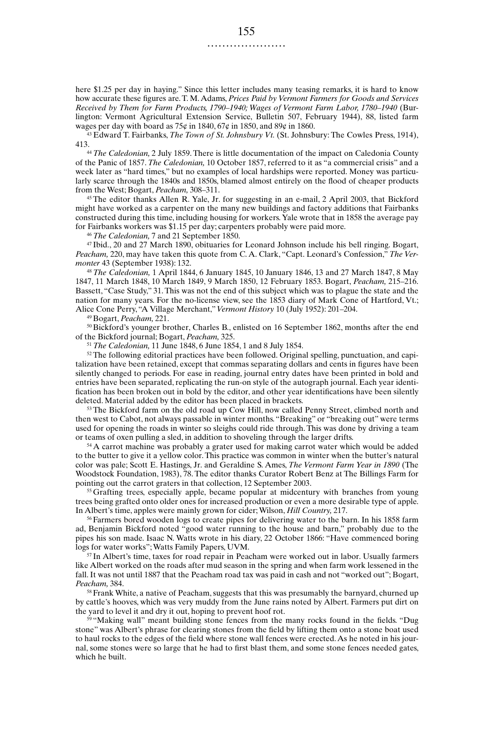here $1.25 per day in haying." Since this letter includes many teasing remarks, it is hard to know how accurate these figures are. T. M. Adams, *Prices Paid by Vermont Farmers for Goods and Services Received by Them for Farm Products, 1790–1940; Wages of Vermont Farm Labor, 1780–1940* (Burlington: Vermont Agricultural Extension Service, Bulletin 507, February 1944), 88, listed farm wages per day with board as 75¢ in 1840, 67¢ in 1850, and 89¢ in 1860.

[43] Edward T. Fairbanks, *The Town of St. Johnsbury Vt.* (St. Johnsbury: The Cowles Press, 1914), 413.

[44] *The Caledonian,* 2 July 1859. There is little documentation of the impact on Caledonia County of the Panic of 1857. *The Caledonian,* 10 October 1857, referred to it as "a commercial crisis" and a week later as "hard times," but no examples of local hardships were reported. Money was particularly scarce through the 1840s and 1850s, blamed almost entirely on the flood of cheaper products from the West; Bogart, *Peacham,* 308–311.

[45] The editor thanks Allen R. Yale, Jr. for suggesting in an e-mail, 2 April 2003, that Bickford might have worked as a carpenter on the many new buildings and factory additions that Fairbanks constructed during this time, including housing for workers. Yale wrote that in 1858 the average pay for Fairbanks workers was $1.15 per day; carpenters probably were paid more.

[46] *The Caledonian,* 7 and 21 September 1850.

[47] Ibid., 20 and 27 March 1890, obituaries for Leonard Johnson include his bell ringing. Bogart, *Peacham,* 220, may have taken this quote from C. A. Clark, "Capt. Leonard's Confession," *The Vermonter* 43 (September 1938): 132.

[48] *The Caledonian,* 1 April 1844, 6 January 1845, 10 January 1846, 13 and 27 March 1847, 8 May 1847, 11 March 1848, 10 March 1849, 9 March 1850, 12 February 1853. Bogart, *Peacham,* 215–216. Bassett, "Case Study," 31. This was not the end of this subject which was to plague the state and the nation for many years. For the no-license view, see the 1853 diary of Mark Cone of Hartford, Vt.; Alice Cone Perry, "A Village Merchant," *Vermont History* 10 (July 1952): 201–204.

[49] Bogart, *Peacham,* 221.

[50] Bickford's younger brother, Charles B., enlisted on 16 September 1862, months after the end of the Bickford journal; Bogart, *Peacham,* 325.

[51] *The Caledonian,* 11 June 1848, 6 June 1854, 1 and 8 July 1854.

[52] The following editorial practices have been followed. Original spelling, punctuation, and capitalization have been retained, except that commas separating dollars and cents in figures have been silently changed to periods. For ease in reading, journal entry dates have been printed in bold and entries have been separated, replicating the run-on style of the autograph journal. Each year identification has been broken out in bold by the editor, and other year identifications have been silently deleted. Material added by the editor has been placed in brackets.

[53] The Bickford farm on the old road up Cow Hill, now called Penny Street, climbed north and then west to Cabot, not always passable in winter months. "Breaking" or "breaking out" were terms used for opening the roads in winter so sleighs could ride through. This was done by driving a team or teams of oxen pulling a sled, in addition to shoveling through the larger drifts.

[54] A carrot machine was probably a grater used for making carrot water which would be added to the butter to give it a yellow color. This practice was common in winter when the butter's natural color was pale; Scott E. Hastings, Jr. and Geraldine S. Ames, *The Vermont Farm Year in 1890* (The Woodstock Foundation, 1983), 78. The editor thanks Curator Robert Benz at The Billings Farm for pointing out the carrot graters in that collection, 12 September 2003.

[55] Grafting trees, especially apple, became popular at midcentury with branches from young trees being grafted onto older ones for increased production or even a more desirable type of apple. In Albert's time, apples were mainly grown for cider; Wilson, *Hill Country,* 217.

[56] Farmers bored wooden logs to create pipes for delivering water to the barn. In his 1858 farm ad, Benjamin Bickford noted "good water running to the house and barn," probably due to the pipes his son made. Isaac N. Watts wrote in his diary, 22 October 1866: "Have commenced boring logs for water works"; Watts Family Papers, UVM.

[57] In Albert's time, taxes for road repair in Peacham were worked out in labor. Usually farmers like Albert worked on the roads after mud season in the spring and when farm work lessened in the fall. It was not until 1887 that the Peacham road tax was paid in cash and not "worked out"; Bogart, *Peacham,* 384.

[58] Frank White, a native of Peacham, suggests that this was presumably the barnyard, churned up by cattle's hooves, which was very muddy from the June rains noted by Albert. Farmers put dirt on the yard to level it and dry it out, hoping to prevent hoof rot.

[59] "Making wall" meant building stone fences from the many rocks found in the fields. "Dug stone" was Albert's phrase for clearing stones from the field by lifting them onto a stone boat used to haul rocks to the edges of the field where stone wall fences were erected. As he noted in his journal, some stones were so large that he had to first blast them, and some stone fences needed gates, which he built.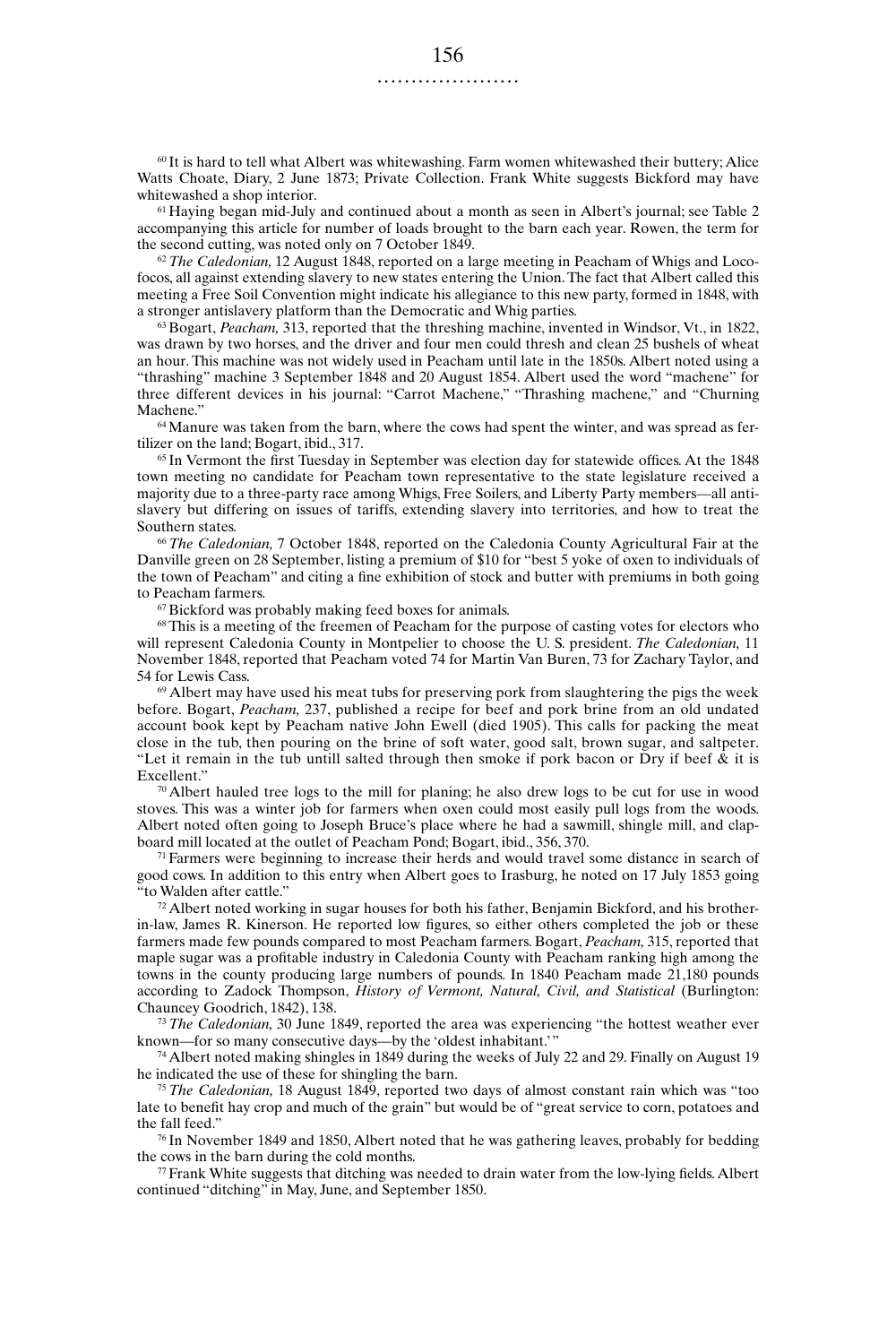[60] It is hard to tell what Albert was whitewashing. Farm women whitewashed their buttery; Alice Watts Choate, Diary, 2 June 1873; Private Collection. Frank White suggests Bickford may have whitewashed a shop interior.

[61] Haying began mid-July and continued about a month as seen in Albert's journal; see Table 2 accompanying this article for number of loads brought to the barn each year. Rowen, the term for the second cutting, was noted only on 7 October 1849.

[62] *The Caledonian,* 12 August 1848, reported on a large meeting in Peacham of Whigs and Locofocos, all against extending slavery to new states entering the Union. The fact that Albert called this meeting a Free Soil Convention might indicate his allegiance to this new party, formed in 1848, with a stronger antislavery platform than the Democratic and Whig parties.

[63] Bogart, *Peacham,* 313, reported that the threshing machine, invented in Windsor, Vt., in 1822, was drawn by two horses, and the driver and four men could thresh and clean 25 bushels of wheat an hour. This machine was not widely used in Peacham until late in the 1850s. Albert noted using a "thrashing" machine 3 September 1848 and 20 August 1854. Albert used the word "machene" for three different devices in his journal: "Carrot Machene," "Thrashing machene," and "Churning Machene."

[64] Manure was taken from the barn, where the cows had spent the winter, and was spread as fertilizer on the land; Bogart, ibid., 317.

[65] In Vermont the first Tuesday in September was election day for statewide offices. At the 1848 town meeting no candidate for Peacham town representative to the state legislature received a majority due to a three-party race among Whigs, Free Soilers, and Liberty Party members—all antislavery but differing on issues of tariffs, extending slavery into territories, and how to treat the Southern states.

[66] *The Caledonian,* 7 October 1848, reported on the Caledonia County Agricultural Fair at the Danville green on 28 September, listing a premium of $10 for "best 5 yoke of oxen to individuals of the town of Peacham" and citing a fine exhibition of stock and butter with premiums in both going to Peacham farmers.

[67] Bickford was probably making feed boxes for animals.

[68] This is a meeting of the freemen of Peacham for the purpose of casting votes for electors who will represent Caledonia County in Montpelier to choose the U. S. president. *The Caledonian,* 11 November 1848, reported that Peacham voted 74 for Martin Van Buren, 73 for Zachary Taylor, and 54 for Lewis Cass.

[69] Albert may have used his meat tubs for preserving pork from slaughtering the pigs the week before. Bogart, *Peacham,* 237, published a recipe for beef and pork brine from an old undated account book kept by Peacham native John Ewell (died 1905). This calls for packing the meat close in the tub, then pouring on the brine of soft water, good salt, brown sugar, and saltpeter. "Let it remain in the tub untill salted through then smoke if pork bacon or Dry if beef & it is Excellent."

[70] Albert hauled tree logs to the mill for planing; he also drew logs to be cut for use in wood stoves. This was a winter job for farmers when oxen could most easily pull logs from the woods. Albert noted often going to Joseph Bruce's place where he had a sawmill, shingle mill, and clapboard mill located at the outlet of Peacham Pond; Bogart, ibid., 356, 370.

[71] Farmers were beginning to increase their herds and would travel some distance in search of good cows. In addition to this entry when Albert goes to Irasburg, he noted on 17 July 1853 going "to Walden after cattle."

[72] Albert noted working in sugar houses for both his father, Benjamin Bickford, and his brother-in-law, James R. Kinerson. He reported low figures, so either others completed the job or these farmers made few pounds compared to most Peacham farmers. Bogart, *Peacham,* 315, reported that maple sugar was a profitable industry in Caledonia County with Peacham ranking high among the towns in the county producing large numbers of pounds. In 1840 Peacham made 21,180 pounds according to Zadock Thompson, *History of Vermont, Natural, Civil, and Statistical* (Burlington: Chauncey Goodrich, 1842), 138.

[73] *The Caledonian,* 30 June 1849, reported the area was experiencing "the hottest weather ever known—for so many consecutive days—by the 'oldest inhabitant.'"

[74] Albert noted making shingles in 1849 during the weeks of July 22 and 29. Finally on August 19 he indicated the use of these for shingling the barn.

[75] *The Caledonian,* 18 August 1849, reported two days of almost constant rain which was "too late to benefit hay crop and much of the grain" but would be of "great service to corn, potatoes and the fall feed."

[76] In November 1849 and 1850, Albert noted that he was gathering leaves, probably for bedding the cows in the barn during the cold months.

[77] Frank White suggests that ditching was needed to drain water from the low-lying fields. Albert continued "ditching" in May, June, and September 1850.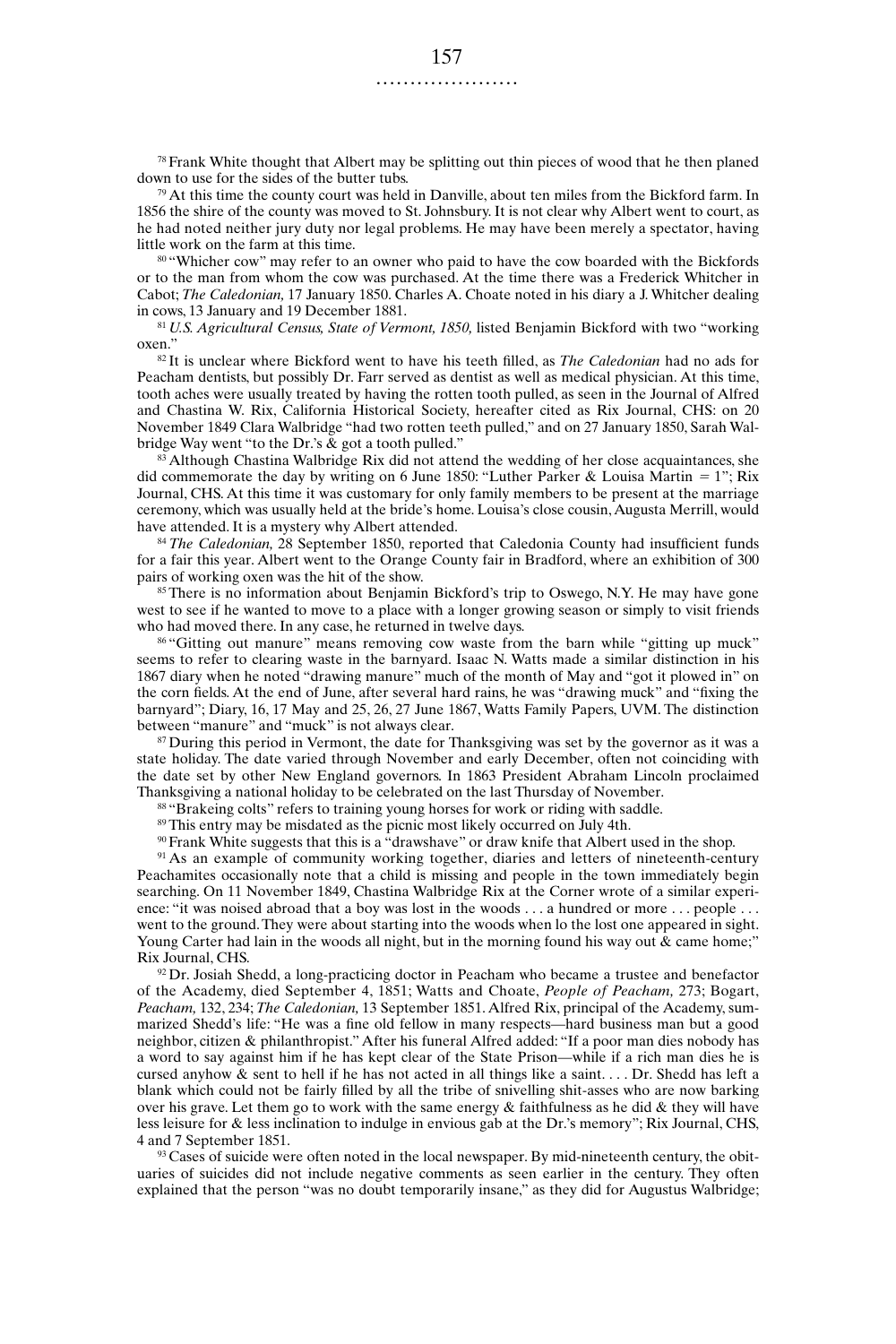[78] Frank White thought that Albert may be splitting out thin pieces of wood that he then planed down to use for the sides of the butter tubs.

[79] At this time the county court was held in Danville, about ten miles from the Bickford farm. In 1856 the shire of the county was moved to St. Johnsbury. It is not clear why Albert went to court, as he had noted neither jury duty nor legal problems. He may have been merely a spectator, having little work on the farm at this time.

[80] "Whicher cow" may refer to an owner who paid to have the cow boarded with the Bickfords or to the man from whom the cow was purchased. At the time there was a Frederick Whitcher in Cabot; *The Caledonian,* 17 January 1850. Charles A. Choate noted in his diary a J. Whitcher dealing in cows, 13 January and 19 December 1881.

[81] *U.S. Agricultural Census, State of Vermont, 1850,* listed Benjamin Bickford with two "working oxen."

[82] It is unclear where Bickford went to have his teeth filled, as *The Caledonian* had no ads for Peacham dentists, but possibly Dr. Farr served as dentist as well as medical physician. At this time, tooth aches were usually treated by having the rotten tooth pulled, as seen in the Journal of Alfred and Chastina W. Rix, California Historical Society, hereafter cited as Rix Journal, CHS: on 20 November 1849 Clara Walbridge "had two rotten teeth pulled," and on 27 January 1850, Sarah Walbridge Way went "to the Dr.'s & got a tooth pulled."

[83] Although Chastina Walbridge Rix did not attend the wedding of her close acquaintances, she did commemorate the day by writing on 6 June 1850: "Luther Parker & Louisa Martin = 1"; Rix Journal, CHS. At this time it was customary for only family members to be present at the marriage ceremony, which was usually held at the bride's home. Louisa's close cousin, Augusta Merrill, would have attended. It is a mystery why Albert attended.

[84] *The Caledonian,* 28 September 1850, reported that Caledonia County had insufficient funds for a fair this year. Albert went to the Orange County fair in Bradford, where an exhibition of 300 pairs of working oxen was the hit of the show.

[85] There is no information about Benjamin Bickford's trip to Oswego, N.Y. He may have gone west to see if he wanted to move to a place with a longer growing season or simply to visit friends who had moved there. In any case, he returned in twelve days.

[86] "Gitting out manure" means removing cow waste from the barn while "gitting up muck" seems to refer to clearing waste in the barnyard. Isaac N. Watts made a similar distinction in his 1867 diary when he noted "drawing manure" much of the month of May and "got it plowed in" on the corn fields. At the end of June, after several hard rains, he was "drawing muck" and "fixing the barnyard"; Diary, 16, 17 May and 25, 26, 27 June 1867, Watts Family Papers, UVM. The distinction between "manure" and "muck" is not always clear.

[87] During this period in Vermont, the date for Thanksgiving was set by the governor as it was a state holiday. The date varied through November and early December, often not coinciding with the date set by other New England governors. In 1863 President Abraham Lincoln proclaimed Thanksgiving a national holiday to be celebrated on the last Thursday of November.

[88] "Brakeing colts" refers to training young horses for work or riding with saddle.

[89] This entry may be misdated as the picnic most likely occurred on July 4th.

[90] Frank White suggests that this is a "drawshave" or draw knife that Albert used in the shop.

[91] As an example of community working together, diaries and letters of nineteenth-century Peachamites occasionally note that a child is missing and people in the town immediately begin searching. On 11 November 1849, Chastina Walbridge Rix at the Corner wrote of a similar experience: "it was noised abroad that a boy was lost in the woods . . . a hundred or more . . . people . . . went to the ground. They were about starting into the woods when lo the lost one appeared in sight. Young Carter had lain in the woods all night, but in the morning found his way out & came home;" Rix Journal, CHS.

[92] Dr. Josiah Shedd, a long-practicing doctor in Peacham who became a trustee and benefactor of the Academy, died September 4, 1851; Watts and Choate, *People of Peacham,* 273; Bogart, *Peacham,* 132, 234; *The Caledonian,* 13 September 1851. Alfred Rix, principal of the Academy, summarized Shedd's life: "He was a fine old fellow in many respects—hard business man but a good neighbor, citizen & philanthropist." After his funeral Alfred added: "If a poor man dies nobody has a word to say against him if he has kept clear of the State Prison—while if a rich man dies he is cursed anyhow & sent to hell if he has not acted in all things like a saint. . . . Dr. Shedd has left a blank which could not be fairly filled by all the tribe of snivelling shit-asses who are now barking over his grave. Let them go to work with the same energy & faithfulness as he did & they will have less leisure for & less inclination to indulge in envious gab at the Dr.'s memory"; Rix Journal, CHS, 4 and 7 September 1851.

[93] Cases of suicide were often noted in the local newspaper. By mid-nineteenth century, the obituaries of suicides did not include negative comments as seen earlier in the century. They often explained that the person "was no doubt temporarily insane," as they did for Augustus Walbridge;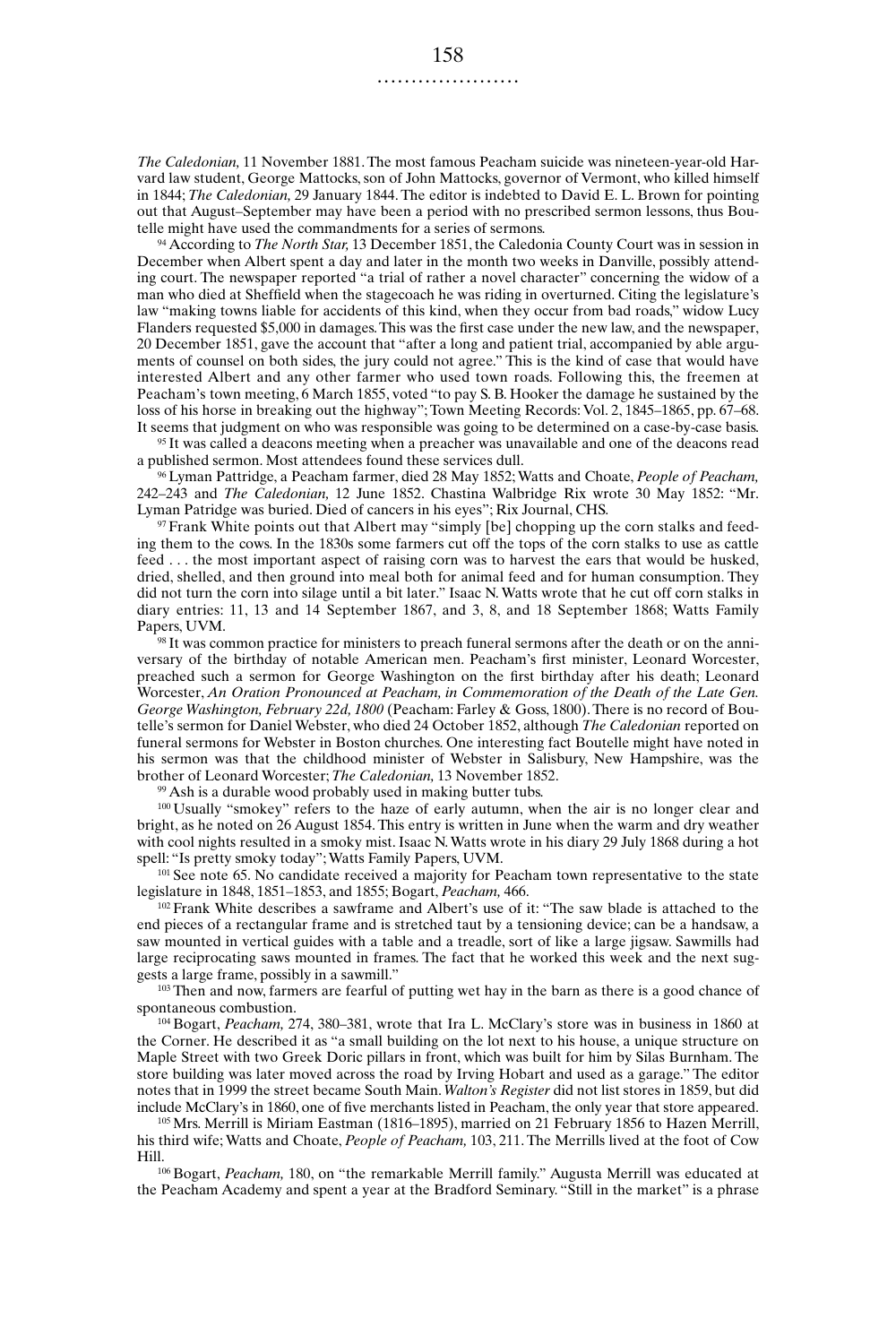*The Caledonian,* 11 November 1881. The most famous Peacham suicide was nineteen-year-old Harvard law student, George Mattocks, son of John Mattocks, governor of Vermont, who killed himself in 1844; *The Caledonian,* 29 January 1844. The editor is indebted to David E. L. Brown for pointing out that August–September may have been a period with no prescribed sermon lessons, thus Boutelle might have used the commandments for a series of sermons.

[94] According to *The North Star,* 13 December 1851, the Caledonia County Court was in session in December when Albert spent a day and later in the month two weeks in Danville, possibly attending court. The newspaper reported "a trial of rather a novel character" concerning the widow of a man who died at Sheffield when the stagecoach he was riding in overturned. Citing the legislature's law "making towns liable for accidents of this kind, when they occur from bad roads," widow Lucy Flanders requested $5,000 in damages. This was the first case under the new law, and the newspaper, 20 December 1851, gave the account that "after a long and patient trial, accompanied by able arguments of counsel on both sides, the jury could not agree." This is the kind of case that would have interested Albert and any other farmer who used town roads. Following this, the freemen at Peacham's town meeting, 6 March 1855, voted "to pay S. B. Hooker the damage he sustained by the loss of his horse in breaking out the highway"; Town Meeting Records: Vol. 2, 1845–1865, pp. 67–68. It seems that judgment on who was responsible was going to be determined on a case-by-case basis.

[95] It was called a deacons meeting when a preacher was unavailable and one of the deacons read a published sermon. Most attendees found these services dull.

[96] Lyman Pattridge, a Peacham farmer, died 28 May 1852; Watts and Choate, *People of Peacham,* 242–243 and *The Caledonian,* 12 June 1852. Chastina Walbridge Rix wrote 30 May 1852: "Mr. Lyman Patridge was buried. Died of cancers in his eyes"; Rix Journal, CHS.

[97] Frank White points out that Albert may "simply [be] chopping up the corn stalks and feeding them to the cows. In the 1830s some farmers cut off the tops of the corn stalks to use as cattle feed . . . the most important aspect of raising corn was to harvest the ears that would be husked, dried, shelled, and then ground into meal both for animal feed and for human consumption. They did not turn the corn into silage until a bit later." Isaac N. Watts wrote that he cut off corn stalks in diary entries: 11, 13 and 14 September 1867, and 3, 8, and 18 September 1868; Watts Family Papers, UVM.

[98] It was common practice for ministers to preach funeral sermons after the death or on the anniversary of the birthday of notable American men. Peacham's first minister, Leonard Worcester, preached such a sermon for George Washington on the first birthday after his death; Leonard Worcester, *An Oration Pronounced at Peacham, in Commemoration of the Death of the Late Gen. George Washington, February 22d, 1800* (Peacham: Farley & Goss, 1800). There is no record of Boutelle's sermon for Daniel Webster, who died 24 October 1852, although *The Caledonian* reported on funeral sermons for Webster in Boston churches. One interesting fact Boutelle might have noted in his sermon was that the childhood minister of Webster in Salisbury, New Hampshire, was the brother of Leonard Worcester; *The Caledonian,* 13 November 1852.

[99] Ash is a durable wood probably used in making butter tubs.

[100] Usually "smokey" refers to the haze of early autumn, when the air is no longer clear and bright, as he noted on 26 August 1854. This entry is written in June when the warm and dry weather with cool nights resulted in a smoky mist. Isaac N. Watts wrote in his diary 29 July 1868 during a hot spell: "Is pretty smoky today"; Watts Family Papers, UVM.

[101] See note 65. No candidate received a majority for Peacham town representative to the state legislature in 1848, 1851–1853, and 1855; Bogart, *Peacham,* 466.

[102] Frank White describes a sawframe and Albert's use of it: "The saw blade is attached to the end pieces of a rectangular frame and is stretched taut by a tensioning device; can be a handsaw, a saw mounted in vertical guides with a table and a treadle, sort of like a large jigsaw. Sawmills had large reciprocating saws mounted in frames. The fact that he worked this week and the next suggests a large frame, possibly in a sawmill."

[103] Then and now, farmers are fearful of putting wet hay in the barn as there is a good chance of spontaneous combustion.

[104] Bogart, *Peacham,* 274, 380–381, wrote that Ira L. McClary's store was in business in 1860 at the Corner. He described it as "a small building on the lot next to his house, a unique structure on Maple Street with two Greek Doric pillars in front, which was built for him by Silas Burnham. The store building was later moved across the road by Irving Hobart and used as a garage." The editor notes that in 1999 the street became South Main. *Walton's Register* did not list stores in 1859, but did include McClary's in 1860, one of five merchants listed in Peacham, the only year that store appeared.

[105] Mrs. Merrill is Miriam Eastman (1816–1895), married on 21 February 1856 to Hazen Merrill, his third wife; Watts and Choate, *People of Peacham,* 103, 211. The Merrills lived at the foot of Cow Hill.

[106] Bogart, *Peacham,* 180, on "the remarkable Merrill family." Augusta Merrill was educated at the Peacham Academy and spent a year at the Bradford Seminary. "Still in the market" is a phrase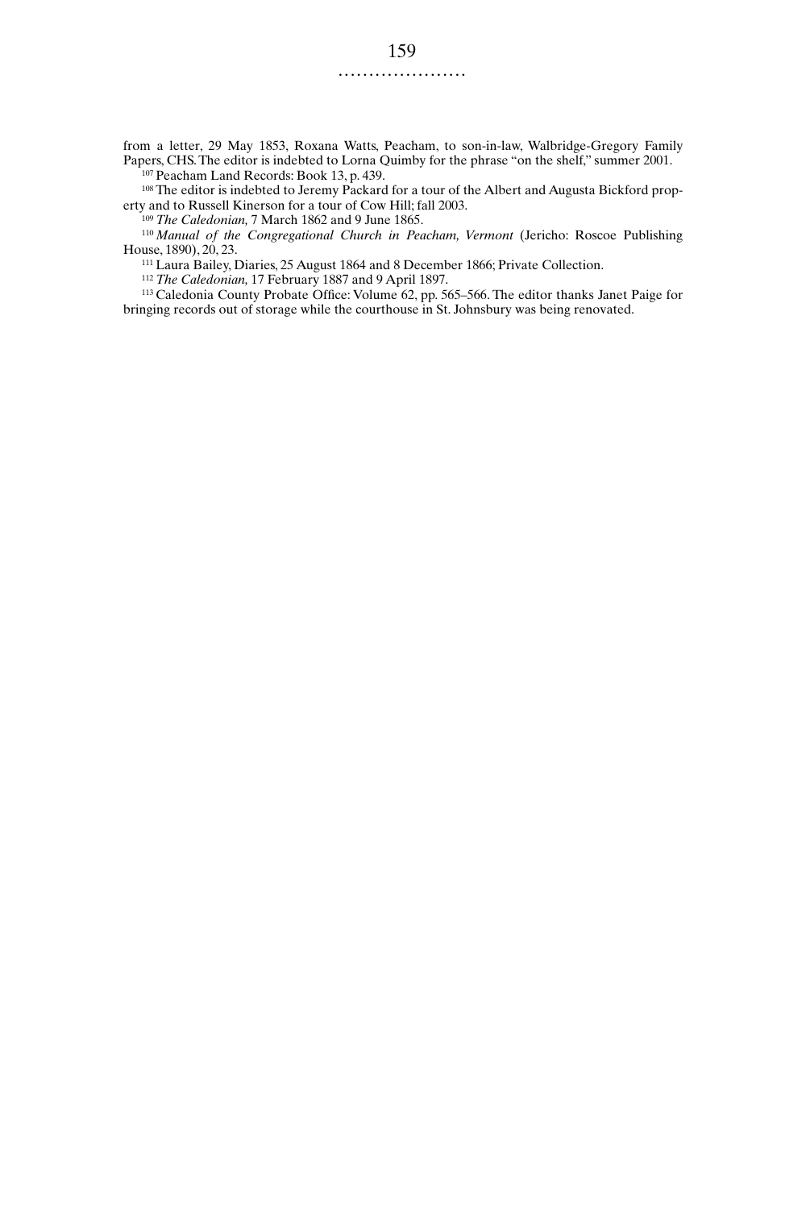from a letter, 29 May 1853, Roxana Watts, Peacham, to son-in-law, Walbridge-Gregory Family Papers, CHS. The editor is indebted to Lorna Quimby for the phrase "on the shelf," summer 2001.

[107] Peacham Land Records: Book 13, p. 439.

[108] The editor is indebted to Jeremy Packard for a tour of the Albert and Augusta Bickford property and to Russell Kinerson for a tour of Cow Hill; fall 2003.

[109] *The Caledonian,* 7 March 1862 and 9 June 1865.

[110] *Manual of the Congregational Church in Peacham, Vermont* (Jericho: Roscoe Publishing House, 1890), 20, 23.

[111] Laura Bailey, Diaries, 25 August 1864 and 8 December 1866; Private Collection.

[112] *The Caledonian,* 17 February 1887 and 9 April 1897.

[113] Caledonia County Probate Office: Volume 62, pp. 565–566. The editor thanks Janet Paige for bringing records out of storage while the courthouse in St. Johnsbury was being renovated.